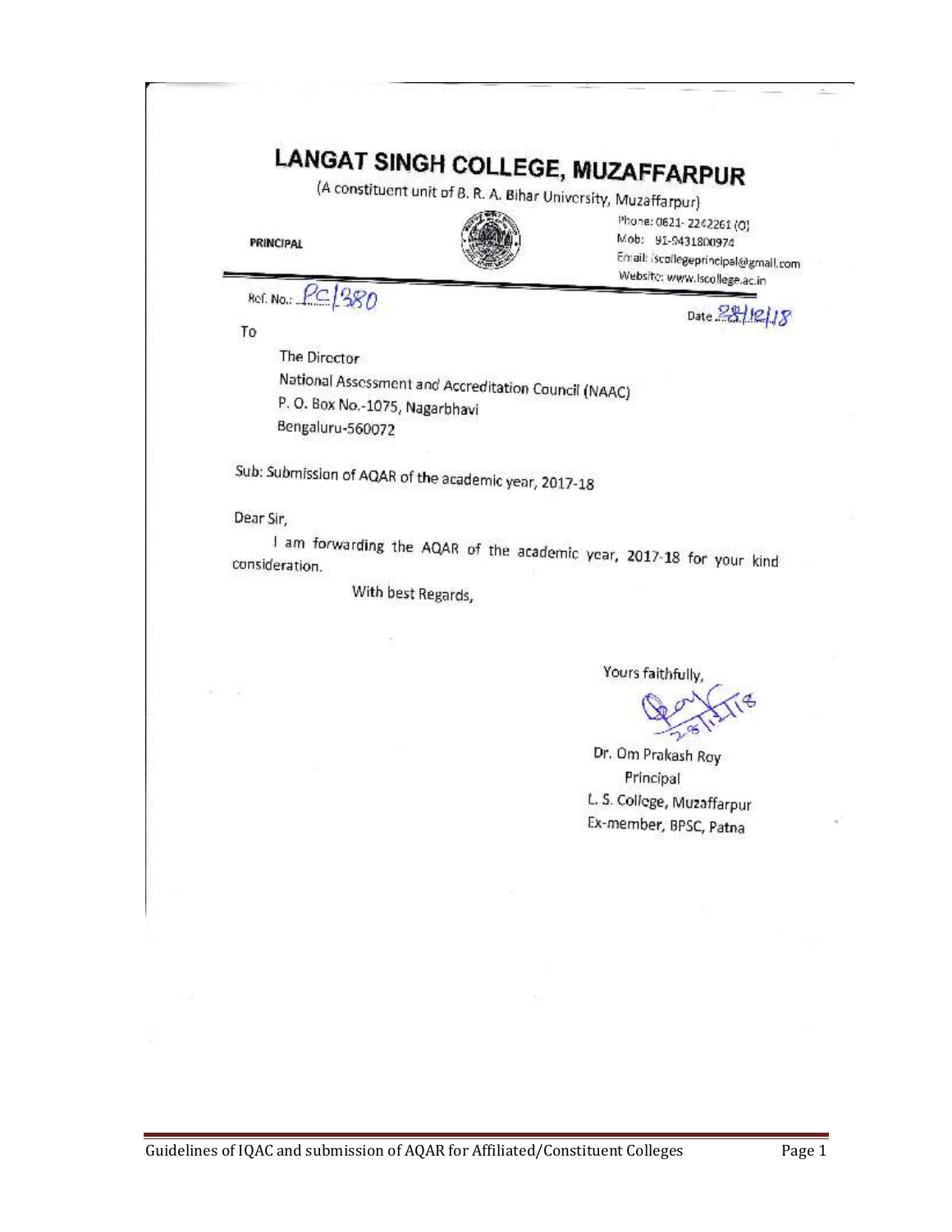# LANGAT SINGH COLLEGE, MUZAFFARPUR

(A constituent unit of B. R. A. Bihar University, Muzaffarpur)

**PRINCIPAL**

Phone: 0621- 2242261 (O)
Mob: 91-9431800974
Email: lscollegeprincipal@gmail.com
Website: www.lscollege.ac.in

Ref. No.: PC/380

Date 28/12/18

To

The Director
National Assessment and Accreditation Council (NAAC)
P. O. Box No.-1075, Nagarbhavi
Bengaluru-560072

Sub: Submission of AQAR of the academic year, 2017-18

Dear Sir,

I am forwarding the AQAR of the academic year, 2017-18 for your kind consideration.

With best Regards,

Yours faithfully,

28/12/18

Dr. Om Prakash Roy
Principal
L. S. College, Muzaffarpur
Ex-member, BPSC, Patna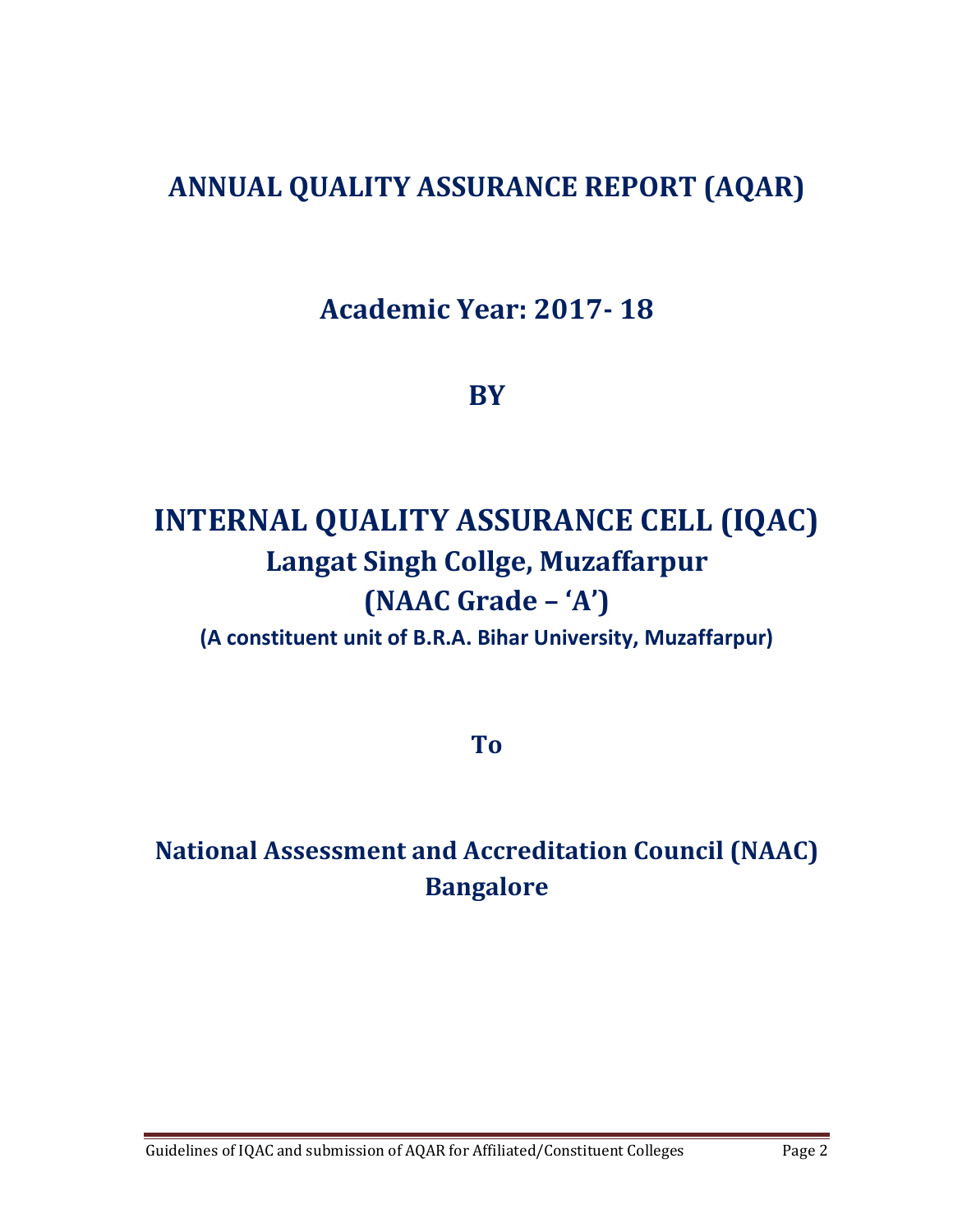# ANNUAL QUALITY ASSURANCE REPORT (AQAR)

## Academic Year: 2017- 18

## BY

# INTERNAL QUALITY ASSURANCE CELL (IQAC)

## Langat Singh Collge, Muzaffarpur

## (NAAC Grade – 'A')

**(A constituent unit of B.R.A. Bihar University, Muzaffarpur)**

## To

## National Assessment and Accreditation Council (NAAC) Bangalore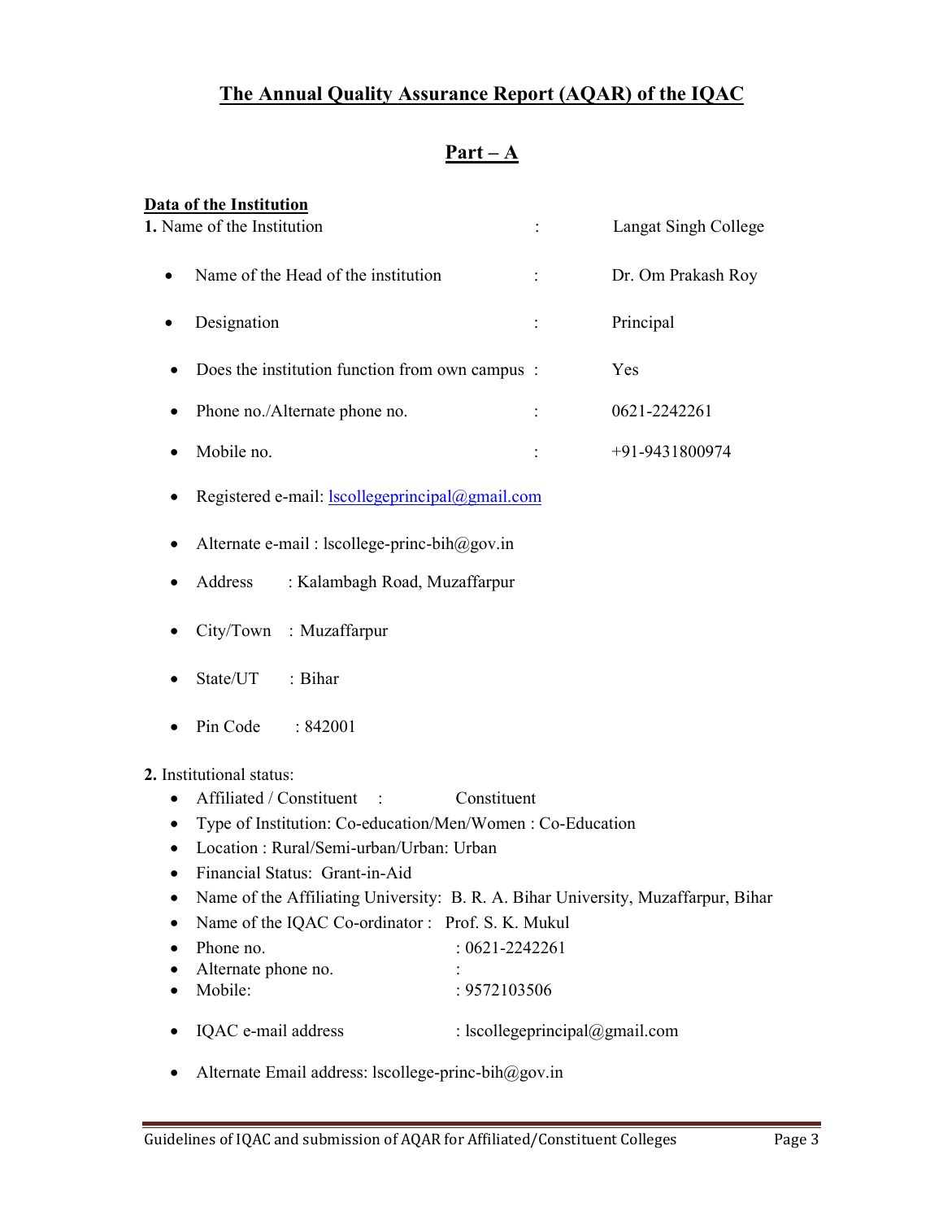# The Annual Quality Assurance Report (AQAR) of the IQAC

## Part – A

**Data of the Institution**

**1.** Name of the Institution : Langat Singh College

- Name of the Head of the institution : Dr. Om Prakash Roy
- Designation : Principal
- Does the institution function from own campus : Yes
- Phone no./Alternate phone no. : 0621-2242261
- Mobile no. : +91-9431800974
- Registered e-mail: lscollegeprincipal@gmail.com
- Alternate e-mail : lscollege-princ-bih@gov.in
- Address : Kalambagh Road, Muzaffarpur
- City/Town : Muzaffarpur
- State/UT : Bihar
- Pin Code : 842001

**2.** Institutional status:

- Affiliated / Constituent : Constituent
- Type of Institution: Co-education/Men/Women : Co-Education
- Location : Rural/Semi-urban/Urban: Urban
- Financial Status: Grant-in-Aid
- Name of the Affiliating University: B. R. A. Bihar University, Muzaffarpur, Bihar
- Name of the IQAC Co-ordinator : Prof. S. K. Mukul
- Phone no. : 0621-2242261
- Alternate phone no. :
- Mobile: : 9572103506
- IQAC e-mail address : lscollegeprincipal@gmail.com
- Alternate Email address: lscollege-princ-bih@gov.in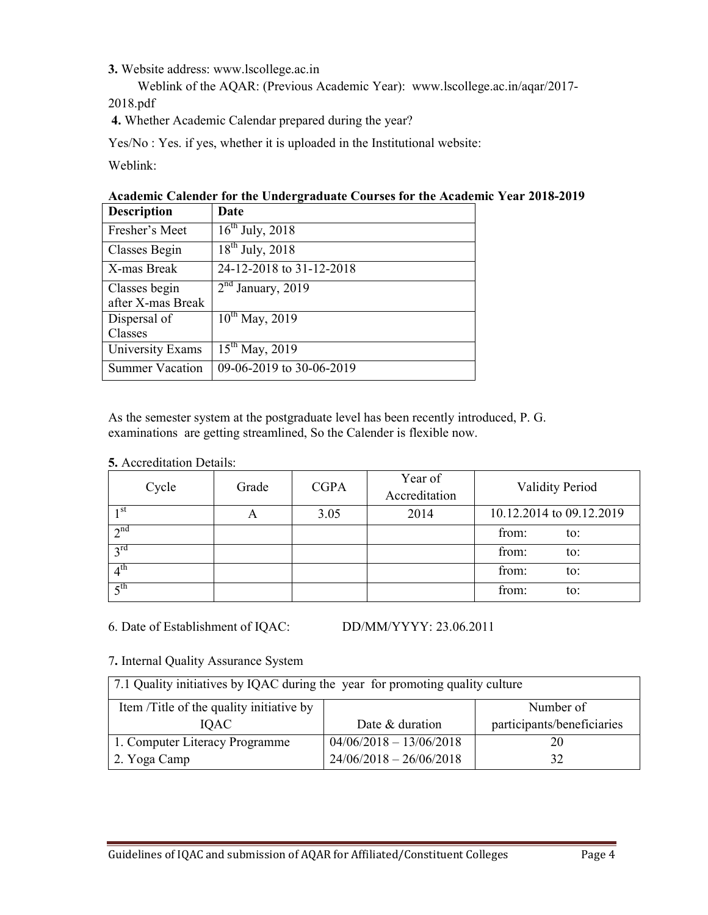**3.** Website address: www.lscollege.ac.in

Weblink of the AQAR: (Previous Academic Year): www.lscollege.ac.in/aqar/2017-2018.pdf

**4.** Whether Academic Calendar prepared during the year?

Yes/No : Yes. if yes, whether it is uploaded in the Institutional website:

Weblink:

**Academic Calender for the Undergraduate Courses for the Academic Year 2018-2019**

| **Description** | **Date** |
|---|---|
| Fresher's Meet | 16th July, 2018 |
| Classes Begin | 18th July, 2018 |
| X-mas Break | 24-12-2018 to 31-12-2018 |
| Classes begin after X-mas Break | 2nd January, 2019 |
| Dispersal of Classes | 10th May, 2019 |
| University Exams | 15th May, 2019 |
| Summer Vacation | 09-06-2019 to 30-06-2019 |

As the semester system at the postgraduate level has been recently introduced, P. G. examinations are getting streamlined, So the Calender is flexible now.

**5.** Accreditation Details:

| Cycle | Grade | CGPA | Year of Accreditation | Validity Period |
|---|---|---|---|---|
| 1st | A | 3.05 | 2014 | 10.12.2014 to 09.12.2019 |
| 2nd | | | | from: to: |
| 3rd | | | | from: to: |
| 4th | | | | from: to: |
| 5th | | | | from: to: |

6. Date of Establishment of IQAC: DD/MM/YYYY: 23.06.2011

7**.** Internal Quality Assurance System

| 7.1 Quality initiatives by IQAC during the year for promoting quality culture | | |
|---|---|---|
| Item /Title of the quality initiative by IQAC | Date & duration | Number of participants/beneficiaries |
| 1. Computer Literacy Programme | 04/06/2018 – 13/06/2018 | 20 |
| 2. Yoga Camp | 24/06/2018 – 26/06/2018 | 32 |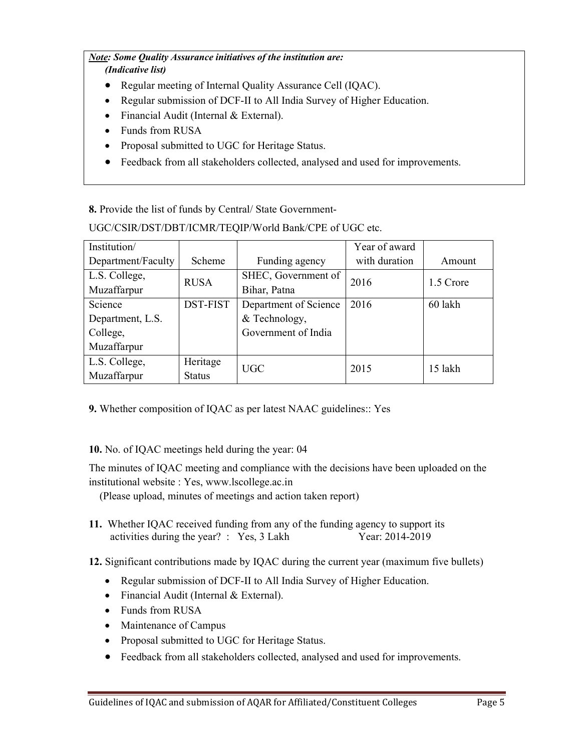***Note*: Some Quality Assurance initiatives of the institution are:**
***(Indicative list)***

- Regular meeting of Internal Quality Assurance Cell (IQAC).
- Regular submission of DCF-II to All India Survey of Higher Education.
- Financial Audit (Internal & External).
- Funds from RUSA
- Proposal submitted to UGC for Heritage Status.
- Feedback from all stakeholders collected, analysed and used for improvements.

**8.** Provide the list of funds by Central/ State Government-

UGC/CSIR/DST/DBT/ICMR/TEQIP/World Bank/CPE of UGC etc.

| Institution/ Department/Faculty | Scheme | Funding agency | Year of award with duration | Amount |
|---|---|---|---|---|
| L.S. College, Muzaffarpur | RUSA | SHEC, Government of Bihar, Patna | 2016 | 1.5 Crore |
| Science Department, L.S. College, Muzaffarpur | DST-FIST | Department of Science & Technology, Government of India | 2016 | 60 lakh |
| L.S. College, Muzaffarpur | Heritage Status | UGC | 2015 | 15 lakh |

**9.** Whether composition of IQAC as per latest NAAC guidelines:: Yes

**10.** No. of IQAC meetings held during the year: 04

The minutes of IQAC meeting and compliance with the decisions have been uploaded on the institutional website : Yes, www.lscollege.ac.in

(Please upload, minutes of meetings and action taken report)

**11.** Whether IQAC received funding from any of the funding agency to support its activities during the year? : Yes, 3 Lakh Year: 2014-2019

**12.** Significant contributions made by IQAC during the current year (maximum five bullets)

- Regular submission of DCF-II to All India Survey of Higher Education.
- Financial Audit (Internal & External).
- Funds from RUSA
- Maintenance of Campus
- Proposal submitted to UGC for Heritage Status.
- Feedback from all stakeholders collected, analysed and used for improvements.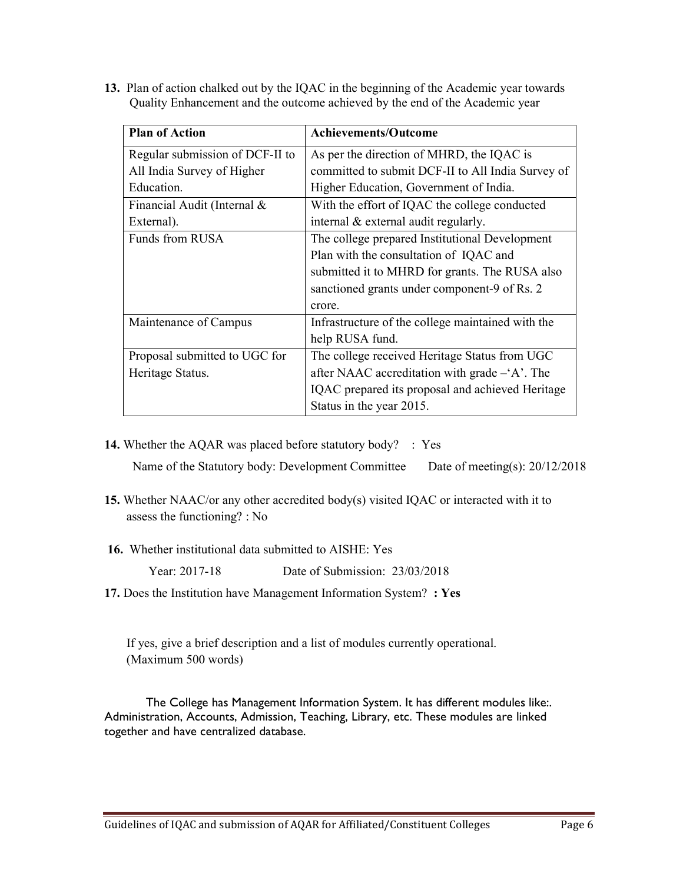**13.** Plan of action chalked out by the IQAC in the beginning of the Academic year towards Quality Enhancement and the outcome achieved by the end of the Academic year

| Plan of Action | Achievements/Outcome |
|---|---|
| Regular submission of DCF-II to All India Survey of Higher Education. | As per the direction of MHRD, the IQAC is committed to submit DCF-II to All India Survey of Higher Education, Government of India. |
| Financial Audit (Internal & External). | With the effort of IQAC the college conducted internal & external audit regularly. |
| Funds from RUSA | The college prepared Institutional Development Plan with the consultation of IQAC and submitted it to MHRD for grants. The RUSA also sanctioned grants under component-9 of Rs. 2 crore. |
| Maintenance of Campus | Infrastructure of the college maintained with the help RUSA fund. |
| Proposal submitted to UGC for Heritage Status. | The college received Heritage Status from UGC after NAAC accreditation with grade –'A'. The IQAC prepared its proposal and achieved Heritage Status in the year 2015. |

**14.** Whether the AQAR was placed before statutory body? : Yes

Name of the Statutory body: Development Committee Date of meeting(s): 20/12/2018

**15.** Whether NAAC/or any other accredited body(s) visited IQAC or interacted with it to assess the functioning? : No

**16.** Whether institutional data submitted to AISHE: Yes

Year: 2017-18 Date of Submission: 23/03/2018

**17.** Does the Institution have Management Information System? **: Yes**

If yes, give a brief description and a list of modules currently operational. (Maximum 500 words)

The College has Management Information System. It has different modules like:. Administration, Accounts, Admission, Teaching, Library, etc. These modules are linked together and have centralized database.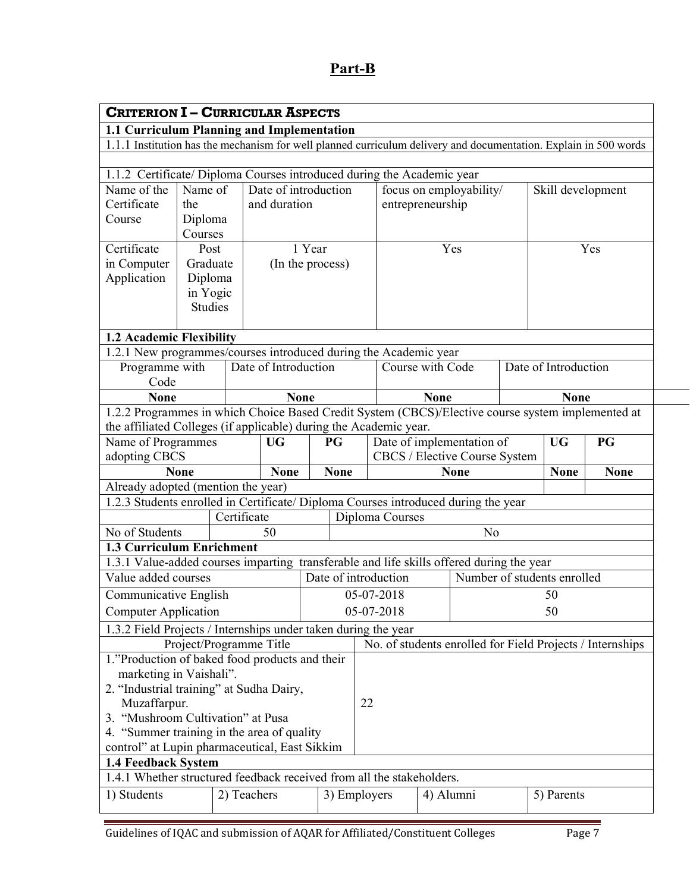# Part-B

## CRITERION I – CURRICULAR ASPECTS

### 1.1 Curriculum Planning and Implementation

1.1.1 Institution has the mechanism for well planned curriculum delivery and documentation. Explain in 500 words

1.1.2 Certificate/ Diploma Courses introduced during the Academic year

| Name of the Certificate Course | Name of the Diploma Courses | Date of introduction and duration | focus on employability/ entrepreneurship | Skill development |
|---|---|---|---|---|
| Certificate in Computer Application | Post Graduate Diploma in Yogic Studies | 1 Year (In the process) | Yes | Yes |

### 1.2 Academic Flexibility

1.2.1 New programmes/courses introduced during the Academic year

| Programme with Code | Date of Introduction | Course with Code | Date of Introduction |
|---|---|---|---|
| **None** | **None** | **None** | **None** |

1.2.2 Programmes in which Choice Based Credit System (CBCS)/Elective course system implemented at the affiliated Colleges (if applicable) during the Academic year.

| Name of Programmes adopting CBCS | UG | PG | Date of implementation of CBCS / Elective Course System | UG | PG |
|---|---|---|---|---|---|
| **None** | **None** | **None** | **None** | **None** | **None** |
| Already adopted (mention the year) | | | | | |

1.2.3 Students enrolled in Certificate/ Diploma Courses introduced during the year

| | Certificate | Diploma Courses |
|---|---|---|
| No of Students | 50 | No |

### 1.3 Curriculum Enrichment

1.3.1 Value-added courses imparting transferable and life skills offered during the year

| Value added courses | Date of introduction | Number of students enrolled |
|---|---|---|
| Communicative English | 05-07-2018 | 50 |
| Computer Application | 05-07-2018 | 50 |

1.3.2 Field Projects / Internships under taken during the year

| Project/Programme Title | No. of students enrolled for Field Projects / Internships |
|---|---|
| 1."Production of baked food products and their marketing in Vaishali".<br>2. "Industrial training" at Sudha Dairy, Muzaffarpur.<br>3. "Mushroom Cultivation" at Pusa<br>4. "Summer training in the area of quality control" at Lupin pharmaceutical, East Sikkim | 22 |

### 1.4 Feedback System

1.4.1 Whether structured feedback received from all the stakeholders.

| 1) Students | 2) Teachers | 3) Employers | 4) Alumni | 5) Parents |
|---|---|---|---|---|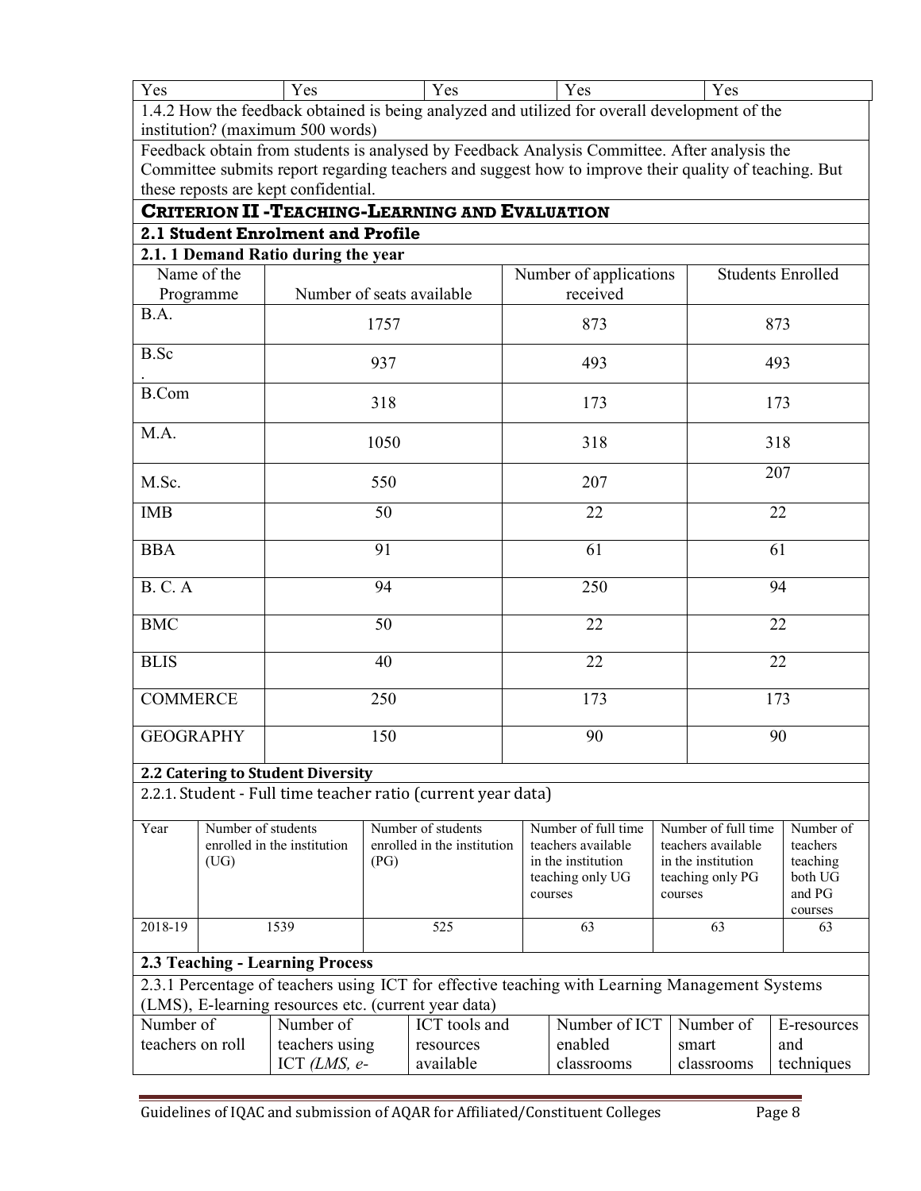| Yes | Yes | Yes | Yes | Yes |
|---|---|---|---|---|

1.4.2 How the feedback obtained is being analyzed and utilized for overall development of the institution? (maximum 500 words)

Feedback obtain from students is analysed by Feedback Analysis Committee. After analysis the Committee submits report regarding teachers and suggest how to improve their quality of teaching. But these reposts are kept confidential.

## CRITERION II -TEACHING-LEARNING AND EVALUATION

### 2.1 Student Enrolment and Profile

#### 2.1. 1 Demand Ratio during the year

| Name of the Programme | Number of seats available | Number of applications received | Students Enrolled |
|---|---|---|---|
| B.A. | 1757 | 873 | 873 |
| B.Sc . | 937 | 493 | 493 |
| B.Com | 318 | 173 | 173 |
| M.A. | 1050 | 318 | 318 |
| M.Sc. | 550 | 207 | 207 |
| IMB | 50 | 22 | 22 |
| BBA | 91 | 61 | 61 |
| B. C. A | 94 | 250 | 94 |
| BMC | 50 | 22 | 22 |
| BLIS | 40 | 22 | 22 |
| COMMERCE | 250 | 173 | 173 |
| GEOGRAPHY | 150 | 90 | 90 |

### 2.2 Catering to Student Diversity

2.2.1. Student - Full time teacher ratio (current year data)

| Year | Number of students enrolled in the institution (UG) | Number of students enrolled in the institution (PG) | Number of full time teachers available in the institution teaching only UG courses | Number of full time teachers available in the institution teaching only PG courses | Number of teachers teaching both UG and PG courses |
|---|---|---|---|---|---|
| 2018-19 | 1539 | 525 | 63 | 63 | 63 |

### 2.3 Teaching - Learning Process

2.3.1 Percentage of teachers using ICT for effective teaching with Learning Management Systems (LMS), E-learning resources etc. (current year data)

| Number of teachers on roll | Number of teachers using ICT *(LMS, e-* | ICT tools and resources available | Number of ICT enabled classrooms | Number of smart classrooms | E-resources and techniques |
|---|---|---|---|---|---|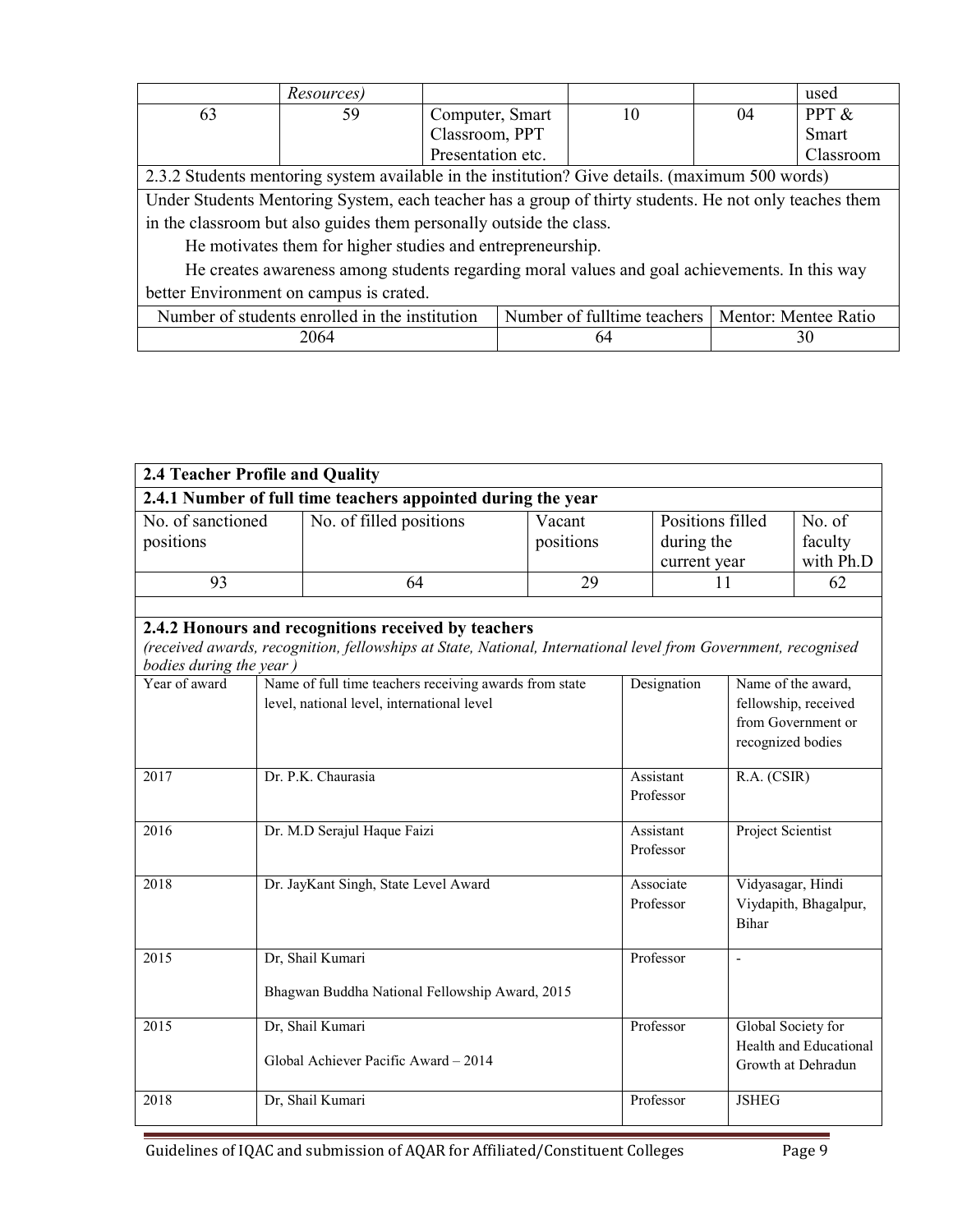| | Resources) | | | | used |
|---|---|---|---|---|---|
| 63 | 59 | Computer, Smart Classroom, PPT Presentation etc. | 10 | 04 | PPT & Smart Classroom |

| 2.3.2 Students mentoring system available in the institution? Give details. (maximum 500 words) | | |
|---|---|---|
| Under Students Mentoring System, each teacher has a group of thirty students. He not only teaches them in the classroom but also guides them personally outside the class. He motivates them for higher studies and entrepreneurship. He creates awareness among students regarding moral values and goal achievements. In this way better Environment on campus is crated. | | |
| Number of students enrolled in the institution | Number of fulltime teachers | Mentor: Mentee Ratio |
| 2064 | 64 | 30 |

| **2.4 Teacher Profile and Quality** | | | | |
|---|---|---|---|---|
| **2.4.1 Number of full time teachers appointed during the year** | | | | |
| No. of sanctioned positions | No. of filled positions | Vacant positions | Positions filled during the current year | No. of faculty with Ph.D |
| 93 | 64 | 29 | 11 | 62 |

**2.4.2 Honours and recognitions received by teachers**
*(received awards, recognition, fellowships at State, National, International level from Government, recognised bodies during the year )*

| Year of award | Name of full time teachers receiving awards from state level, national level, international level | Designation | Name of the award, fellowship, received from Government or recognized bodies |
|---|---|---|---|
| 2017 | Dr. P.K. Chaurasia | Assistant Professor | R.A. (CSIR) |
| 2016 | Dr. M.D Serajul Haque Faizi | Assistant Professor | Project Scientist |
| 2018 | Dr. JayKant Singh, State Level Award | Associate Professor | Vidyasagar, Hindi Viydapith, Bhagalpur, Bihar |
| 2015 | Dr, Shail Kumari<br>Bhagwan Buddha National Fellowship Award, 2015 | Professor | - |
| 2015 | Dr, Shail Kumari<br>Global Achiever Pacific Award – 2014 | Professor | Global Society for Health and Educational Growth at Dehradun |
| 2018 | Dr, Shail Kumari | Professor | JSHEG |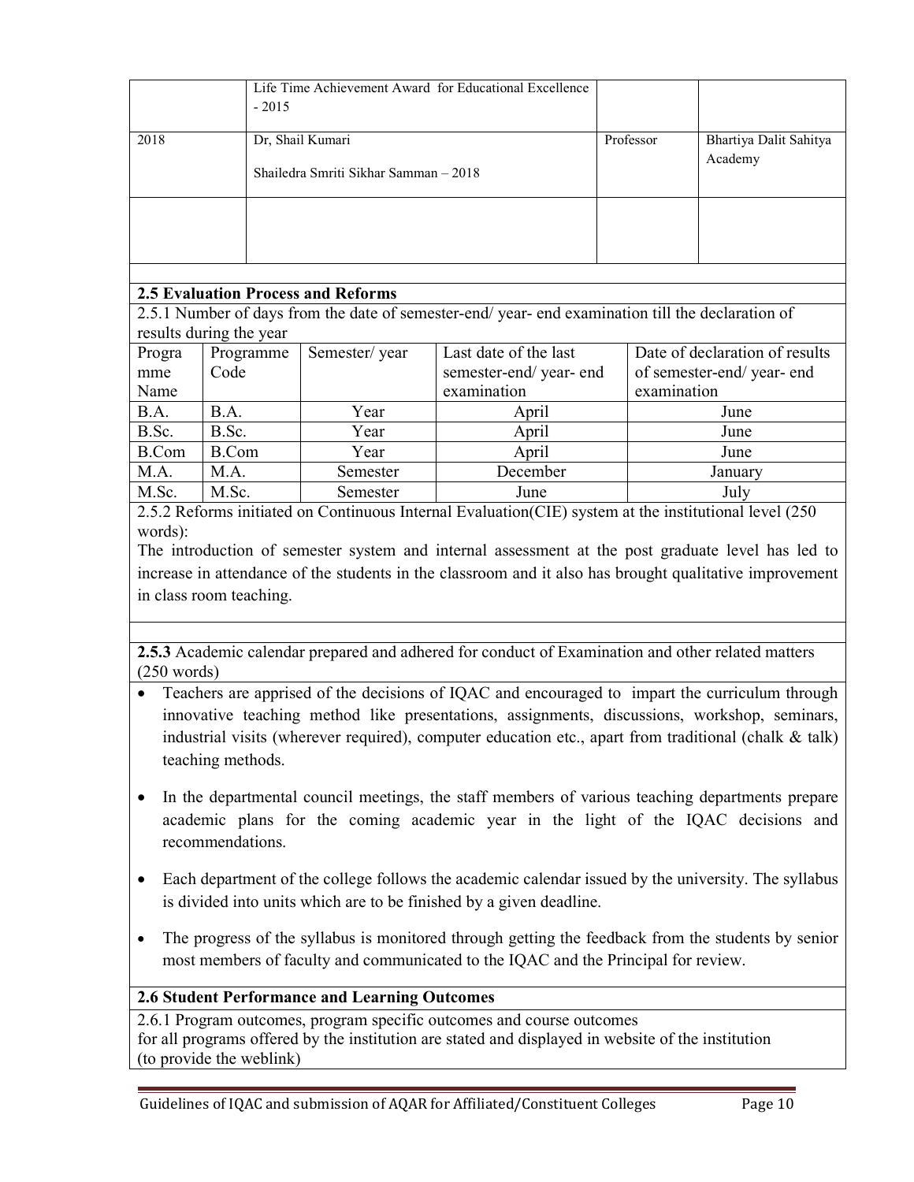| | | | |
|---|---|---|---|
| | Life Time Achievement Award for Educational Excellence - 2015 | | |
| 2018 | Dr, Shail Kumari<br><br>Shailedra Smriti Sikhar Samman – 2018 | Professor | Bhartiya Dalit Sahitya Academy |
| | | | |

## 2.5 Evaluation Process and Reforms

2.5.1 Number of days from the date of semester-end/ year- end examination till the declaration of results during the year

| Programme Name | Programme Code | Semester/ year | Last date of the last semester-end/ year- end examination | Date of declaration of results of semester-end/ year- end examination |
|---|---|---|---|---|
| B.A. | B.A. | Year | April | June |
| B.Sc. | B.Sc. | Year | April | June |
| B.Com | B.Com | Year | April | June |
| M.A. | M.A. | Semester | December | January |
| M.Sc. | M.Sc. | Semester | June | July |

2.5.2 Reforms initiated on Continuous Internal Evaluation(CIE) system at the institutional level (250 words):

The introduction of semester system and internal assessment at the post graduate level has led to increase in attendance of the students in the classroom and it also has brought qualitative improvement in class room teaching.

**2.5.3** Academic calendar prepared and adhered for conduct of Examination and other related matters (250 words)

- Teachers are apprised of the decisions of IQAC and encouraged to impart the curriculum through innovative teaching method like presentations, assignments, discussions, workshop, seminars, industrial visits (wherever required), computer education etc., apart from traditional (chalk & talk) teaching methods.
- In the departmental council meetings, the staff members of various teaching departments prepare academic plans for the coming academic year in the light of the IQAC decisions and recommendations.
- Each department of the college follows the academic calendar issued by the university. The syllabus is divided into units which are to be finished by a given deadline.
- The progress of the syllabus is monitored through getting the feedback from the students by senior most members of faculty and communicated to the IQAC and the Principal for review.

## 2.6 Student Performance and Learning Outcomes

2.6.1 Program outcomes, program specific outcomes and course outcomes for all programs offered by the institution are stated and displayed in website of the institution (to provide the weblink)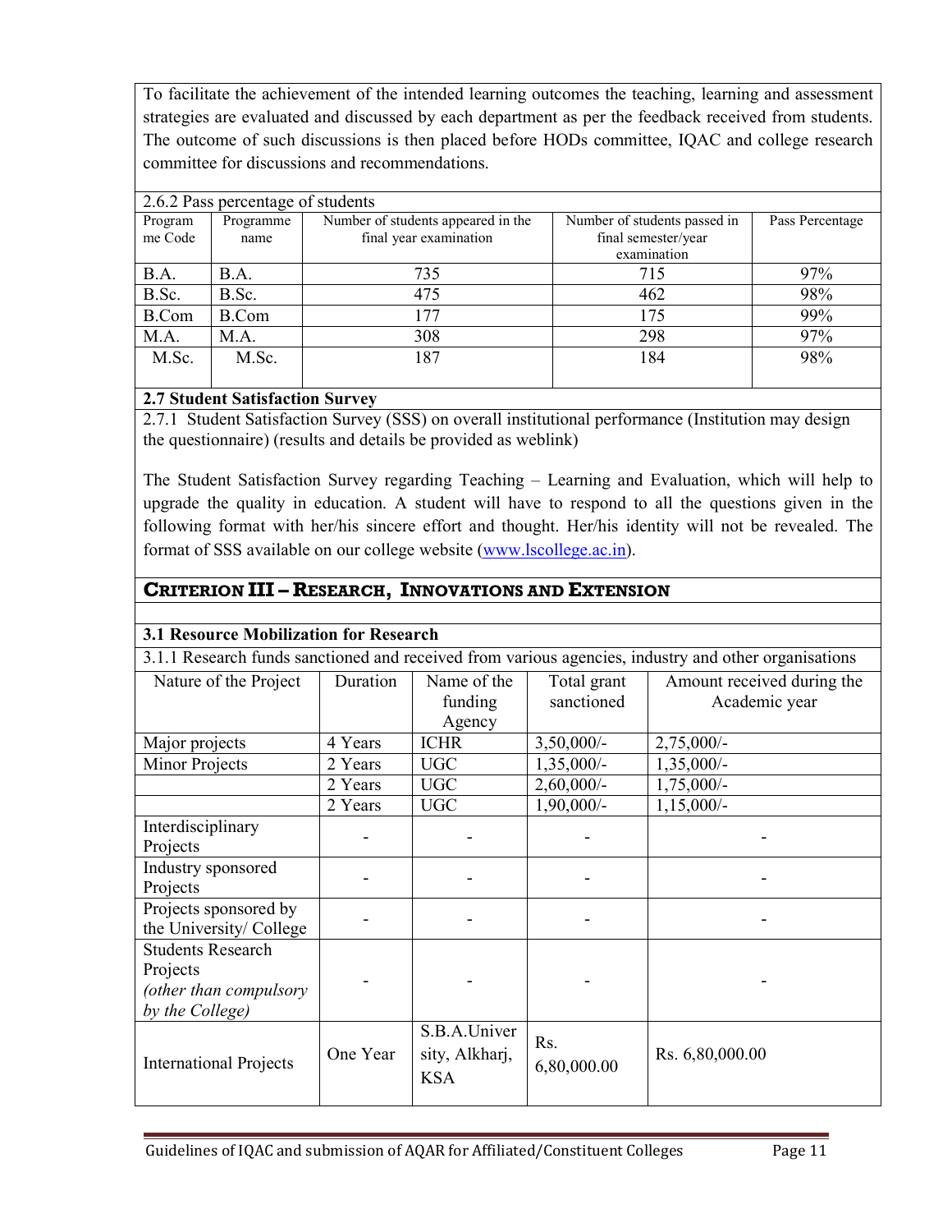To facilitate the achievement of the intended learning outcomes the teaching, learning and assessment strategies are evaluated and discussed by each department as per the feedback received from students. The outcome of such discussions is then placed before HODs committee, IQAC and college research committee for discussions and recommendations.

2.6.2 Pass percentage of students

| Programme Code | Programme name | Number of students appeared in the final year examination | Number of students passed in final semester/year examination | Pass Percentage |
|---|---|---|---|---|
| B.A. | B.A. | 735 | 715 | 97% |
| B.Sc. | B.Sc. | 475 | 462 | 98% |
| B.Com | B.Com | 177 | 175 | 99% |
| M.A. | M.A. | 308 | 298 | 97% |
| M.Sc. | M.Sc. | 187 | 184 | 98% |

**2.7 Student Satisfaction Survey**

2.7.1 Student Satisfaction Survey (SSS) on overall institutional performance (Institution may design the questionnaire) (results and details be provided as weblink)

The Student Satisfaction Survey regarding Teaching – Learning and Evaluation, which will help to upgrade the quality in education. A student will have to respond to all the questions given in the following format with her/his sincere effort and thought. Her/his identity will not be revealed. The format of SSS available on our college website (www.lscollege.ac.in).

## CRITERION III – RESEARCH, INNOVATIONS AND EXTENSION

**3.1 Resource Mobilization for Research**

3.1.1 Research funds sanctioned and received from various agencies, industry and other organisations

| Nature of the Project | Duration | Name of the funding Agency | Total grant sanctioned | Amount received during the Academic year |
|---|---|---|---|---|
| Major projects | 4 Years | ICHR | 3,50,000/- | 2,75,000/- |
| Minor Projects | 2 Years | UGC | 1,35,000/- | 1,35,000/- |
| | 2 Years | UGC | 2,60,000/- | 1,75,000/- |
| | 2 Years | UGC | 1,90,000/- | 1,15,000/- |
| Interdisciplinary Projects | - | - | - | - |
| Industry sponsored Projects | - | - | - | - |
| Projects sponsored by the University/ College | - | - | - | - |
| Students Research Projects *(other than compulsory by the College)* | - | - | - | - |
| International Projects | One Year | S.B.A.University, Alkharj, KSA | Rs. 6,80,000.00 | Rs. 6,80,000.00 |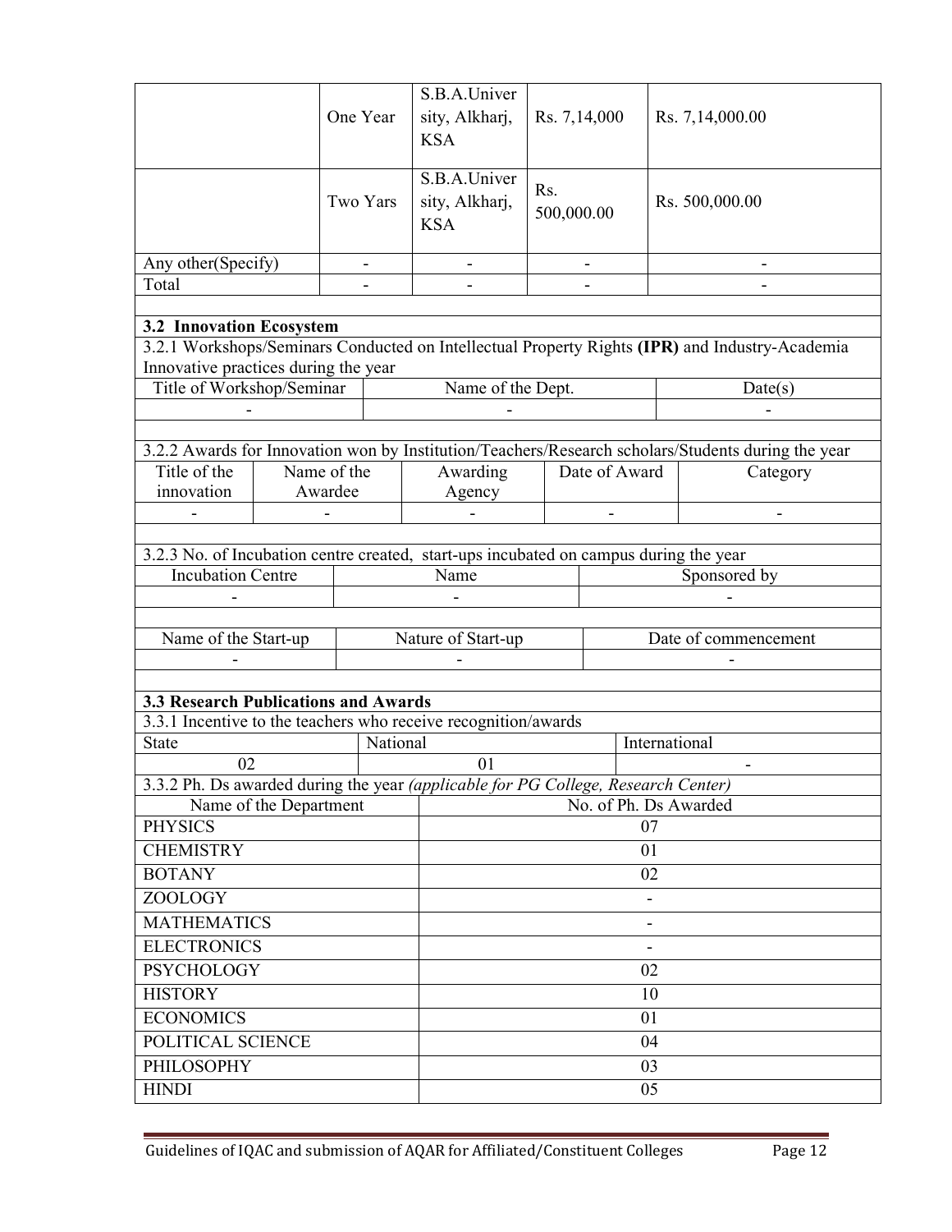| | One Year | S.B.A.University, Alkharj, KSA | Rs. 7,14,000 | Rs. 7,14,000.00 |
|---|---|---|---|---|
| | Two Yars | S.B.A.University, Alkharj, KSA | Rs. 500,000.00 | Rs. 500,000.00 |
| Any other(Specify) | - | - | - | - |
| Total | - | - | - | - |

### 3.2 Innovation Ecosystem

3.2.1 Workshops/Seminars Conducted on Intellectual Property Rights **(IPR)** and Industry-Academia Innovative practices during the year

| Title of Workshop/Seminar | Name of the Dept. | Date(s) |
|---|---|---|
| - | - | - |

3.2.2 Awards for Innovation won by Institution/Teachers/Research scholars/Students during the year

| Title of the innovation | Name of the Awardee | Awarding Agency | Date of Award | Category |
|---|---|---|---|---|
| - | - | - | - | - |

3.2.3 No. of Incubation centre created, start-ups incubated on campus during the year

| Incubation Centre | Name | Sponsored by |
|---|---|---|
| - | - | - |

| Name of the Start-up | Nature of Start-up | Date of commencement |
|---|---|---|
| - | - | - |

### 3.3 Research Publications and Awards

3.3.1 Incentive to the teachers who receive recognition/awards

| State | National | International |
|---|---|---|
| 02 | 01 | - |

3.3.2 Ph. Ds awarded during the year *(applicable for PG College, Research Center)*

| Name of the Department | No. of Ph. Ds Awarded |
|---|---|
| PHYSICS | 07 |
| CHEMISTRY | 01 |
| BOTANY | 02 |
| ZOOLOGY | - |
| MATHEMATICS | - |
| ELECTRONICS | - |
| PSYCHOLOGY | 02 |
| HISTORY | 10 |
| ECONOMICS | 01 |
| POLITICAL SCIENCE | 04 |
| PHILOSOPHY | 03 |
| HINDI | 05 |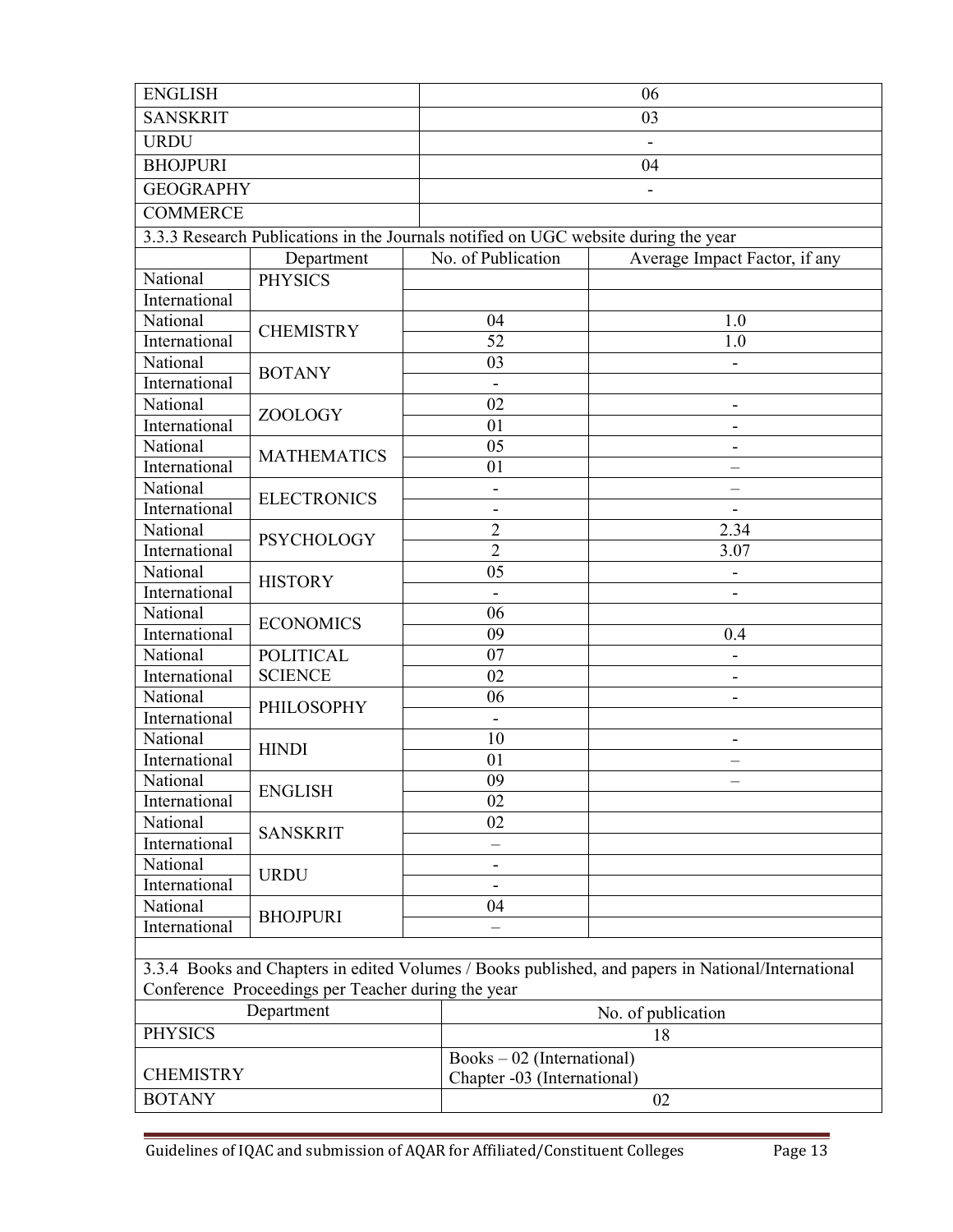| ENGLISH | 06 |
|---|---|
| SANSKRIT | 03 |
| URDU | - |
| BHOJPURI | 04 |
| GEOGRAPHY | - |
| COMMERCE | |

3.3.3 Research Publications in the Journals notified on UGC website during the year

| | Department | No. of Publication | Average Impact Factor, if any |
|---|---|---|---|
| National | PHYSICS | | |
| International | | | |
| National | CHEMISTRY | 04 | 1.0 |
| International | | 52 | 1.0 |
| National | BOTANY | 03 | - |
| International | | - | |
| National | ZOOLOGY | 02 | - |
| International | | 01 | - |
| National | MATHEMATICS | 05 | - |
| International | | 01 | – |
| National | ELECTRONICS | - | – |
| International | | - | - |
| National | PSYCHOLOGY | 2 | 2.34 |
| International | | 2 | 3.07 |
| National | HISTORY | 05 | - |
| International | | - | - |
| National | ECONOMICS | 06 | |
| International | | 09 | 0.4 |
| National | POLITICAL SCIENCE | 07 | - |
| International | | 02 | - |
| National | PHILOSOPHY | 06 | - |
| International | | - | |
| National | HINDI | 10 | - |
| International | | 01 | – |
| National | ENGLISH | 09 | – |
| International | | 02 | |
| National | SANSKRIT | 02 | |
| International | | – | |
| National | URDU | - | |
| International | | - | |
| National | BHOJPURI | 04 | |
| International | | – | |

3.3.4 Books and Chapters in edited Volumes / Books published, and papers in National/International Conference Proceedings per Teacher during the year

| Department | No. of publication |
|---|---|
| PHYSICS | 18 |
| CHEMISTRY | Books – 02 (International)<br>Chapter -03 (International) |
| BOTANY | 02 |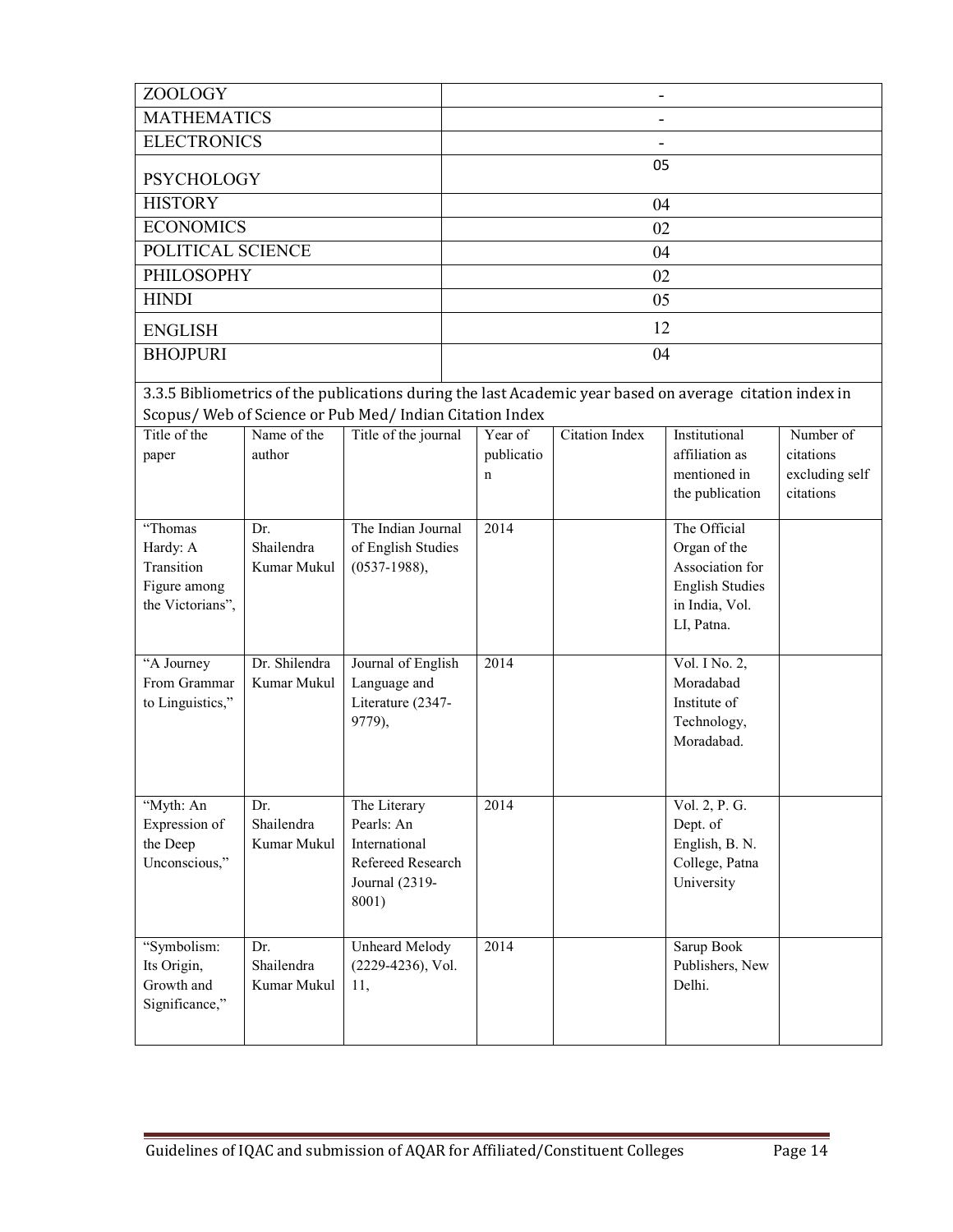| | |
|---|---|
| ZOOLOGY | - |
| MATHEMATICS | - |
| ELECTRONICS | - |
| PSYCHOLOGY | 05 |
| HISTORY | 04 |
| ECONOMICS | 02 |
| POLITICAL SCIENCE | 04 |
| PHILOSOPHY | 02 |
| HINDI | 05 |
| ENGLISH | 12 |
| BHOJPURI | 04 |

3.3.5 Bibliometrics of the publications during the last Academic year based on average citation index in Scopus/ Web of Science or Pub Med/ Indian Citation Index

| Title of the paper | Name of the author | Title of the journal | Year of publication | Citation Index | Institutional affiliation as mentioned in the publication | Number of citations excluding self citations |
|---|---|---|---|---|---|---|
| "Thomas Hardy: A Transition Figure among the Victorians", | Dr. Shailendra Kumar Mukul | The Indian Journal of English Studies (0537-1988), | 2014 | | The Official Organ of the Association for English Studies in India, Vol. LI, Patna. | |
| "A Journey From Grammar to Linguistics," | Dr. Shilendra Kumar Mukul | Journal of English Language and Literature (2347-9779), | 2014 | | Vol. I No. 2, Moradabad Institute of Technology, Moradabad. | |
| "Myth: An Expression of the Deep Unconscious," | Dr. Shailendra Kumar Mukul | The Literary Pearls: An International Refereed Research Journal (2319-8001) | 2014 | | Vol. 2, P. G. Dept. of English, B. N. College, Patna University | |
| "Symbolism: Its Origin, Growth and Significance," | Dr. Shailendra Kumar Mukul | Unheard Melody (2229-4236), Vol. 11, | 2014 | | Sarup Book Publishers, New Delhi. | |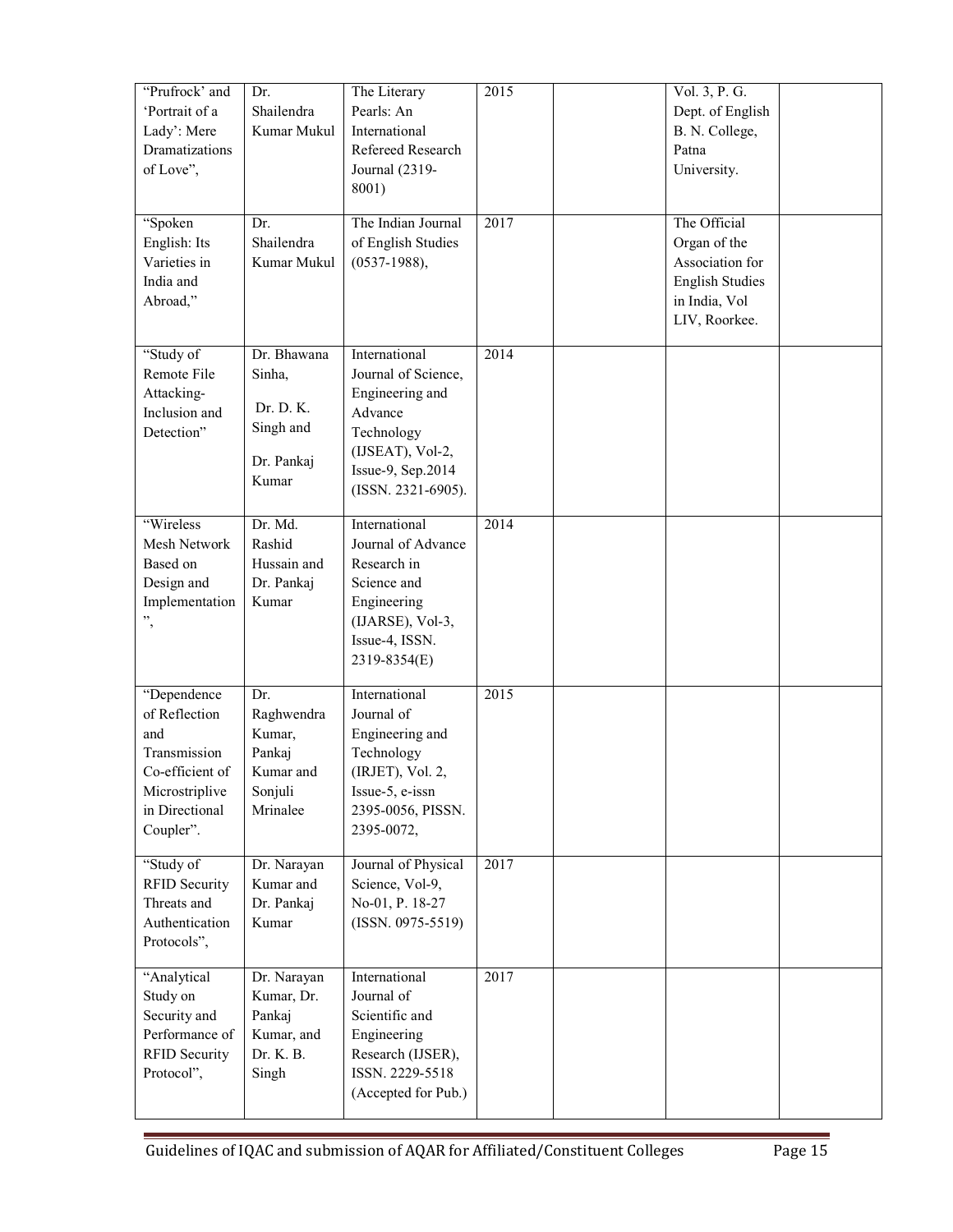| | | | | | | |
|---|---|---|---|---|---|---|
| "Prufrock' and 'Portrait of a Lady': Mere Dramatizations of Love", | Dr. Shailendra Kumar Mukul | The Literary Pearls: An International Refereed Research Journal (2319-8001) | 2015 | | Vol. 3, P. G. Dept. of English B. N. College, Patna University. | |
| "Spoken English: Its Varieties in India and Abroad," | Dr. Shailendra Kumar Mukul | The Indian Journal of English Studies (0537-1988), | 2017 | | The Official Organ of the Association for English Studies in India, Vol LIV, Roorkee. | |
| "Study of Remote File Attacking-Inclusion and Detection" | Dr. Bhawana Sinha, Dr. D. K. Singh and Dr. Pankaj Kumar | International Journal of Science, Engineering and Advance Technology (IJSEAT), Vol-2, Issue-9, Sep.2014 (ISSN. 2321-6905). | 2014 | | | |
| "Wireless Mesh Network Based on Design and Implementation", | Dr. Md. Rashid Hussain and Dr. Pankaj Kumar | International Journal of Advance Research in Science and Engineering (IJARSE), Vol-3, Issue-4, ISSN. 2319-8354(E) | 2014 | | | |
| "Dependence of Reflection and Transmission Co-efficient of Microstriplive in Directional Coupler". | Dr. Raghwendra Kumar, Pankaj Kumar and Sonjuli Mrinalee | International Journal of Engineering and Technology (IRJET), Vol. 2, Issue-5, e-issn 2395-0056, PISSN. 2395-0072, | 2015 | | | |
| "Study of RFID Security Threats and Authentication Protocols", | Dr. Narayan Kumar and Dr. Pankaj Kumar | Journal of Physical Science, Vol-9, No-01, P. 18-27 (ISSN. 0975-5519) | 2017 | | | |
| "Analytical Study on Security and Performance of RFID Security Protocol", | Dr. Narayan Kumar, Dr. Pankaj Kumar, and Dr. K. B. Singh | International Journal of Scientific and Engineering Research (IJSER), ISSN. 2229-5518 (Accepted for Pub.) | 2017 | | | |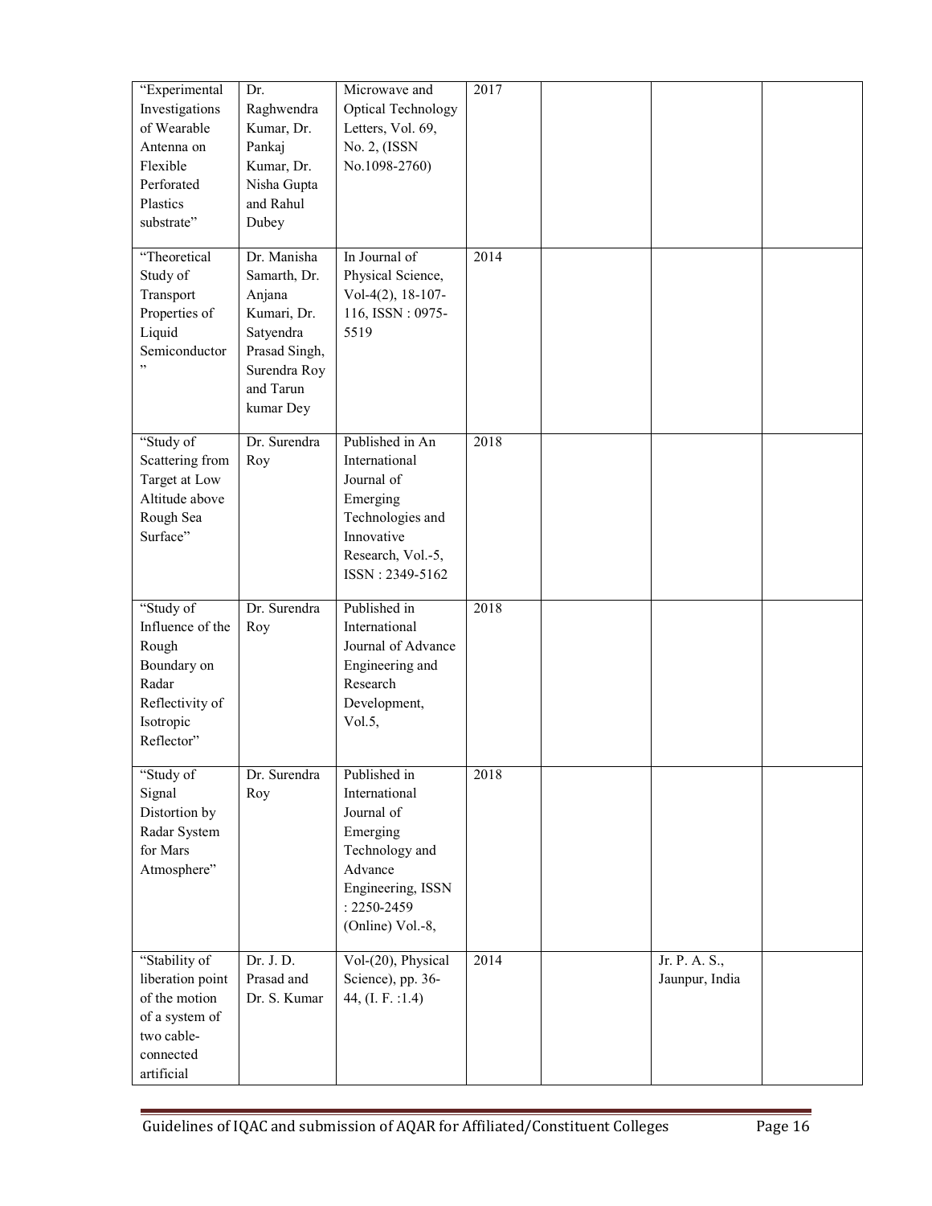| | | | | | | |
|---|---|---|---|---|---|---|
| "Experimental Investigations of Wearable Antenna on Flexible Perforated Plastics substrate" | Dr. Raghwendra Kumar, Dr. Pankaj Kumar, Dr. Nisha Gupta and Rahul Dubey | Microwave and Optical Technology Letters, Vol. 69, No. 2, (ISSN No.1098-2760) | 2017 | | | |
| "Theoretical Study of Transport Properties of Liquid Semiconductor " | Dr. Manisha Samarth, Dr. Anjana Kumari, Dr. Satyendra Prasad Singh, Surendra Roy and Tarun kumar Dey | In Journal of Physical Science, Vol-4(2), 18-107-116, ISSN : 0975-5519 | 2014 | | | |
| "Study of Scattering from Target at Low Altitude above Rough Sea Surface" | Dr. Surendra Roy | Published in An International Journal of Emerging Technologies and Innovative Research, Vol.-5, ISSN : 2349-5162 | 2018 | | | |
| "Study of Influence of the Rough Boundary on Radar Reflectivity of Isotropic Reflector" | Dr. Surendra Roy | Published in International Journal of Advance Engineering and Research Development, Vol.5, | 2018 | | | |
| "Study of Signal Distortion by Radar System for Mars Atmosphere" | Dr. Surendra Roy | Published in International Journal of Emerging Technology and Advance Engineering, ISSN : 2250-2459 (Online) Vol.-8, | 2018 | | | |
| "Stability of liberation point of the motion of a system of two cable-connected artificial | Dr. J. D. Prasad and Dr. S. Kumar | Vol-(20), Physical Science), pp. 36-44, (I. F. :1.4) | 2014 | | Jr. P. A. S., Jaunpur, India | |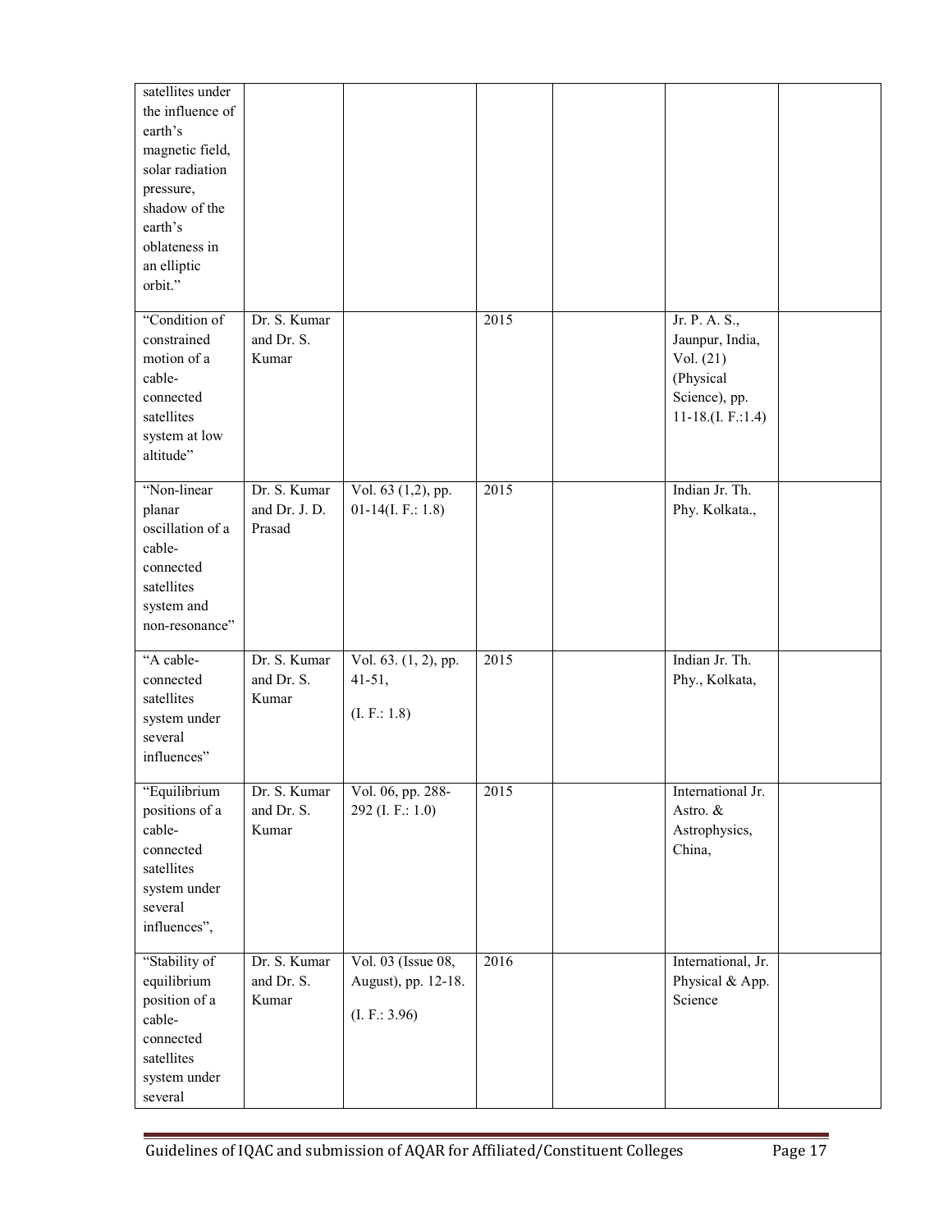| | | | | | | |
|---|---|---|---|---|---|---|
| satellites under the influence of earth's magnetic field, solar radiation pressure, shadow of the earth's oblateness in an elliptic orbit." | | | | | | |
| "Condition of constrained motion of a cable-connected satellites system at low altitude" | Dr. S. Kumar and Dr. S. Kumar | | 2015 | | Jr. P. A. S., Jaunpur, India, Vol. (21) (Physical Science), pp. 11-18.(I. F.:1.4) | |
| "Non-linear planar oscillation of a cable-connected satellites system and non-resonance" | Dr. S. Kumar and Dr. J. D. Prasad | Vol. 63 (1,2), pp. 01-14(I. F.: 1.8) | 2015 | | Indian Jr. Th. Phy. Kolkata., | |
| "A cable-connected satellites system under several influences" | Dr. S. Kumar and Dr. S. Kumar | Vol. 63. (1, 2), pp. 41-51, (I. F.: 1.8) | 2015 | | Indian Jr. Th. Phy., Kolkata, | |
| "Equilibrium positions of a cable-connected satellites system under several influences", | Dr. S. Kumar and Dr. S. Kumar | Vol. 06, pp. 288-292 (I. F.: 1.0) | 2015 | | International Jr. Astro. & Astrophysics, China, | |
| "Stability of equilibrium position of a cable-connected satellites system under several | Dr. S. Kumar and Dr. S. Kumar | Vol. 03 (Issue 08, August), pp. 12-18. (I. F.: 3.96) | 2016 | | International, Jr. Physical & App. Science | |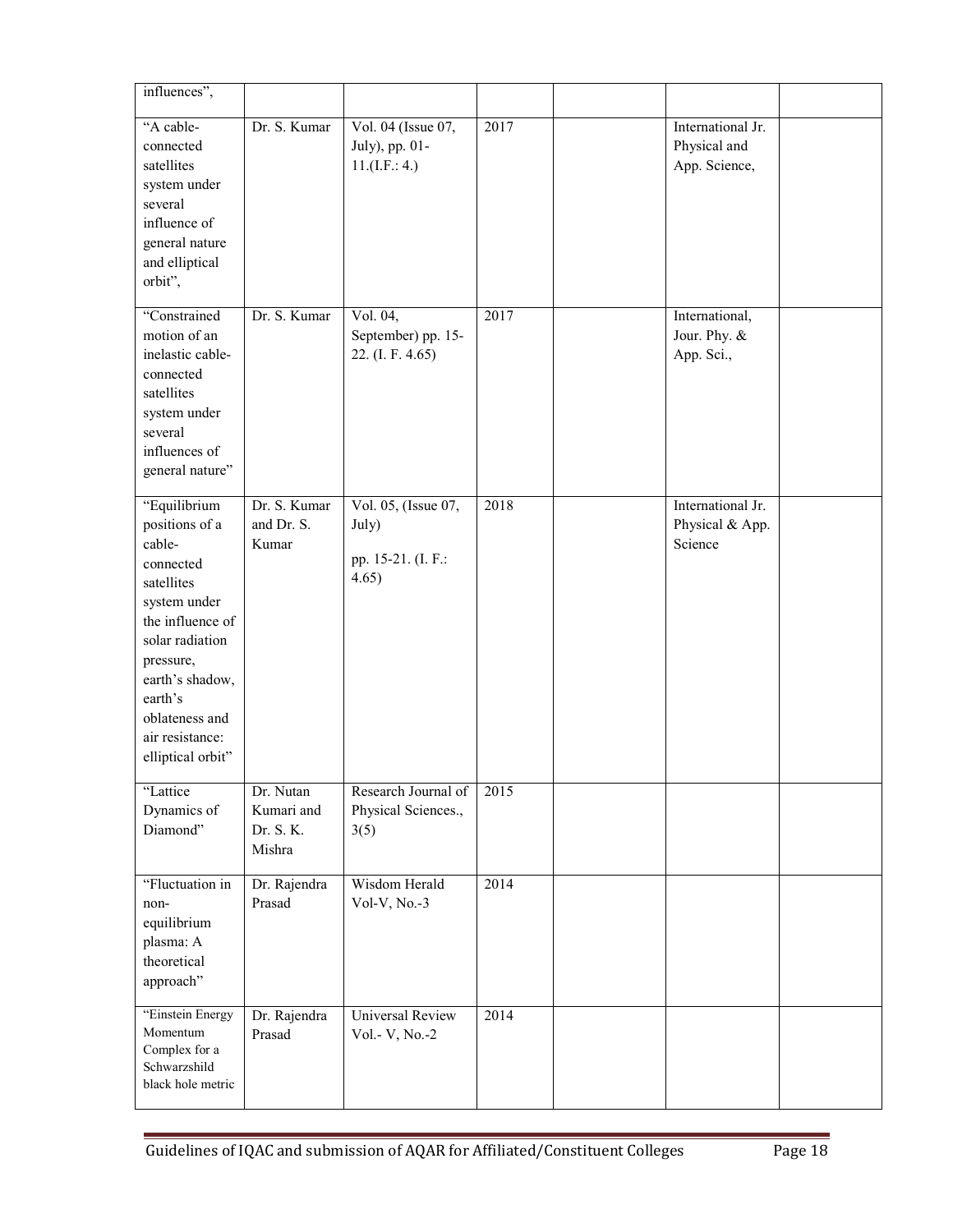| | | | | | | |
|---|---|---|---|---|---|---|
| influences”, | | | | | | |
| “A cable-connected satellites system under several influence of general nature and elliptical orbit”, | Dr. S. Kumar | Vol. 04 (Issue 07, July), pp. 01-11.(I.F.: 4.) | 2017 | | International Jr. Physical and App. Science, | |
| “Constrained motion of an inelastic cable-connected satellites system under several influences of general nature” | Dr. S. Kumar | Vol. 04, September) pp. 15-22. (I. F. 4.65) | 2017 | | International, Jour. Phy. & App. Sci., | |
| “Equilibrium positions of a cable-connected satellites system under the influence of solar radiation pressure, earth’s shadow, earth’s oblateness and air resistance: elliptical orbit” | Dr. S. Kumar and Dr. S. Kumar | Vol. 05, (Issue 07, July) pp. 15-21. (I. F.: 4.65) | 2018 | | International Jr. Physical & App. Science | |
| “Lattice Dynamics of Diamond” | Dr. Nutan Kumari and Dr. S. K. Mishra | Research Journal of Physical Sciences., 3(5) | 2015 | | | |
| “Fluctuation in non-equilibrium plasma: A theoretical approach” | Dr. Rajendra Prasad | Wisdom Herald Vol-V, No.-3 | 2014 | | | |
| “Einstein Energy Momentum Complex for a Schwarzshild black hole metric | Dr. Rajendra Prasad | Universal Review Vol.- V, No.-2 | 2014 | | | |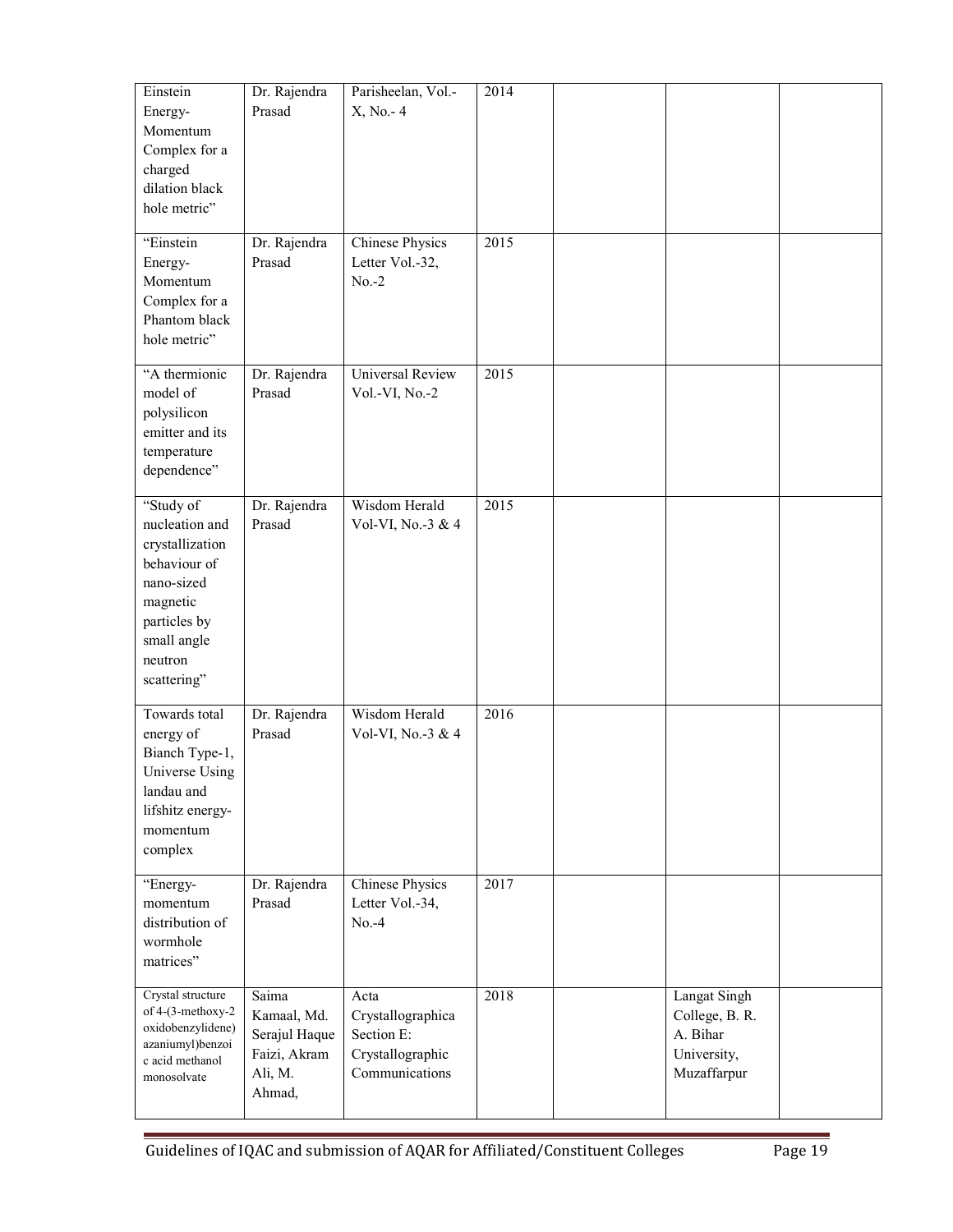| | | | | | | |
|---|---|---|---|---|---|---|
| Einstein Energy-Momentum Complex for a charged dilation black hole metric” | Dr. Rajendra Prasad | Parisheelan, Vol.-X, No.- 4 | 2014 | | | |
| “Einstein Energy-Momentum Complex for a Phantom black hole metric” | Dr. Rajendra Prasad | Chinese Physics Letter Vol.-32, No.-2 | 2015 | | | |
| “A thermionic model of polysilicon emitter and its temperature dependence” | Dr. Rajendra Prasad | Universal Review Vol.-VI, No.-2 | 2015 | | | |
| “Study of nucleation and crystallization behaviour of nano-sized magnetic particles by small angle neutron scattering” | Dr. Rajendra Prasad | Wisdom Herald Vol-VI, No.-3 & 4 | 2015 | | | |
| Towards total energy of Bianch Type-1, Universe Using landau and lifshitz energy-momentum complex | Dr. Rajendra Prasad | Wisdom Herald Vol-VI, No.-3 & 4 | 2016 | | | |
| “Energy-momentum distribution of wormhole matrices” | Dr. Rajendra Prasad | Chinese Physics Letter Vol.-34, No.-4 | 2017 | | | |
| Crystal structure of 4-(3-methoxy-2 oxidobenzylidene) azaniumyl)benzoic acid methanol monosolvate | Saima Kamaal, Md. Serajul Haque Faizi, Akram Ali, M. Ahmad, | Acta Crystallographica Section E: Crystallographic Communications | 2018 | | Langat Singh College, B. R. A. Bihar University, Muzaffarpur | |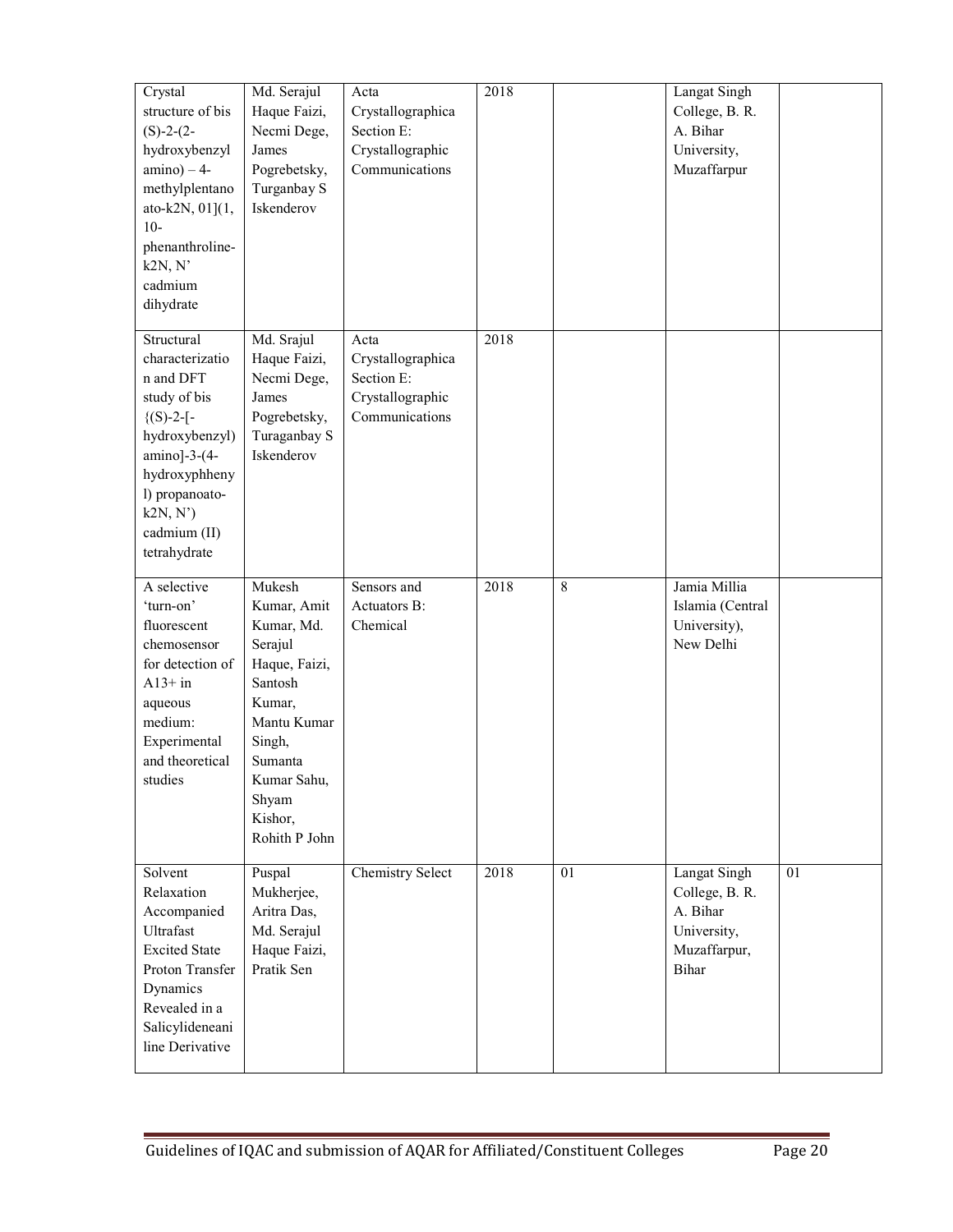| | | | | | | |
|---|---|---|---|---|---|---|
| Crystal structure of bis (S)-2-(2-hydroxybenzyl amino) – 4-methylplentanoato-k2N, 01](1, 10-phenanthroline-k2N, N' cadmium dihydrate | Md. Serajul Haque Faizi, Necmi Dege, James Pogrebetsky, Turganbay S Iskenderov | Acta Crystallographica Section E: Crystallographic Communications | 2018 | | Langat Singh College, B. R. A. Bihar University, Muzaffarpur | |
| Structural characterization and DFT study of bis {(S)-2-[-hydroxybenzyl) amino]-3-(4-hydroxyphheny l) propanoato-k2N, N') cadmium (II) tetrahydrate | Md. Srajul Haque Faizi, Necmi Dege, James Pogrebetsky, Turaganbay S Iskenderov | Acta Crystallographica Section E: Crystallographic Communications | 2018 | | | |
| A selective 'turn-on' fluorescent chemosensor for detection of A13+ in aqueous medium: Experimental and theoretical studies | Mukesh Kumar, Amit Kumar, Md. Serajul Haque, Faizi, Santosh Kumar, Mantu Kumar Singh, Sumanta Kumar Sahu, Shyam Kishor, Rohith P John | Sensors and Actuators B: Chemical | 2018 | 8 | Jamia Millia Islamia (Central University), New Delhi | |
| Solvent Relaxation Accompanied Ultrafast Excited State Proton Transfer Dynamics Revealed in a Salicylideneaniline Derivative | Puspal Mukherjee, Aritra Das, Md. Serajul Haque Faizi, Pratik Sen | Chemistry Select | 2018 | 01 | Langat Singh College, B. R. A. Bihar University, Muzaffarpur, Bihar | 01 |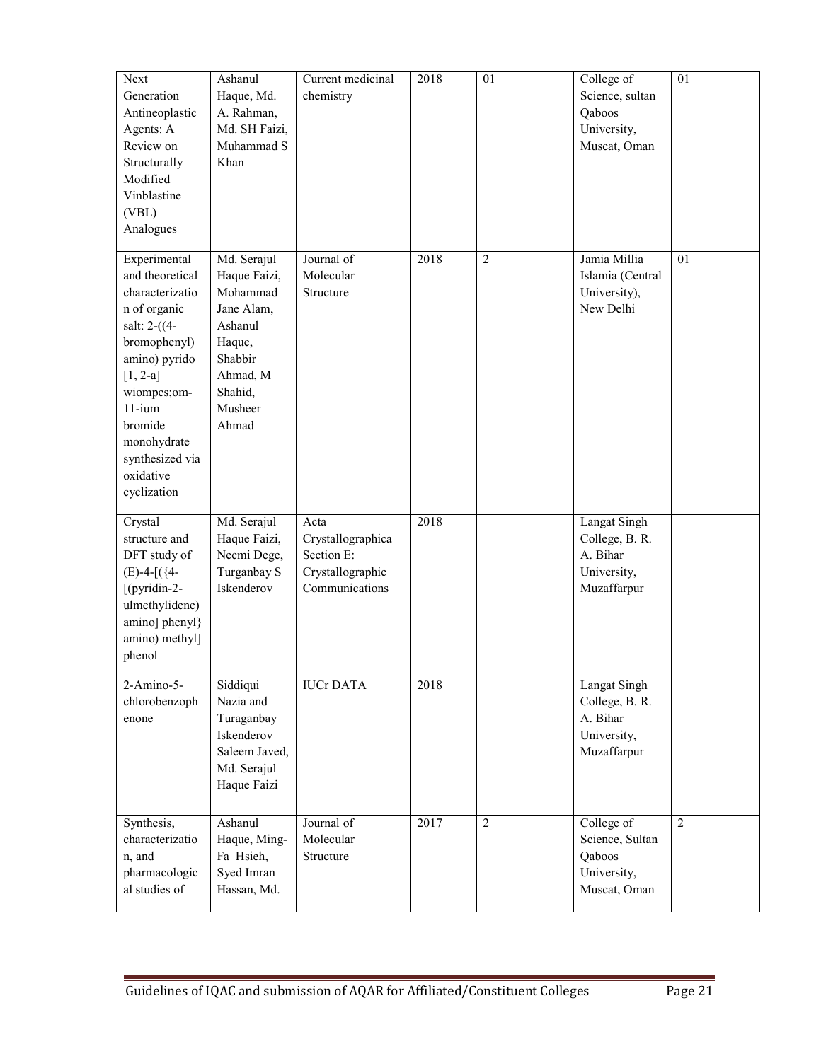| | | | | | | |
|---|---|---|---|---|---|---|
| Next Generation Antineoplastic Agents: A Review on Structurally Modified Vinblastine (VBL) Analogues | Ashanul Haque, Md. A. Rahman, Md. SH Faizi, Muhammad S Khan | Current medicinal chemistry | 2018 | 01 | College of Science, sultan Qaboos University, Muscat, Oman | 01 |
| Experimental and theoretical characterization of organic salt: 2-((4-bromophenyl) amino) pyrido [1, 2-a] wiompcs;om-11-ium bromide monohydrate synthesized via oxidative cyclization | Md. Serajul Haque Faizi, Mohammad Jane Alam, Ashanul Haque, Shabbir Ahmad, M Shahid, Musheer Ahmad | Journal of Molecular Structure | 2018 | 2 | Jamia Millia Islamia (Central University), New Delhi | 01 |
| Crystal structure and DFT study of (E)-4-[({4-[(pyridin-2-ulmethylidene) amino] phenyl} amino) methyl] phenol | Md. Serajul Haque Faizi, Necmi Dege, Turganbay S Iskenderov | Acta Crystallographica Section E: Crystallographic Communications | 2018 | | Langat Singh College, B. R. A. Bihar University, Muzaffarpur | |
| 2-Amino-5-chlorobenzophenone | Siddiqui Nazia and Turaganbay Iskenderov Saleem Javed, Md. Serajul Haque Faizi | IUCr DATA | 2018 | | Langat Singh College, B. R. A. Bihar University, Muzaffarpur | |
| Synthesis, characterization, and pharmacological studies of | Ashanul Haque, Ming-Fa Hsieh, Syed Imran Hassan, Md. | Journal of Molecular Structure | 2017 | 2 | College of Science, Sultan Qaboos University, Muscat, Oman | 2 |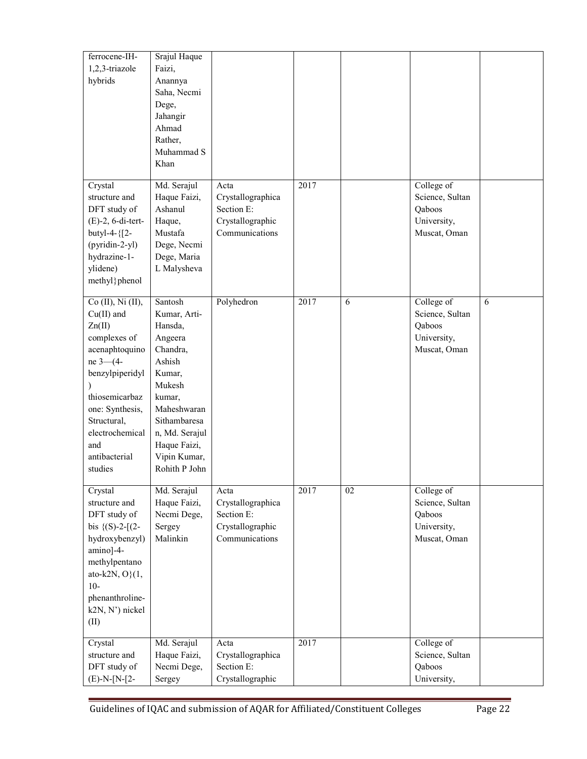| | | | | | | |
|---|---|---|---|---|---|---|
| ferrocene-IH-1,2,3-triazole hybrids | Srajul Haque Faizi, Anannya Saha, Necmi Dege, Jahangir Ahmad Rather, Muhammad S Khan | | | | | |
| Crystal structure and DFT study of (E)-2, 6-di-tert-butyl-4-{[2-(pyridin-2-yl) hydrazine-1-ylidene) methyl}phenol | Md. Serajul Haque Faizi, Ashanul Haque, Mustafa Dege, Necmi Dege, Maria L Malysheva | Acta Crystallographica Section E: Crystallographic Communications | 2017 | | College of Science, Sultan Qaboos University, Muscat, Oman | |
| Co (II), Ni (II), Cu(II) and Zn(II) complexes of acenaphtoquinone 3—(4-benzylpiperidyl) thiosemicarbazone: Synthesis, Structural, electrochemical and antibacterial studies | Santosh Kumar, Arti-Hansda, Angeera Chandra, Ashish Kumar, Mukesh kumar, Maheshwaran Sithambaresan, Md. Serajul Haque Faizi, Vipin Kumar, Rohith P John | Polyhedron | 2017 | 6 | College of Science, Sultan Qaboos University, Muscat, Oman | 6 |
| Crystal structure and DFT study of bis {(S)-2-[(2-hydroxybenzyl) amino]-4-methylpentanoato-k2N, O}(1, 10-phenanthroline-k2N, N') nickel (II) | Md. Serajul Haque Faizi, Necmi Dege, Sergey Malinkin | Acta Crystallographica Section E: Crystallographic Communications | 2017 | 02 | College of Science, Sultan Qaboos University, Muscat, Oman | |
| Crystal structure and DFT study of (E)-N-[N-[2- | Md. Serajul Haque Faizi, Necmi Dege, Sergey | Acta Crystallographica Section E: Crystallographic | 2017 | | College of Science, Sultan Qaboos University, | |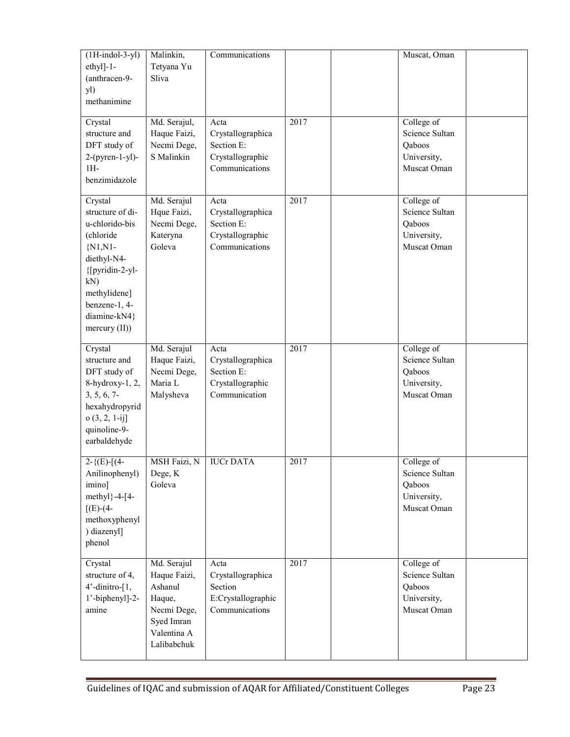| (1H-indol-3-yl) ethyl]-1-(anthracen-9-yl) methanimine | Malinkin, Tetyana Yu Sliva | Communications | | | Muscat, Oman | |
|---|---|---|---|---|---|---|
| Crystal structure and DFT study of 2-(pyren-1-yl)-1H-benzimidazole | Md. Serajul, Haque Faizi, Necmi Dege, S Malinkin | Acta Crystallographica Section E: Crystallographic Communications | 2017 | | College of Science Sultan Qaboos University, Muscat Oman | |
| Crystal structure of di-u-chlorido-bis (chloride {N1,N1-diethyl-N4-{[pyridin-2-yl-kN) methylidene] benzene-1, 4-diamine-kN4} mercury (II)) | Md. Serajul Hque Faizi, Necmi Dege, Kateryna Goleva | Acta Crystallographica Section E: Crystallographic Communications | 2017 | | College of Science Sultan Qaboos University, Muscat Oman | |
| Crystal structure and DFT study of 8-hydroxy-1, 2, 3, 5, 6, 7-hexahydropyrido (3, 2, 1-ij] quinoline-9-earbaldehyde | Md. Serajul Haque Faizi, Necmi Dege, Maria L Malysheva | Acta Crystallographica Section E: Crystallographic Communication | 2017 | | College of Science Sultan Qaboos University, Muscat Oman | |
| 2-{(E)-[(4-Anilinophenyl) imino] methyl}-4-[4-[(E)-(4-methoxyphenyl ) diazenyl] phenol | MSH Faizi, N Dege, K Goleva | IUCr DATA | 2017 | | College of Science Sultan Qaboos University, Muscat Oman | |
| Crystal structure of 4, 4'-dinitro-[1, 1'-biphenyl]-2-amine | Md. Serajul Haque Faizi, Ashanul Haque, Necmi Dege, Syed Imran Valentina A Lalibabchuk | Acta Crystallographica Section E:Crystallographic Communications | 2017 | | College of Science Sultan Qaboos University, Muscat Oman | |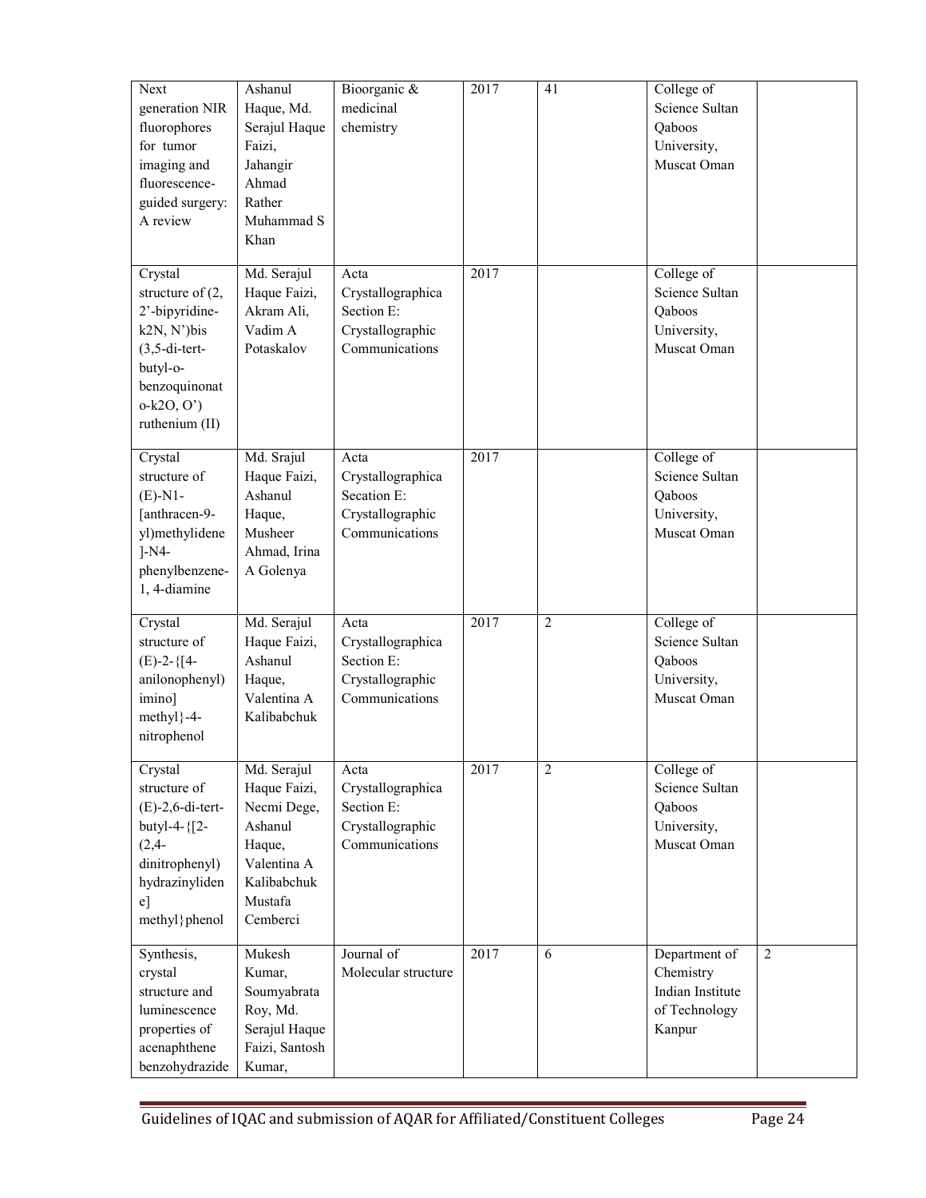| Next generation NIR fluorophores for tumor imaging and fluorescence-guided surgery: A review | Ashanul Haque, Md. Serajul Haque Faizi, Jahangir Ahmad Rather Muhammad S Khan | Bioorganic & medicinal chemistry | 2017 | 41 | College of Science Sultan Qaboos University, Muscat Oman | |
|---|---|---|---|---|---|---|
| Crystal structure of (2, 2'-bipyridine-k2N, N')bis (3,5-di-tert-butyl-o-benzoquinonato-k2O, O') ruthenium (II) | Md. Serajul Haque Faizi, Akram Ali, Vadim A Potaskalov | Acta Crystallographica Section E: Crystallographic Communications | 2017 | | College of Science Sultan Qaboos University, Muscat Oman | |
| Crystal structure of (E)-N1-[anthracen-9-yl)methylidene]-N4-phenylbenzene-1, 4-diamine | Md. Srajul Haque Faizi, Ashanul Haque, Musheer Ahmad, Irina A Golenya | Acta Crystallographica Secation E: Crystallographic Communications | 2017 | | College of Science Sultan Qaboos University, Muscat Oman | |
| Crystal structure of (E)-2-{[4-anilonophenyl) imino] methyl}-4-nitrophenol | Md. Serajul Haque Faizi, Ashanul Haque, Valentina A Kalibabchuk | Acta Crystallographica Section E: Crystallographic Communications | 2017 | 2 | College of Science Sultan Qaboos University, Muscat Oman | |
| Crystal structure of (E)-2,6-di-tert-butyl-4-{[2-(2,4-dinitrophenyl) hydrazinylidene] methyl}phenol | Md. Serajul Haque Faizi, Necmi Dege, Ashanul Haque, Valentina A Kalibabchuk Mustafa Cemberci | Acta Crystallographica Section E: Crystallographic Communications | 2017 | 2 | College of Science Sultan Qaboos University, Muscat Oman | |
| Synthesis, crystal structure and luminescence properties of acenaphthene benzohydrazide | Mukesh Kumar, Soumyabrata Roy, Md. Serajul Haque Faizi, Santosh Kumar, | Journal of Molecular structure | 2017 | 6 | Department of Chemistry Indian Institute of Technology Kanpur | 2 |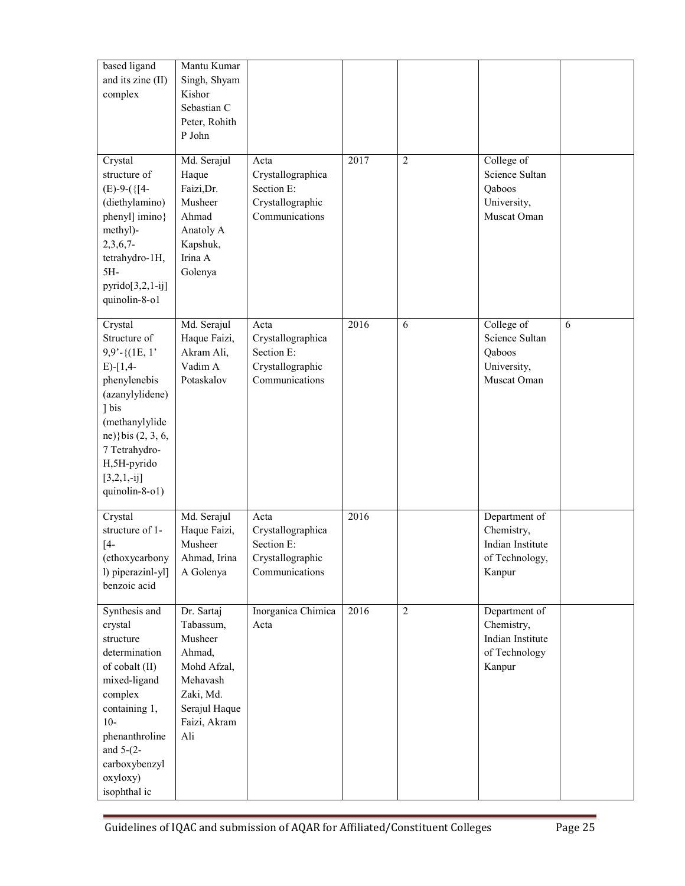| | | | | | | |
|---|---|---|---|---|---|---|
| based ligand and its zinc (II) complex | Mantu Kumar Singh, Shyam Kishor Sebastian C Peter, Rohith P John | | | | | |
| Crystal structure of (E)-9-({[4-(diethylamino) phenyl] imino} methyl)-2,3,6,7-tetrahydro-1H, 5H-pyrido[3,2,1-ij] quinolin-8-o1 | Md. Serajul Haque Faizi,Dr. Musheer Ahmad Anatoly A Kapshuk, Irina A Golenya | Acta Crystallographica Section E: Crystallographic Communications | 2017 | 2 | College of Science Sultan Qaboos University, Muscat Oman | |
| Crystal Structure of 9,9'-{(1E, 1' E)-[1,4-phenylenebis (azanylylidene) ] bis (methanylylidene)}bis (2, 3, 6, 7 Tetrahydro-H,5H-pyrido [3,2,1,-ij] quinolin-8-o1) | Md. Serajul Haque Faizi, Akram Ali, Vadim A Potaskalov | Acta Crystallographica Section E: Crystallographic Communications | 2016 | 6 | College of Science Sultan Qaboos University, Muscat Oman | 6 |
| Crystal structure of 1-[4-(ethoxycarbonyl) piperazinl-yl] benzoic acid | Md. Serajul Haque Faizi, Musheer Ahmad, Irina A Golenya | Acta Crystallographica Section E: Crystallographic Communications | 2016 | | Department of Chemistry, Indian Institute of Technology, Kanpur | |
| Synthesis and crystal structure determination of cobalt (II) mixed-ligand complex containing 1, 10-phenanthroline and 5-(2-carboxybenzyl oxyloxy) isophthal ic | Dr. Sartaj Tabassum, Musheer Ahmad, Mohd Afzal, Mehavash Zaki, Md. Serajul Haque Faizi, Akram Ali | Inorganica Chimica Acta | 2016 | 2 | Department of Chemistry, Indian Institute of Technology Kanpur | |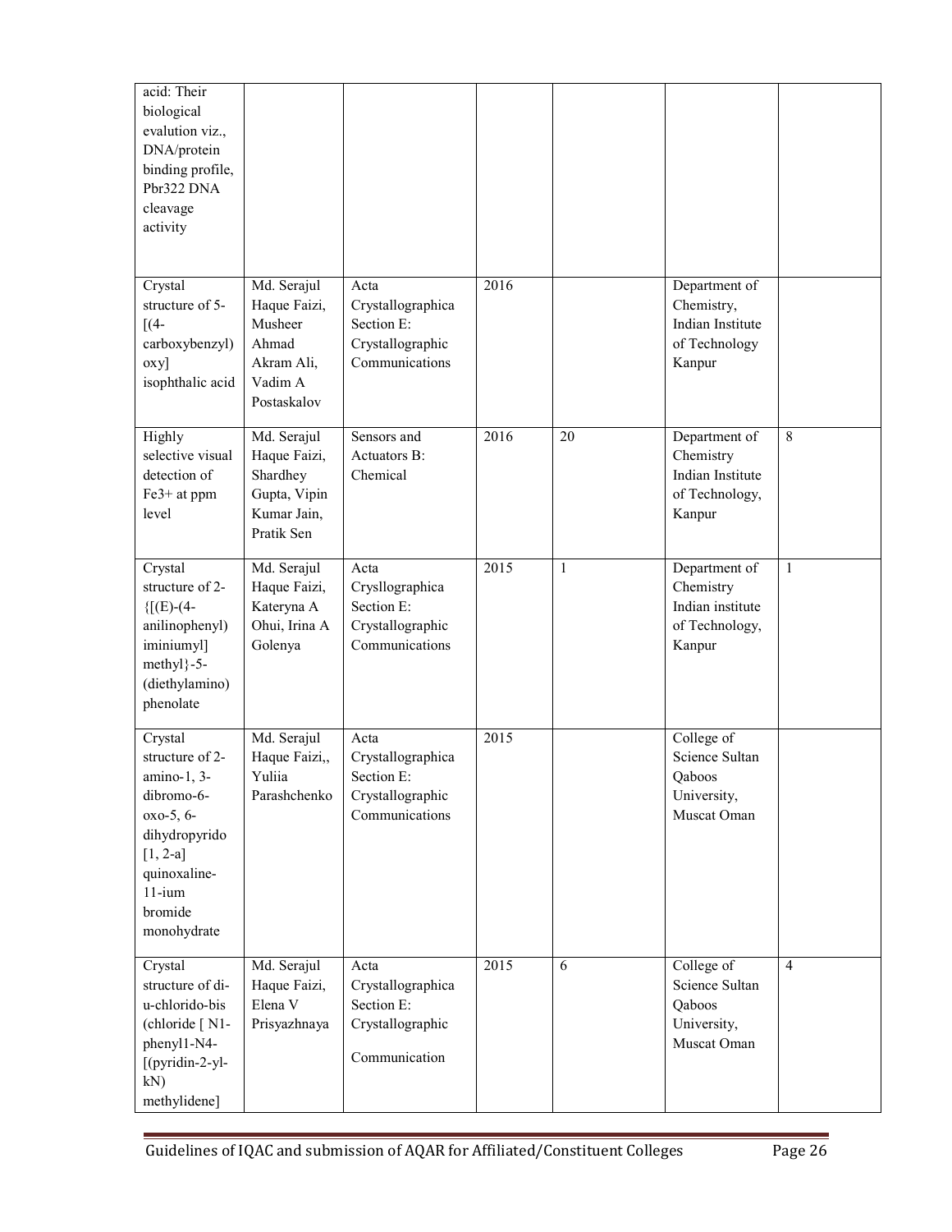| | | | | | | |
|---|---|---|---|---|---|---|
| acid: Their biological evalution viz., DNA/protein binding profile, Pbr322 DNA cleavage activity | | | | | | |
| Crystal structure of 5-[(4-carboxybenzyl) oxy] isophthalic acid | Md. Serajul Haque Faizi, Musheer Ahmad Akram Ali, Vadim A Postaskalov | Acta Crystallographica Section E: Crystallographic Communications | 2016 | | Department of Chemistry, Indian Institute of Technology Kanpur | |
| Highly selective visual detection of Fe3+ at ppm level | Md. Serajul Haque Faizi, Shardhey Gupta, Vipin Kumar Jain, Pratik Sen | Sensors and Actuators B: Chemical | 2016 | 20 | Department of Chemistry Indian Institute of Technology, Kanpur | 8 |
| Crystal structure of 2-{[(E)-(4-anilinophenyl) iminiumyl] methyl}-5-(diethylamino) phenolate | Md. Serajul Haque Faizi, Kateryna A Ohui, Irina A Golenya | Acta Crysllographica Section E: Crystallographic Communications | 2015 | 1 | Department of Chemistry Indian institute of Technology, Kanpur | 1 |
| Crystal structure of 2-amino-1, 3-dibromo-6-oxo-5, 6-dihydropyrido [1, 2-a] quinoxaline-11-ium bromide monohydrate | Md. Serajul Haque Faizi,, Yuliia Parashchenko | Acta Crystallographica Section E: Crystallographic Communications | 2015 | | College of Science Sultan Qaboos University, Muscat Oman | |
| Crystal structure of di-u-chlorido-bis (chloride [ N1-phenyl1-N4-[(pyridin-2-yl-kN) methylidene] | Md. Serajul Haque Faizi, Elena V Prisyazhnaya | Acta Crystallographica Section E: Crystallographic Communication | 2015 | 6 | College of Science Sultan Qaboos University, Muscat Oman | 4 |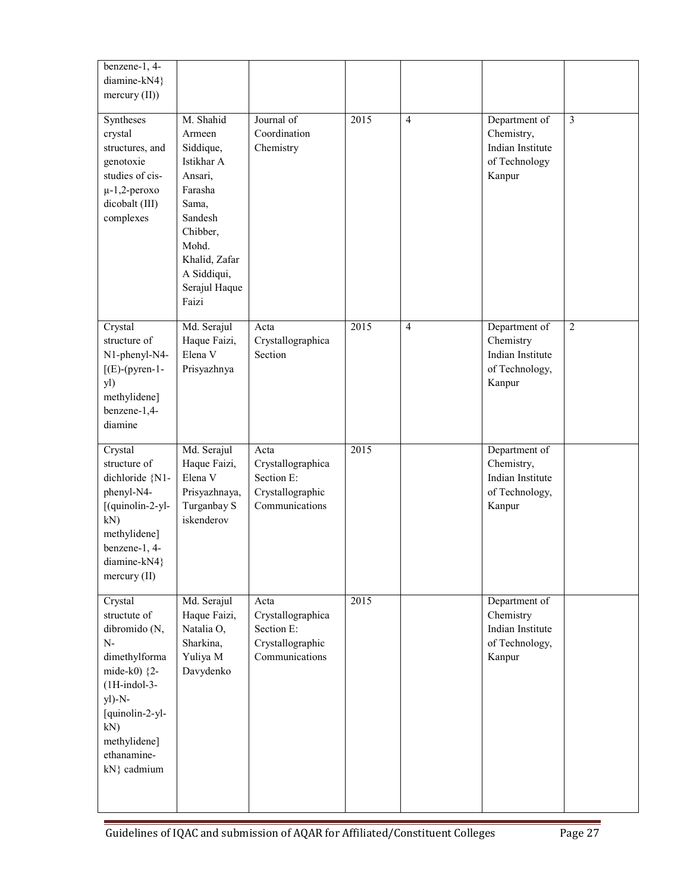| | | | | | | |
|---|---|---|---|---|---|---|
| benzene-1, 4-diamine-kN4} mercury (II)) | | | | | | |
| Syntheses crystal structures, and genotoxie studies of cis-μ-1,2-peroxo dicobalt (III) complexes | M. Shahid Armeen Siddique, Istikhar A Ansari, Farasha Sama, Sandesh Chibber, Mohd. Khalid, Zafar A Siddiqui, Serajul Haque Faizi | Journal of Coordination Chemistry | 2015 | 4 | Department of Chemistry, Indian Institute of Technology Kanpur | 3 |
| Crystal structure of N1-phenyl-N4-[(E)-(pyren-1-yl) methylidene] benzene-1,4-diamine | Md. Serajul Haque Faizi, Elena V Prisyazhnya | Acta Crystallographica Section | 2015 | 4 | Department of Chemistry Indian Institute of Technology, Kanpur | 2 |
| Crystal structure of dichloride {N1-phenyl-N4-[(quinolin-2-yl-kN) methylidene] benzene-1, 4-diamine-kN4} mercury (II) | Md. Serajul Haque Faizi, Elena V Prisyazhnaya, Turganbay S iskenderov | Acta Crystallographica Section E: Crystallographic Communications | 2015 | | Department of Chemistry, Indian Institute of Technology, Kanpur | |
| Crystal structute of dibromido (N, N-dimethylformamide-k0) {2-(1H-indol-3-yl)-N-[quinolin-2-yl-kN) methylidene] ethanamine-kN} cadmium | Md. Serajul Haque Faizi, Natalia O, Sharkina, Yuliya M Davydenko | Acta Crystallographica Section E: Crystallographic Communications | 2015 | | Department of Chemistry Indian Institute of Technology, Kanpur | |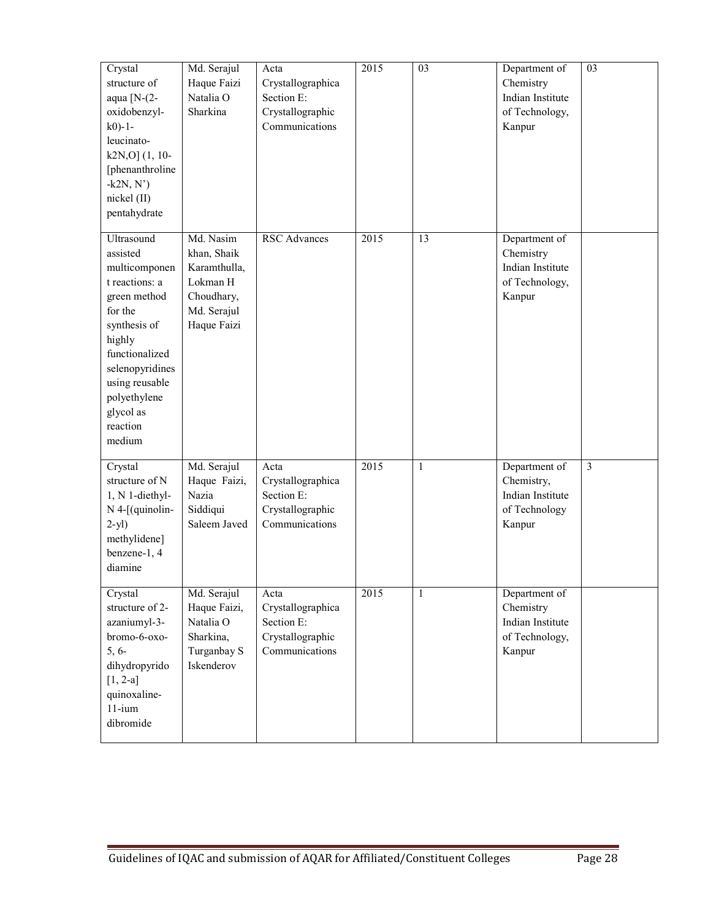| | | | | | | |
|---|---|---|---|---|---|---|
| Crystal structure of aqua [N-(2-oxidobenzyl-k0)-1-leucinato-k2N,O] (1, 10-[phenanthroline-k2N, N') nickel (II) pentahydrate | Md. Serajul Haque Faizi Natalia O Sharkina | Acta Crystallographica Section E: Crystallographic Communications | 2015 | 03 | Department of Chemistry Indian Institute of Technology, Kanpur | 03 |
| Ultrasound assisted multicomponent reactions: a green method for the synthesis of highly functionalized selenopyridines using reusable polyethylene glycol as reaction medium | Md. Nasim khan, Shaik Karamthulla, Lokman H Choudhary, Md. Serajul Haque Faizi | RSC Advances | 2015 | 13 | Department of Chemistry Indian Institute of Technology, Kanpur | |
| Crystal structure of N 1, N 1-diethyl-N 4-[(quinolin-2-yl) methylidene] benzene-1, 4 diamine | Md. Serajul Haque Faizi, Nazia Siddiqui Saleem Javed | Acta Crystallographica Section E: Crystallographic Communications | 2015 | 1 | Department of Chemistry, Indian Institute of Technology Kanpur | 3 |
| Crystal structure of 2-azaniumyl-3-bromo-6-oxo-5, 6-dihydropyrido [1, 2-a] quinoxaline-11-ium dibromide | Md. Serajul Haque Faizi, Natalia O Sharkina, Turganbay S Iskenderov | Acta Crystallographica Section E: Crystallographic Communications | 2015 | 1 | Department of Chemistry Indian Institute of Technology, Kanpur | |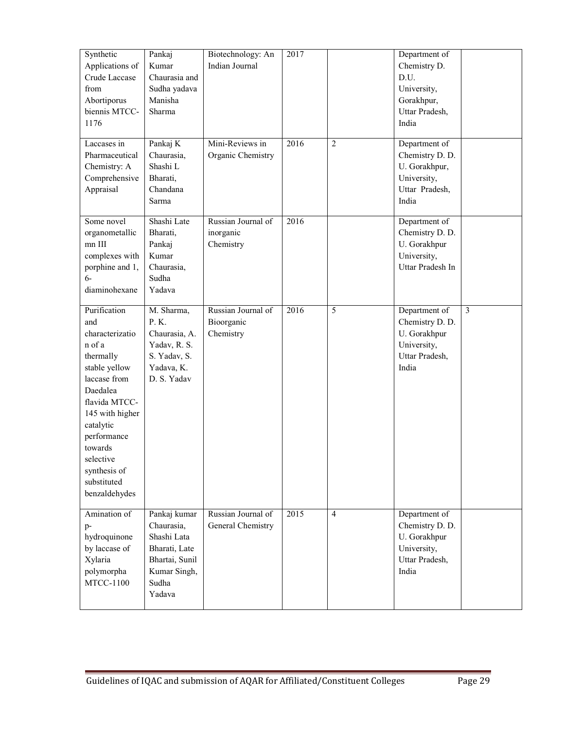| Synthetic Applications of Crude Laccase from Abortiporus biennis MTCC-1176 | Pankaj Kumar Chaurasia and Sudha yadava Manisha Sharma | Biotechnology: An Indian Journal | 2017 | | Department of Chemistry D. D.U. University, Gorakhpur, Uttar Pradesh, India | |
|---|---|---|---|---|---|---|
| Laccases in Pharmaceutical Chemistry: A Comprehensive Appraisal | Pankaj K Chaurasia, Shashi L Bharati, Chandana Sarma | Mini-Reviews in Organic Chemistry | 2016 | 2 | Department of Chemistry D. D. U. Gorakhpur, University, Uttar Pradesh, India | |
| Some novel organometallic mn III complexes with porphine and 1, 6-diaminohexane | Shashi Late Bharati, Pankaj Kumar Chaurasia, Sudha Yadava | Russian Journal of inorganic Chemistry | 2016 | | Department of Chemistry D. D. U. Gorakhpur University, Uttar Pradesh In | |
| Purification and characterization of a thermally stable yellow laccase from Daedalea flavida MTCC-145 with higher catalytic performance towards selective synthesis of substituted benzaldehydes | M. Sharma, P. K. Chaurasia, A. Yadav, R. S. S. Yadav, S. Yadava, K. D. S. Yadav | Russian Journal of Bioorganic Chemistry | 2016 | 5 | Department of Chemistry D. D. U. Gorakhpur University, Uttar Pradesh, India | 3 |
| Amination of p-hydroquinone by laccase of Xylaria polymorpha MTCC-1100 | Pankaj kumar Chaurasia, Shashi Lata Bharati, Late Bhartai, Sunil Kumar Singh, Sudha Yadava | Russian Journal of General Chemistry | 2015 | 4 | Department of Chemistry D. D. U. Gorakhpur University, Uttar Pradesh, India | |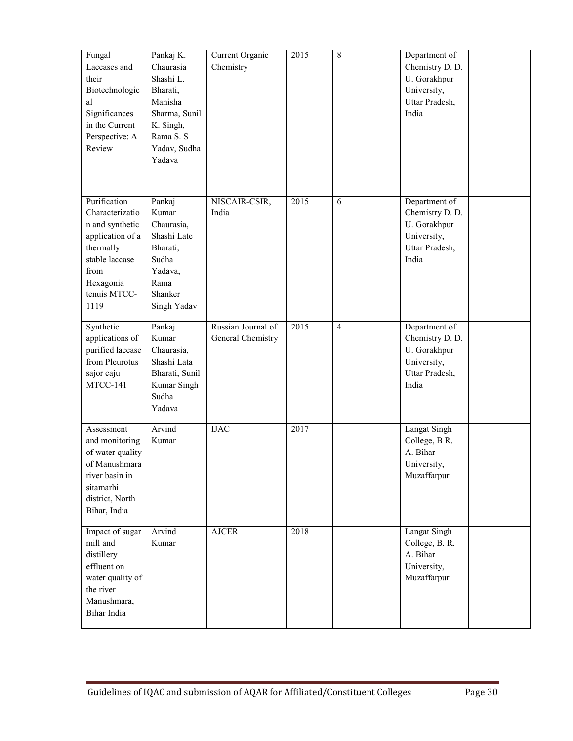| Fungal Laccases and their Biotechnological Significances in the Current Perspective: A Review | Pankaj K. Chaurasia Shashi L. Bharati, Manisha Sharma, Sunil K. Singh, Rama S. S Yadav, Sudha Yadava | Current Organic Chemistry | 2015 | 8 | Department of Chemistry D. D. U. Gorakhpur University, Uttar Pradesh, India | |
|---|---|---|---|---|---|---|
| Purification Characterization and synthetic application of a thermally stable laccase from Hexagonia tenuis MTCC-1119 | Pankaj Kumar Chaurasia, Shashi Late Bharati, Sudha Yadava, Rama Shanker Singh Yadav | NISCAIR-CSIR, India | 2015 | 6 | Department of Chemistry D. D. U. Gorakhpur University, Uttar Pradesh, India | |
| Synthetic applications of purified laccase from Pleurotus sajor caju MTCC-141 | Pankaj Kumar Chaurasia, Shashi Lata Bharati, Sunil Kumar Singh Sudha Yadava | Russian Journal of General Chemistry | 2015 | 4 | Department of Chemistry D. D. U. Gorakhpur University, Uttar Pradesh, India | |
| Assessment and monitoring of water quality of Manushmara river basin in sitamarhi district, North Bihar, India | Arvind Kumar | IJAC | 2017 | | Langat Singh College, B R. A. Bihar University, Muzaffarpur | |
| Impact of sugar mill and distillery effluent on water quality of the river Manushmara, Bihar India | Arvind Kumar | AJCER | 2018 | | Langat Singh College, B. R. A. Bihar University, Muzaffarpur | |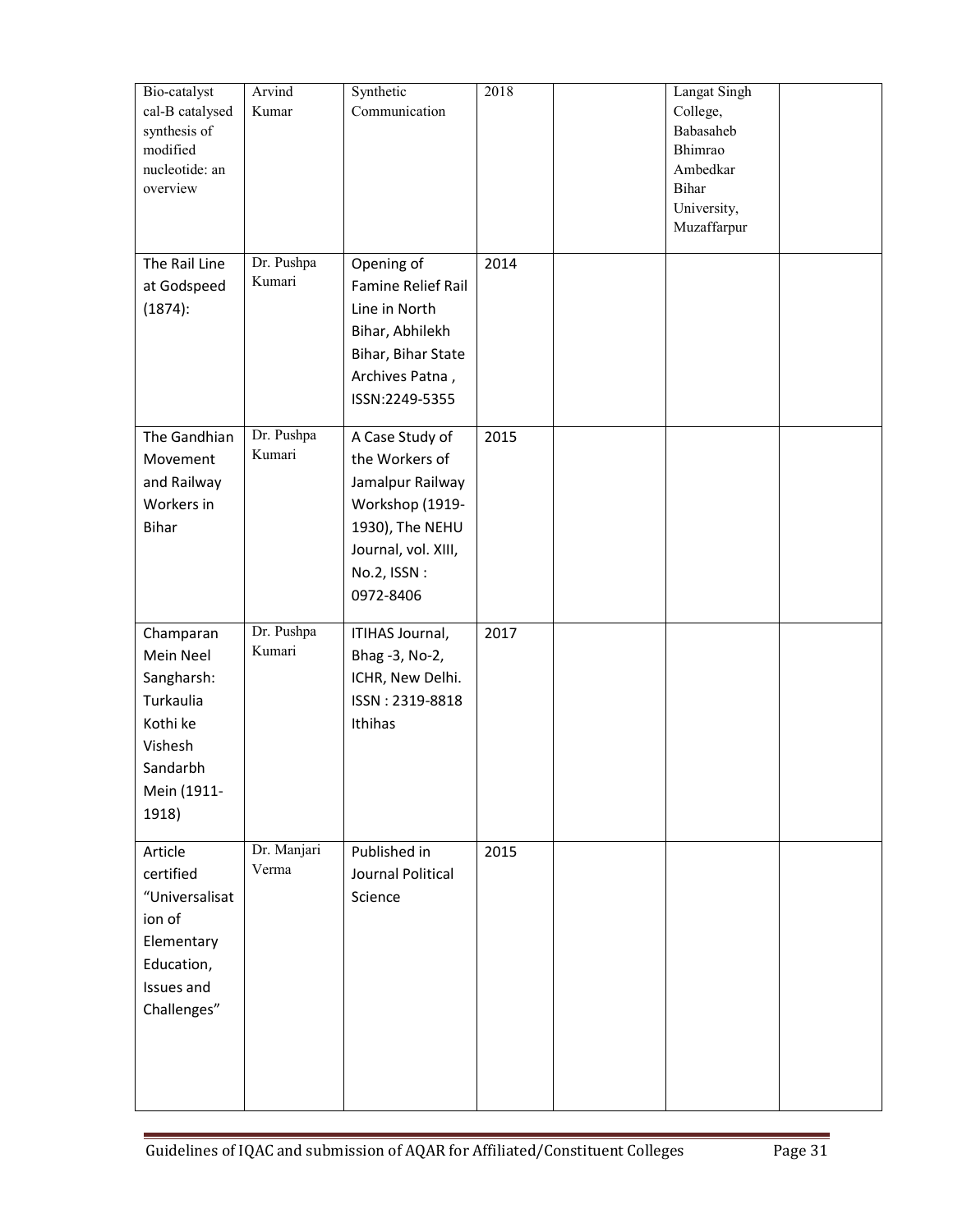| Bio-catalyst cal-B catalysed synthesis of modified nucleotide: an overview | Arvind Kumar | Synthetic Communication | 2018 | | Langat Singh College, Babasaheb Bhimrao Ambedkar Bihar University, Muzaffarpur | |
|---|---|---|---|---|---|---|
| The Rail Line at Godspeed (1874): | Dr. Pushpa Kumari | Opening of Famine Relief Rail Line in North Bihar, Abhilekh Bihar, Bihar State Archives Patna , ISSN:2249-5355 | 2014 | | | |
| The Gandhian Movement and Railway Workers in Bihar | Dr. Pushpa Kumari | A Case Study of the Workers of Jamalpur Railway Workshop (1919-1930), The NEHU Journal, vol. XIII, No.2, ISSN : 0972-8406 | 2015 | | | |
| Champaran Mein Neel Sangharsh: Turkaulia Kothi ke Vishesh Sandarbh Mein (1911-1918) | Dr. Pushpa Kumari | ITIHAS Journal, Bhag -3, No-2, ICHR, New Delhi. ISSN : 2319-8818 Ithihas | 2017 | | | |
| Article certified "Universalisation of Elementary Education, Issues and Challenges" | Dr. Manjari Verma | Published in Journal Political Science | 2015 | | | |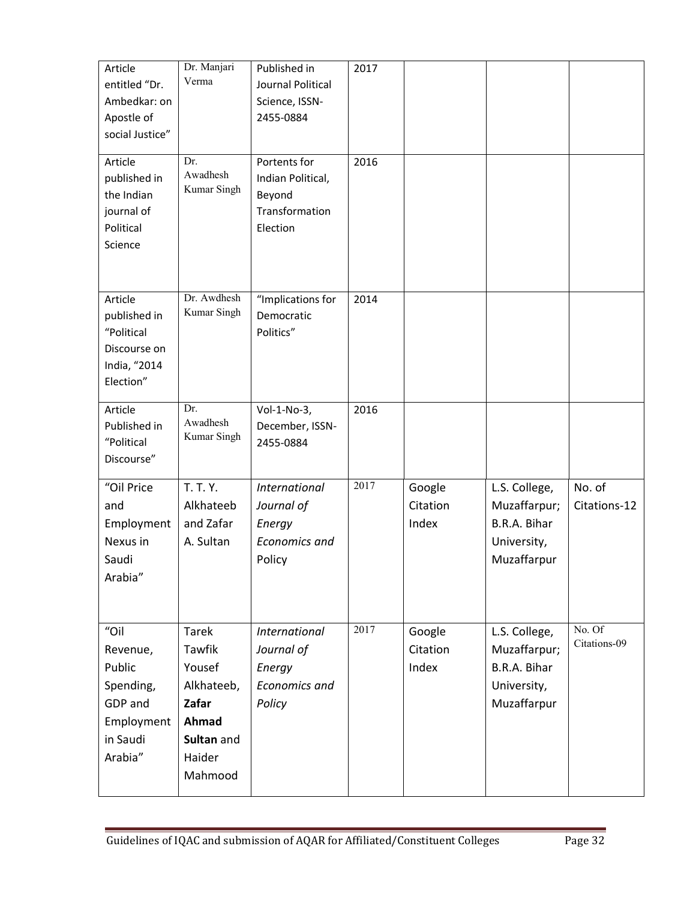| | | | | | | |
|---|---|---|---|---|---|---|
| Article entitled "Dr. Ambedkar: on Apostle of social Justice" | Dr. Manjari Verma | Published in Journal Political Science, ISSN-2455-0884 | 2017 | | | |
| Article published in the Indian journal of Political Science | Dr. Awadhesh Kumar Singh | Portents for Indian Political, Beyond Transformation Election | 2016 | | | |
| Article published in "Political Discourse on India, "2014 Election" | Dr. Awdhesh Kumar Singh | "Implications for Democratic Politics" | 2014 | | | |
| Article Published in "Political Discourse" | Dr. Awadhesh Kumar Singh | Vol-1-No-3, December, ISSN-2455-0884 | 2016 | | | |
| "Oil Price and Employment Nexus in Saudi Arabia" | T. T. Y. Alkhateeb and Zafar A. Sultan | *International Journal of Energy Economics and Policy* | 2017 | Google Citation Index | L.S. College, Muzaffarpur; B.R.A. Bihar University, Muzaffarpur | No. of Citations-12 |
| "Oil Revenue, Public Spending, GDP and Employment in Saudi Arabia" | Tarek Tawfik Yousef Alkhateeb, **Zafar Ahmad Sultan** and Haider Mahmood | *International Journal of Energy Economics and Policy* | 2017 | Google Citation Index | L.S. College, Muzaffarpur; B.R.A. Bihar University, Muzaffarpur | No. Of Citations-09 |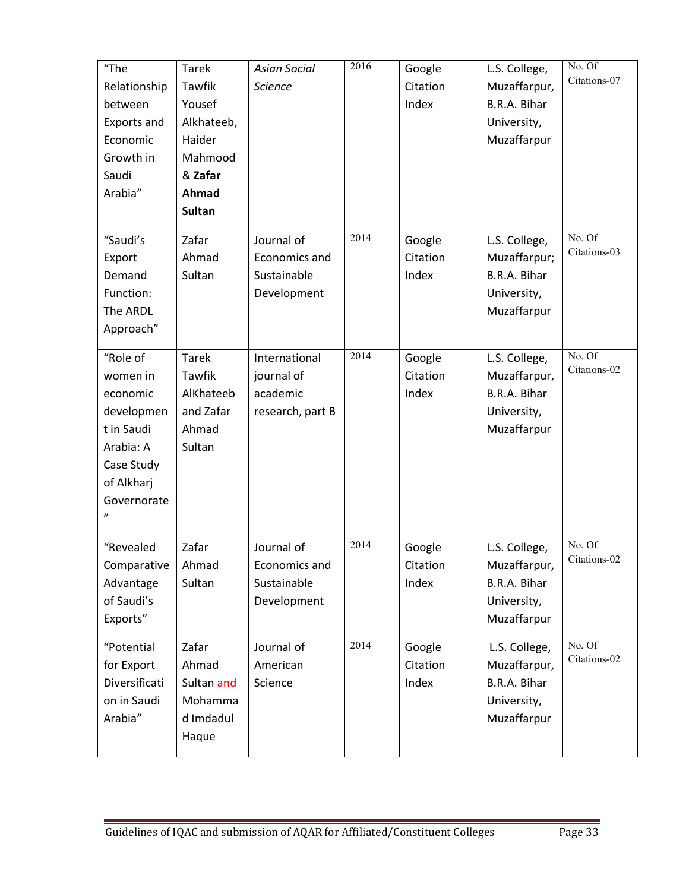| “The Relationship between Exports and Economic Growth in Saudi Arabia” | Tarek Tawfik Yousef Alkhateeb, Haider Mahmood & **Zafar Ahmad Sultan** | *Asian Social Science* | 2016 | Google Citation Index | L.S. College, Muzaffarpur, B.R.A. Bihar University, Muzaffarpur | No. Of Citations-07 |
|---|---|---|---|---|---|---|
| “Saudi’s Export Demand Function: The ARDL Approach” | Zafar Ahmad Sultan | Journal of Economics and Sustainable Development | 2014 | Google Citation Index | L.S. College, Muzaffarpur; B.R.A. Bihar University, Muzaffarpur | No. Of Citations-03 |
| “Role of women in economic development in Saudi Arabia: A Case Study of Alkharj Governorate” | Tarek Tawfik AlKhateeb and Zafar Ahmad Sultan | International journal of academic research, part B | 2014 | Google Citation Index | L.S. College, Muzaffarpur, B.R.A. Bihar University, Muzaffarpur | No. Of Citations-02 |
| “Revealed Comparative Advantage of Saudi’s Exports” | Zafar Ahmad Sultan | Journal of Economics and Sustainable Development | 2014 | Google Citation Index | L.S. College, Muzaffarpur, B.R.A. Bihar University, Muzaffarpur | No. Of Citations-02 |
| “Potential for Export Diversification in Saudi Arabia” | Zafar Ahmad Sultan and Mohammad Imdadul Haque | Journal of American Science | 2014 | Google Citation Index | L.S. College, Muzaffarpur, B.R.A. Bihar University, Muzaffarpur | No. Of Citations-02 |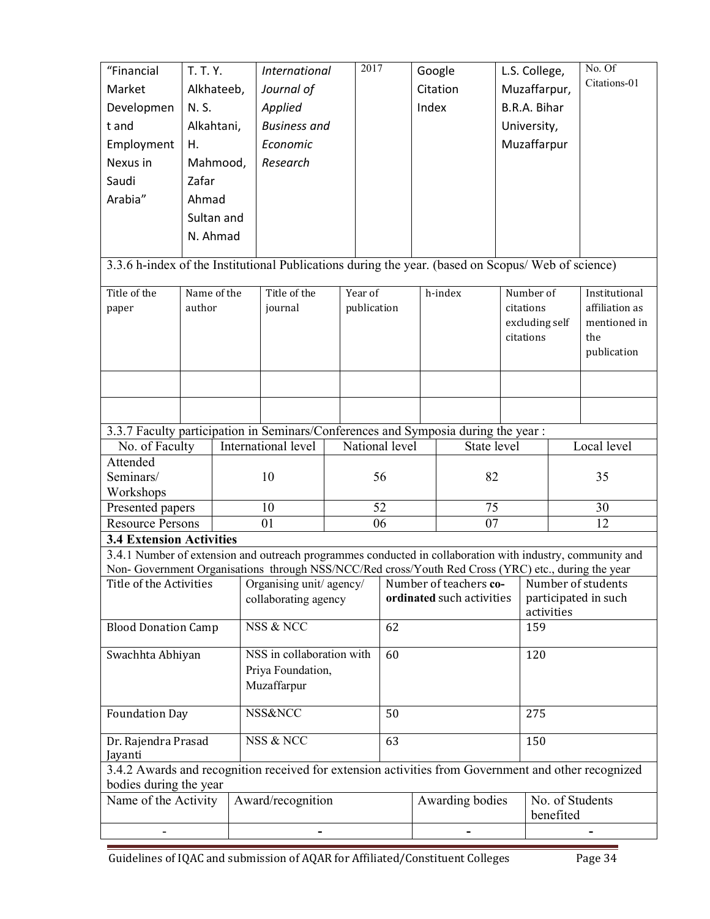| "Financial Market Development and Employment Nexus in Saudi Arabia" | T. T. Y. Alkhateeb, N. S. Alkahtani, H. Mahmood, Zafar Ahmad Sultan and N. Ahmad | *International Journal of Applied Business and Economic Research* | 2017 | Google Citation Index | L.S. College, Muzaffarpur, B.R.A. Bihar University, Muzaffarpur | No. Of Citations-01 |
|---|---|---|---|---|---|---|

3.3.6 h-index of the Institutional Publications during the year. (based on Scopus/ Web of science)

| Title of the paper | Name of the author | Title of the journal | Year of publication | h-index | Number of citations excluding self citations | Institutional affiliation as mentioned in the publication |
|---|---|---|---|---|---|---|
| | | | | | | |
| | | | | | | |

3.3.7 Faculty participation in Seminars/Conferences and Symposia during the year :

| No. of Faculty | International level | National level | State level | Local level |
|---|---|---|---|---|
| Attended Seminars/ Workshops | 10 | 56 | 82 | 35 |
| Presented papers | 10 | 52 | 75 | 30 |
| Resource Persons | 01 | 06 | 07 | 12 |

**3.4 Extension Activities**

3.4.1 Number of extension and outreach programmes conducted in collaboration with industry, community and Non- Government Organisations through NSS/NCC/Red cross/Youth Red Cross (YRC) etc., during the year

| Title of the Activities | Organising unit/ agency/ collaborating agency | Number of teachers **co-ordinated** such activities | Number of students participated in such activities |
|---|---|---|---|
| Blood Donation Camp | NSS & NCC | 62 | 159 |
| Swachhta Abhiyan | NSS in collaboration with Priya Foundation, Muzaffarpur | 60 | 120 |
| Foundation Day | NSS&NCC | 50 | 275 |
| Dr. Rajendra Prasad Jayanti | NSS & NCC | 63 | 150 |

3.4.2 Awards and recognition received for extension activities from Government and other recognized bodies during the year

| Name of the Activity | Award/recognition | Awarding bodies | No. of Students benefited |
|---|---|---|---|
| - | - | - | - |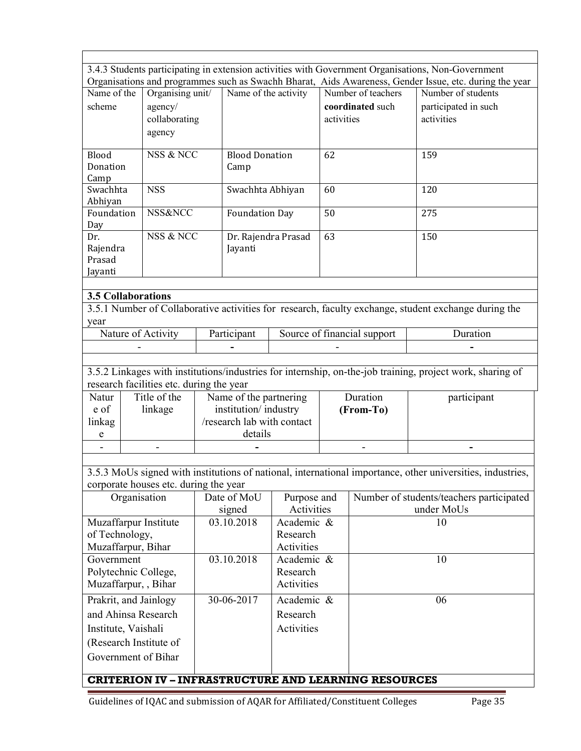3.4.3 Students participating in extension activities with Government Organisations, Non-Government Organisations and programmes such as Swachh Bharat, Aids Awareness, Gender Issue, etc. during the year

| Name of the scheme | Organising unit/ agency/ collaborating agency | Name of the activity | Number of teachers **coordinated** such activities | Number of students participated in such activities |
|---|---|---|---|---|
| Blood Donation Camp | NSS & NCC | Blood Donation Camp | 62 | 159 |
| Swachhta Abhiyan | NSS | Swachhta Abhiyan | 60 | 120 |
| Foundation Day | NSS&NCC | Foundation Day | 50 | 275 |
| Dr. Rajendra Prasad Jayanti | NSS & NCC | Dr. Rajendra Prasad Jayanti | 63 | 150 |

**3.5 Collaborations**

3.5.1 Number of Collaborative activities for research, faculty exchange, student exchange during the year

| Nature of Activity | Participant | Source of financial support | Duration |
|---|---|---|---|
| - | - | - | - |

3.5.2 Linkages with institutions/industries for internship, on-the-job training, project work, sharing of research facilities etc. during the year

| Nature of linkage | Title of the linkage | Name of the partnering institution/ industry /research lab with contact details | Duration **(From-To)** | participant |
|---|---|---|---|---|
| - | - | - | - | - |

3.5.3 MoUs signed with institutions of national, international importance, other universities, industries, corporate houses etc. during the year

| Organisation | Date of MoU signed | Purpose and Activities | Number of students/teachers participated under MoUs |
|---|---|---|---|
| Muzaffarpur Institute of Technology, Muzaffarpur, Bihar | 03.10.2018 | Academic & Research Activities | 10 |
| Government Polytechnic College, Muzaffarpur, , Bihar | 03.10.2018 | Academic & Research Activities | 10 |
| Prakrit, and Jainlogy and Ahinsa Research Institute, Vaishali (Research Institute of Government of Bihar | 30-06-2017 | Academic & Research Activities | 06 |

**CRITERION IV – INFRASTRUCTURE AND LEARNING RESOURCES**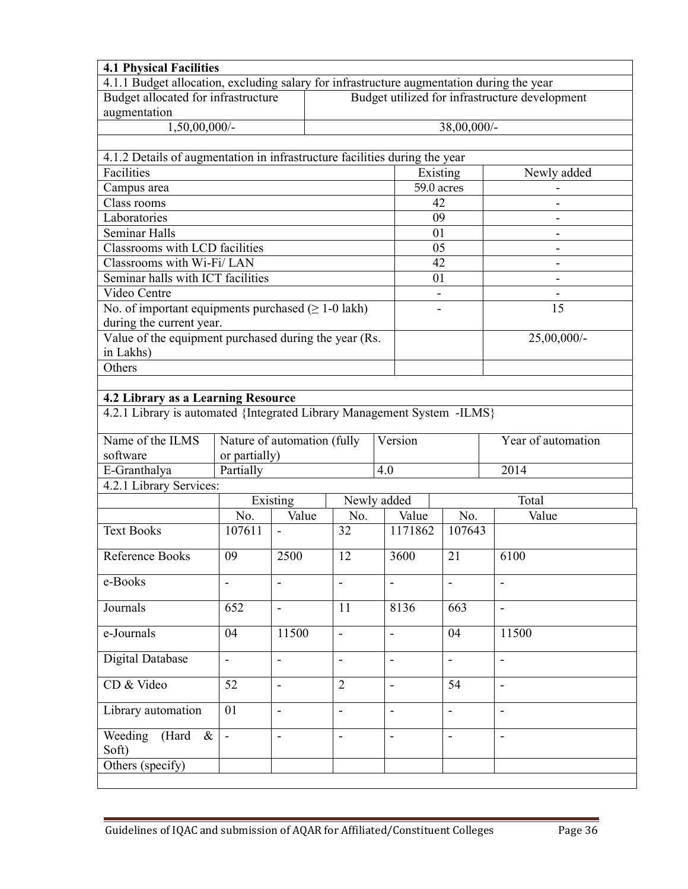### 4.1 Physical Facilities

4.1.1 Budget allocation, excluding salary for infrastructure augmentation during the year

| Budget allocated for infrastructure augmentation | Budget utilized for infrastructure development |
|---|---|
| 1,50,00,000/- | 38,00,000/- |

4.1.2 Details of augmentation in infrastructure facilities during the year

| Facilities | Existing | Newly added |
|---|---|---|
| Campus area | 59.0 acres | - |
| Class rooms | 42 | - |
| Laboratories | 09 | - |
| Seminar Halls | 01 | - |
| Classrooms with LCD facilities | 05 | - |
| Classrooms with Wi-Fi/ LAN | 42 | - |
| Seminar halls with ICT facilities | 01 | - |
| Video Centre | - | - |
| No. of important equipments purchased (≥ 1-0 lakh) during the current year. | - | 15 |
| Value of the equipment purchased during the year (Rs. in Lakhs) | | 25,00,000/- |
| Others | | |

### 4.2 Library as a Learning Resource

4.2.1 Library is automated {Integrated Library Management System -ILMS}

| Name of the ILMS software | Nature of automation (fully or partially) | Version | Year of automation |
|---|---|---|---|
| E-Granthalya | Partially | 4.0 | 2014 |

4.2.1 Library Services:

| | Existing | | Newly added | | Total | |
|---|---|---|---|---|---|---|
| | No. | Value | No. | Value | No. | Value |
| Text Books | 107611 | - | 32 | 1171862 | 107643 | |
| Reference Books | 09 | 2500 | 12 | 3600 | 21 | 6100 |
| e-Books | - | - | - | - | - | - |
| Journals | 652 | - | 11 | 8136 | 663 | - |
| e-Journals | 04 | 11500 | - | - | 04 | 11500 |
| Digital Database | - | - | - | - | - | - |
| CD & Video | 52 | - | 2 | - | 54 | - |
| Library automation | 01 | - | - | - | - | - |
| Weeding (Hard & Soft) | - | - | - | - | - | - |
| Others (specify) | | | | | | |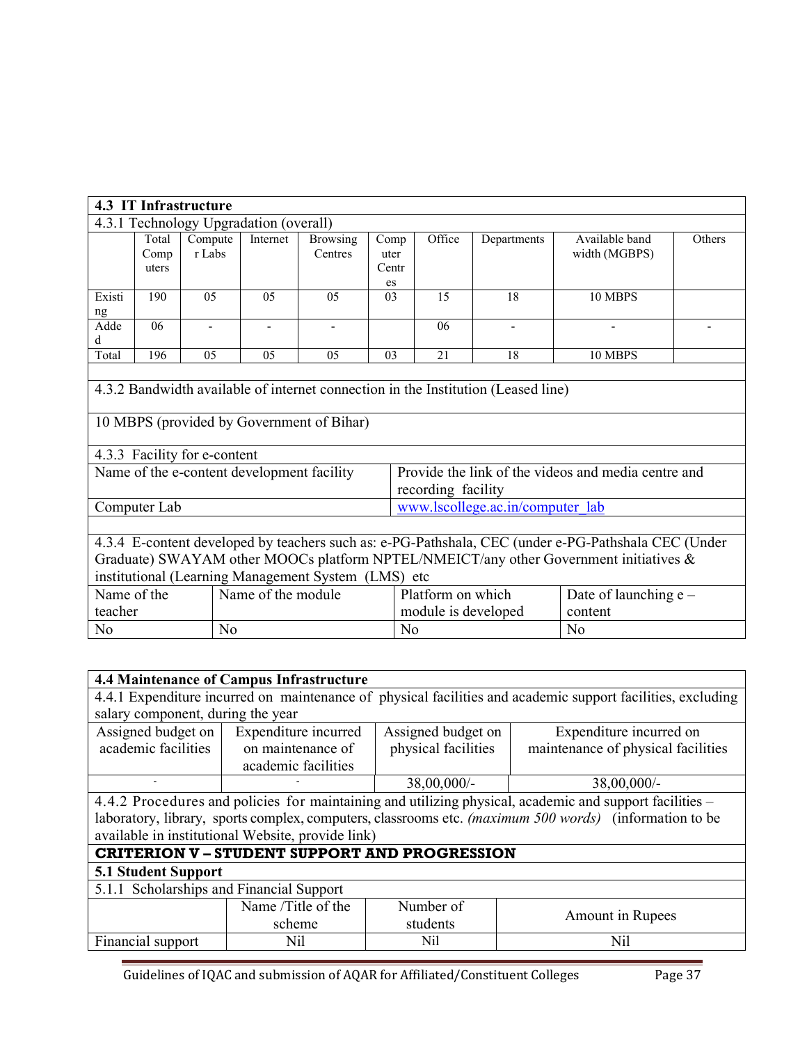## 4.3 IT Infrastructure

4.3.1 Technology Upgradation (overall)

| | Total Computers | Computer Labs | Internet | Browsing Centres | Computer Centres | Office | Departments | Available band width (MGBPS) | Others |
|---|---|---|---|---|---|---|---|---|---|
| Existing | 190 | 05 | 05 | 05 | 03 | 15 | 18 | 10 MBPS | |
| Added | 06 | - | - | - | | 06 | - | - | - |
| Total | 196 | 05 | 05 | 05 | 03 | 21 | 18 | 10 MBPS | |

4.3.2 Bandwidth available of internet connection in the Institution (Leased line)

10 MBPS (provided by Government of Bihar)

4.3.3 Facility for e-content

| Name of the e-content development facility | Provide the link of the videos and media centre and recording facility |
|---|---|
| Computer Lab | www.lscollege.ac.in/computer_lab |

4.3.4 E-content developed by teachers such as: e-PG-Pathshala, CEC (under e-PG-Pathshala CEC (Under Graduate) SWAYAM other MOOCs platform NPTEL/NMEICT/any other Government initiatives & institutional (Learning Management System (LMS) etc

| Name of the teacher | Name of the module | Platform on which module is developed | Date of launching e – content |
|---|---|---|---|
| No | No | No | No |

## 4.4 Maintenance of Campus Infrastructure

4.4.1 Expenditure incurred on maintenance of physical facilities and academic support facilities, excluding salary component, during the year

| Assigned budget on academic facilities | Expenditure incurred on maintenance of academic facilities | Assigned budget on physical facilities | Expenditure incurred on maintenance of physical facilities |
|---|---|---|---|
| - | - | 38,00,000/- | 38,00,000/- |

4.4.2 Procedures and policies for maintaining and utilizing physical, academic and support facilities – laboratory, library, sports complex, computers, classrooms etc. *(maximum 500 words)* (information to be available in institutional Website, provide link)

## CRITERION V – STUDENT SUPPORT AND PROGRESSION

### 5.1 Student Support

5.1.1 Scholarships and Financial Support

| | Name /Title of the scheme | Number of students | Amount in Rupees |
|---|---|---|---|
| Financial support | Nil | Nil | Nil |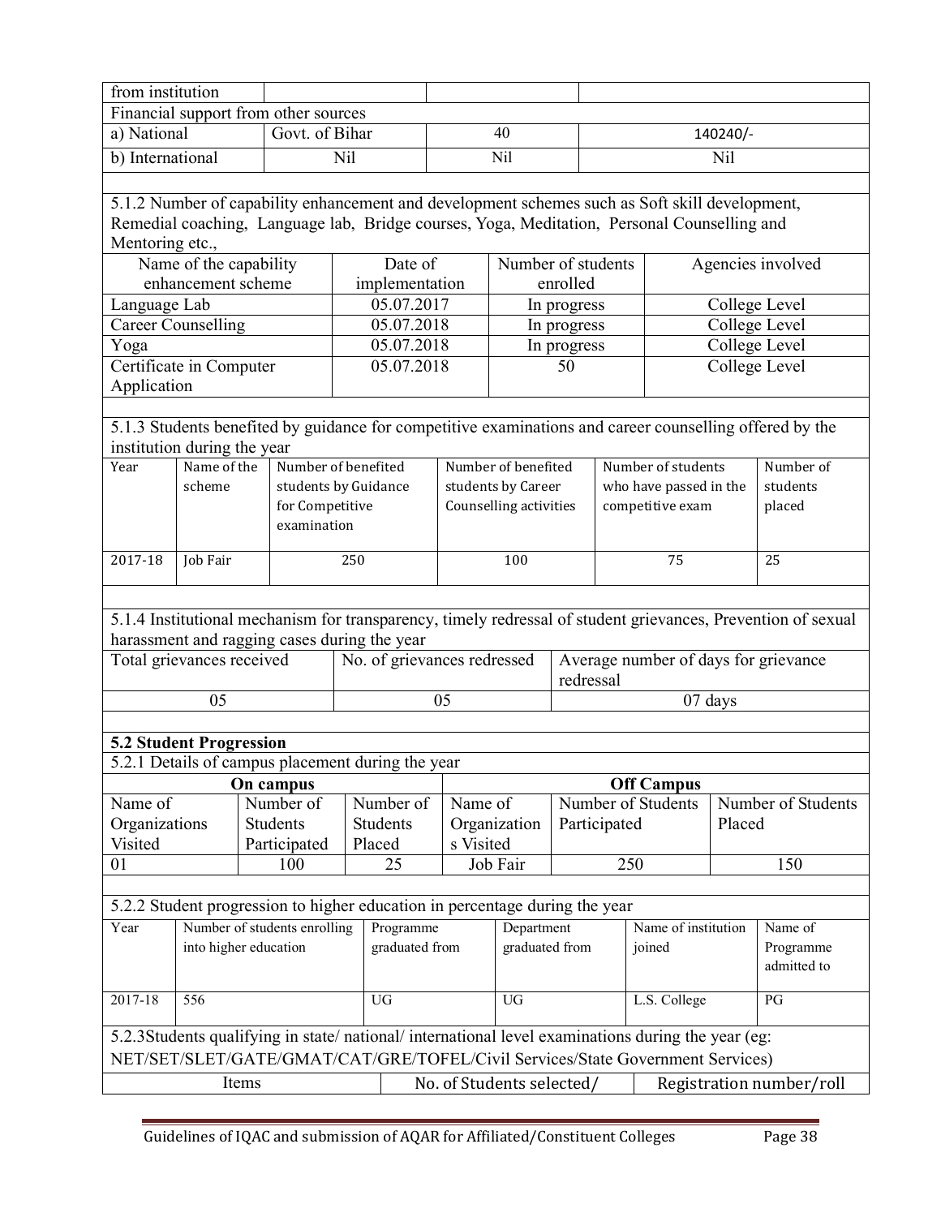| from institution | | | |
|---|---|---|---|
| Financial support from other sources | | | |
| a) National | Govt. of Bihar | 40 | 140240/- |
| b) International | Nil | Nil | Nil |

5.1.2 Number of capability enhancement and development schemes such as Soft skill development, Remedial coaching, Language lab, Bridge courses, Yoga, Meditation, Personal Counselling and Mentoring etc.,

| Name of the capability enhancement scheme | Date of implementation | Number of students enrolled | Agencies involved |
|---|---|---|---|
| Language Lab | 05.07.2017 | In progress | College Level |
| Career Counselling | 05.07.2018 | In progress | College Level |
| Yoga | 05.07.2018 | In progress | College Level |
| Certificate in Computer Application | 05.07.2018 | 50 | College Level |

5.1.3 Students benefited by guidance for competitive examinations and career counselling offered by the institution during the year

| Year | Name of the scheme | Number of benefited students by Guidance for Competitive examination | Number of benefited students by Career Counselling activities | Number of students who have passed in the competitive exam | Number of students placed |
|---|---|---|---|---|---|
| 2017-18 | Job Fair | 250 | 100 | 75 | 25 |

5.1.4 Institutional mechanism for transparency, timely redressal of student grievances, Prevention of sexual harassment and ragging cases during the year

| Total grievances received | No. of grievances redressed | Average number of days for grievance redressal |
|---|---|---|
| 05 | 05 | 07 days |

**5.2 Student Progression**

5.2.1 Details of campus placement during the year

| On campus | | | Off Campus | | |
|---|---|---|---|---|---|
| Name of Organizations Visited | Number of Students Participated | Number of Students Placed | Name of Organizations Visited | Number of Students Participated | Number of Students Placed |
| 01 | 100 | 25 | Job Fair | 250 | 150 |

5.2.2 Student progression to higher education in percentage during the year

| Year | Number of students enrolling into higher education | Programme graduated from | Department graduated from | Name of institution joined | Name of Programme admitted to |
|---|---|---|---|---|---|
| 2017-18 | 556 | UG | UG | L.S. College | PG |

5.2.3Students qualifying in state/ national/ international level examinations during the year (eg: NET/SET/SLET/GATE/GMAT/CAT/GRE/TOFEL/Civil Services/State Government Services)

| Items | No. of Students selected/ | Registration number/roll |
|---|---|---|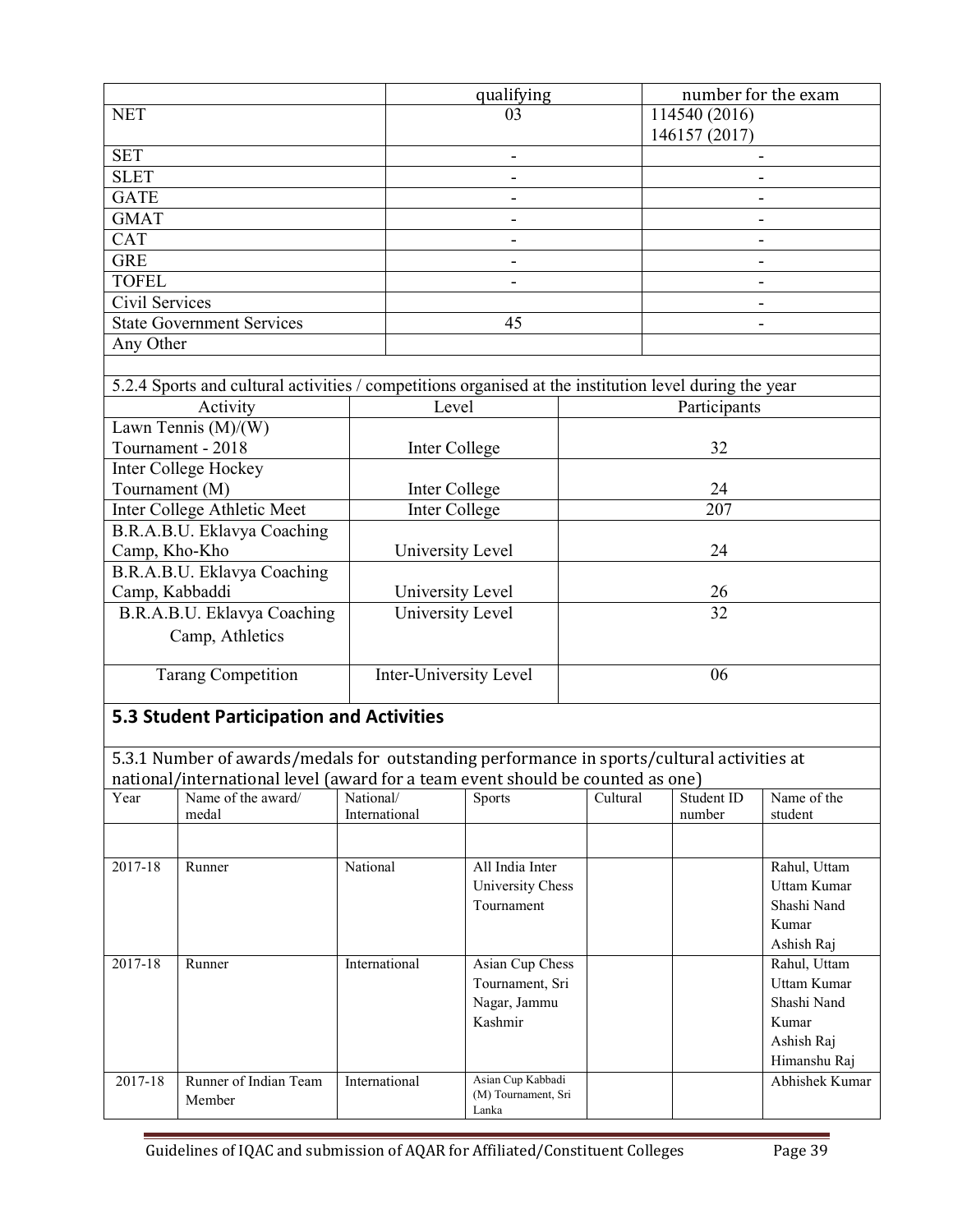| | qualifying | number for the exam |
|---|---|---|
| NET | 03 | 114540 (2016) 146157 (2017) |
| SET | - | - |
| SLET | - | - |
| GATE | - | - |
| GMAT | - | - |
| CAT | - | - |
| GRE | - | - |
| TOFEL | - | - |
| Civil Services | | - |
| State Government Services | 45 | - |
| Any Other | | |

5.2.4 Sports and cultural activities / competitions organised at the institution level during the year

| Activity | Level | Participants |
|---|---|---|
| Lawn Tennis (M)/(W) Tournament - 2018 | Inter College | 32 |
| Inter College Hockey Tournament (M) | Inter College | 24 |
| Inter College Athletic Meet | Inter College | 207 |
| B.R.A.B.U. Eklavya Coaching Camp, Kho-Kho | University Level | 24 |
| B.R.A.B.U. Eklavya Coaching Camp, Kabbaddi | University Level | 26 |
| B.R.A.B.U. Eklavya Coaching Camp, Athletics | University Level | 32 |
| Tarang Competition | Inter-University Level | 06 |

## 5.3 Student Participation and Activities

5.3.1 Number of awards/medals for outstanding performance in sports/cultural activities at national/international level (award for a team event should be counted as one)

| Year | Name of the award/ medal | National/ International | Sports | Cultural | Student ID number | Name of the student |
|---|---|---|---|---|---|---|
| | | | | | | |
| 2017-18 | Runner | National | All India Inter University Chess Tournament | | | Rahul, Uttam Uttam Kumar Shashi Nand Kumar Ashish Raj |
| 2017-18 | Runner | International | Asian Cup Chess Tournament, Sri Nagar, Jammu Kashmir | | | Rahul, Uttam Uttam Kumar Shashi Nand Kumar Ashish Raj Himanshu Raj |
| 2017-18 | Runner of Indian Team Member | International | Asian Cup Kabbadi (M) Tournament, Sri Lanka | | | Abhishek Kumar |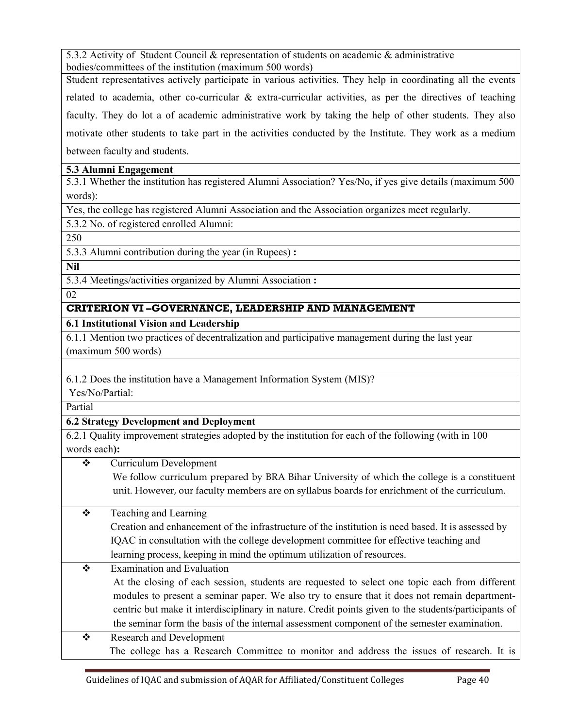5.3.2 Activity of Student Council & representation of students on academic & administrative bodies/committees of the institution (maximum 500 words)

Student representatives actively participate in various activities. They help in coordinating all the events related to academia, other co-curricular & extra-curricular activities, as per the directives of teaching faculty. They do lot a of academic administrative work by taking the help of other students. They also motivate other students to take part in the activities conducted by the Institute. They work as a medium between faculty and students.

**5.3 Alumni Engagement**

5.3.1 Whether the institution has registered Alumni Association? Yes/No, if yes give details (maximum 500 words):

Yes, the college has registered Alumni Association and the Association organizes meet regularly.

5.3.2 No. of registered enrolled Alumni:

250

5.3.3 Alumni contribution during the year (in Rupees) **:**

**Nil**

5.3.4 Meetings/activities organized by Alumni Association **:**

02

## CRITERION VI –GOVERNANCE, LEADERSHIP AND MANAGEMENT

**6.1 Institutional Vision and Leadership**

6.1.1 Mention two practices of decentralization and participative management during the last year (maximum 500 words)

6.1.2 Does the institution have a Management Information System (MIS)?
Yes/No/Partial:

Partial

**6.2 Strategy Development and Deployment**

6.2.1 Quality improvement strategies adopted by the institution for each of the following (with in 100 words each**):**

- Curriculum Development
  We follow curriculum prepared by BRA Bihar University of which the college is a constituent unit. However, our faculty members are on syllabus boards for enrichment of the curriculum.
- Teaching and Learning
  Creation and enhancement of the infrastructure of the institution is need based. It is assessed by IQAC in consultation with the college development committee for effective teaching and learning process, keeping in mind the optimum utilization of resources.
- Examination and Evaluation
  At the closing of each session, students are requested to select one topic each from different modules to present a seminar paper. We also try to ensure that it does not remain department-centric but make it interdisciplinary in nature. Credit points given to the students/participants of the seminar form the basis of the internal assessment component of the semester examination.
- Research and Development
  The college has a Research Committee to monitor and address the issues of research. It is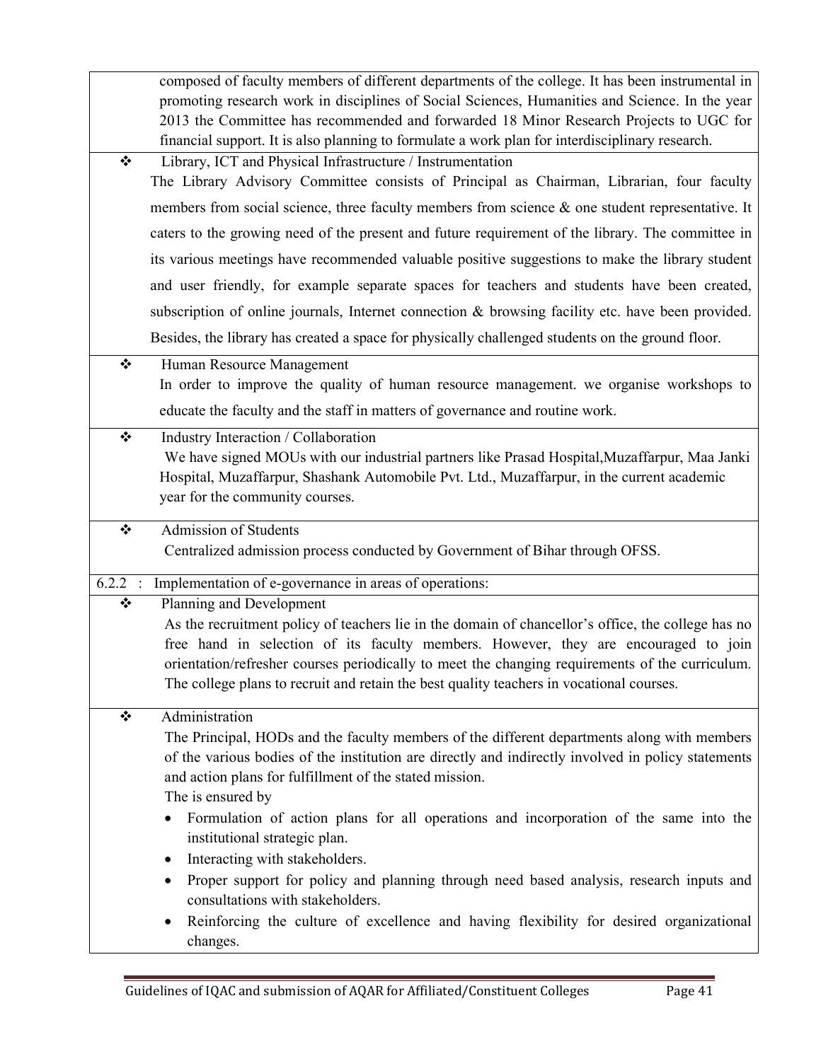composed of faculty members of different departments of the college. It has been instrumental in promoting research work in disciplines of Social Sciences, Humanities and Science. In the year 2013 the Committee has recommended and forwarded 18 Minor Research Projects to UGC for financial support. It is also planning to formulate a work plan for interdisciplinary research.

❖ Library, ICT and Physical Infrastructure / Instrumentation

The Library Advisory Committee consists of Principal as Chairman, Librarian, four faculty members from social science, three faculty members from science & one student representative. It caters to the growing need of the present and future requirement of the library. The committee in its various meetings have recommended valuable positive suggestions to make the library student and user friendly, for example separate spaces for teachers and students have been created, subscription of online journals, Internet connection & browsing facility etc. have been provided. Besides, the library has created a space for physically challenged students on the ground floor.

❖ Human Resource Management

In order to improve the quality of human resource management. we organise workshops to educate the faculty and the staff in matters of governance and routine work.

❖ Industry Interaction / Collaboration

We have signed MOUs with our industrial partners like Prasad Hospital,Muzaffarpur, Maa Janki Hospital, Muzaffarpur, Shashank Automobile Pvt. Ltd., Muzaffarpur, in the current academic year for the community courses.

❖ Admission of Students

Centralized admission process conducted by Government of Bihar through OFSS.

6.2.2 : Implementation of e-governance in areas of operations:

❖ Planning and Development

As the recruitment policy of teachers lie in the domain of chancellor's office, the college has no free hand in selection of its faculty members. However, they are encouraged to join orientation/refresher courses periodically to meet the changing requirements of the curriculum. The college plans to recruit and retain the best quality teachers in vocational courses.

❖ Administration

The Principal, HODs and the faculty members of the different departments along with members of the various bodies of the institution are directly and indirectly involved in policy statements and action plans for fulfillment of the stated mission.

The is ensured by

- Formulation of action plans for all operations and incorporation of the same into the institutional strategic plan.
- Interacting with stakeholders.
- Proper support for policy and planning through need based analysis, research inputs and consultations with stakeholders.
- Reinforcing the culture of excellence and having flexibility for desired organizational changes.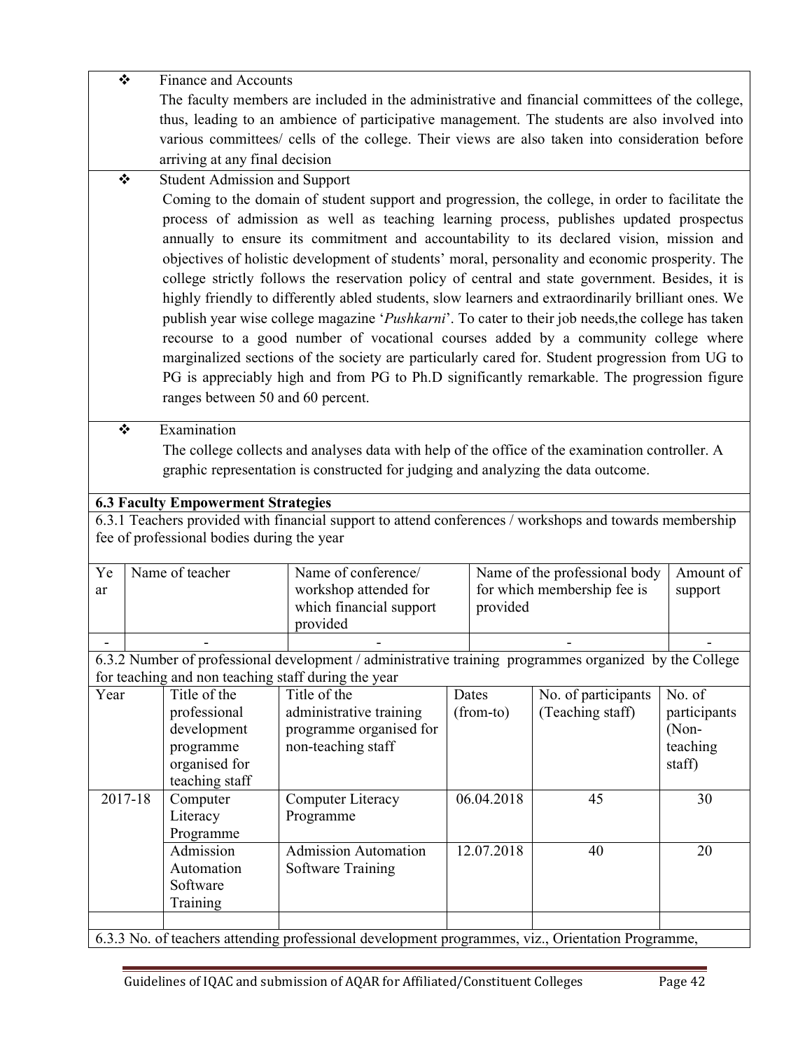- Finance and Accounts
  The faculty members are included in the administrative and financial committees of the college, thus, leading to an ambience of participative management. The students are also involved into various committees/ cells of the college. Their views are also taken into consideration before arriving at any final decision

- Student Admission and Support
  Coming to the domain of student support and progression, the college, in order to facilitate the process of admission as well as teaching learning process, publishes updated prospectus annually to ensure its commitment and accountability to its declared vision, mission and objectives of holistic development of students' moral, personality and economic prosperity. The college strictly follows the reservation policy of central and state government. Besides, it is highly friendly to differently abled students, slow learners and extraordinarily brilliant ones. We publish year wise college magazine '*Pushkarni*'. To cater to their job needs,the college has taken recourse to a good number of vocational courses added by a community college where marginalized sections of the society are particularly cared for. Student progression from UG to PG is appreciably high and from PG to Ph.D significantly remarkable. The progression figure ranges between 50 and 60 percent.

- Examination
  The college collects and analyses data with help of the office of the examination controller. A graphic representation is constructed for judging and analyzing the data outcome.

**6.3 Faculty Empowerment Strategies**

6.3.1 Teachers provided with financial support to attend conferences / workshops and towards membership fee of professional bodies during the year

| Year | Name of teacher | Name of conference/ workshop attended for which financial support provided | Name of the professional body for which membership fee is provided | Amount of support |
|---|---|---|---|---|
| - | - | - | - | - |

6.3.2 Number of professional development / administrative training programmes organized by the College for teaching and non teaching staff during the year

| Year | Title of the professional development programme organised for teaching staff | Title of the administrative training programme organised for non-teaching staff | Dates (from-to) | No. of participants (Teaching staff) | No. of participants (Non-teaching staff) |
|---|---|---|---|---|---|
| 2017-18 | Computer Literacy Programme | Computer Literacy Programme | 06.04.2018 | 45 | 30 |
| | Admission Automation Software Training | Admission Automation Software Training | 12.07.2018 | 40 | 20 |
| | | | | | |

6.3.3 No. of teachers attending professional development programmes, viz., Orientation Programme,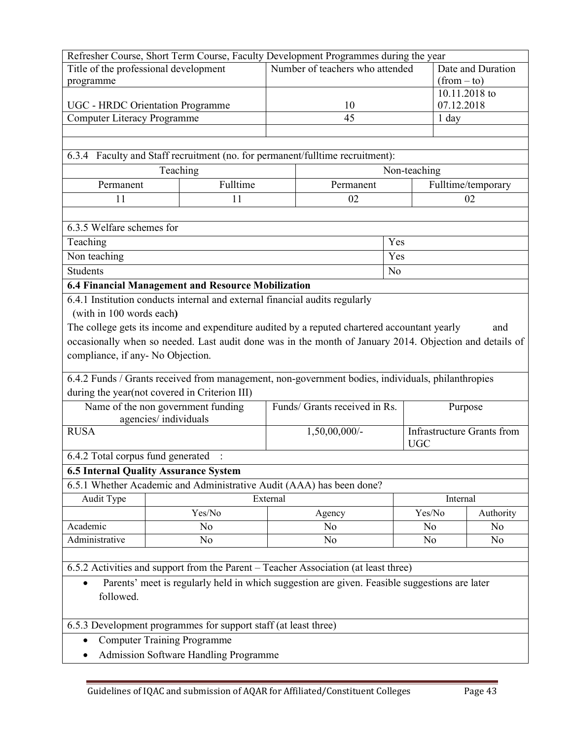| Refresher Course, Short Term Course, Faculty Development Programmes during the year | | |
|---|---|---|
| Title of the professional development programme | Number of teachers who attended | Date and Duration (from – to) |
| UGC - HRDC Orientation Programme | 10 | 10.11.2018 to 07.12.2018 |
| Computer Literacy Programme | 45 | 1 day |
| | | |

6.3.4 Faculty and Staff recruitment (no. for permanent/fulltime recruitment):

| Teaching | | Non-teaching | |
|---|---|---|---|
| Permanent | Fulltime | Permanent | Fulltime/temporary |
| 11 | 11 | 02 | 02 |

6.3.5 Welfare schemes for

| | |
|---|---|
| Teaching | Yes |
| Non teaching | Yes |
| Students | No |

**6.4 Financial Management and Resource Mobilization**

6.4.1 Institution conducts internal and external financial audits regularly (with in 100 words each)

The college gets its income and expenditure audited by a reputed chartered accountant yearly and occasionally when so needed. Last audit done was in the month of January 2014. Objection and details of compliance, if any- No Objection.

6.4.2 Funds / Grants received from management, non-government bodies, individuals, philanthropies during the year(not covered in Criterion III)

| Name of the non government funding agencies/ individuals | Funds/ Grants received in Rs. | Purpose |
|---|---|---|
| RUSA | 1,50,00,000/- | Infrastructure Grants from UGC |

6.4.2 Total corpus fund generated :

**6.5 Internal Quality Assurance System**

6.5.1 Whether Academic and Administrative Audit (AAA) has been done?

| Audit Type | External | | Internal | |
|---|---|---|---|---|
| | Yes/No | Agency | Yes/No | Authority |
| Academic | No | No | No | No |
| Administrative | No | No | No | No |

6.5.2 Activities and support from the Parent – Teacher Association (at least three)

- Parents' meet is regularly held in which suggestion are given. Feasible suggestions are later followed.

6.5.3 Development programmes for support staff (at least three)

- Computer Training Programme
- Admission Software Handling Programme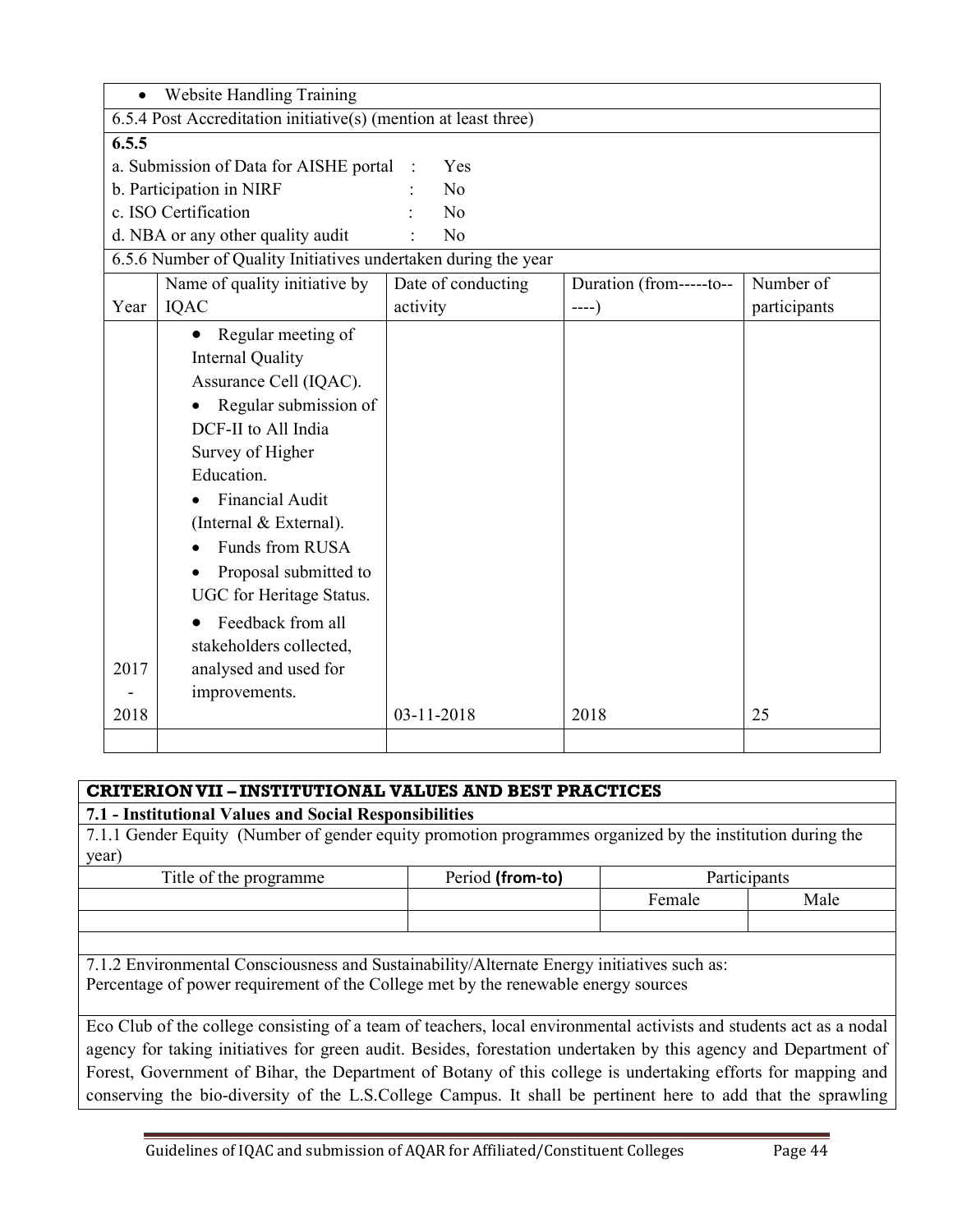- Website Handling Training

6.5.4 Post Accreditation initiative(s) (mention at least three)

**6.5.5**

a. Submission of Data for AISHE portal : Yes

b. Participation in NIRF : No

c. ISO Certification : No

d. NBA or any other quality audit : No

6.5.6 Number of Quality Initiatives undertaken during the year

| Year | Name of quality initiative by IQAC | Date of conducting activity | Duration (from-----to------) | Number of participants |
|---|---|---|---|---|
| 2017 - 2018 | • Regular meeting of Internal Quality Assurance Cell (IQAC).<br>• Regular submission of DCF-II to All India Survey of Higher Education.<br>• Financial Audit (Internal & External).<br>• Funds from RUSA<br>• Proposal submitted to UGC for Heritage Status.<br>• Feedback from all stakeholders collected, analysed and used for improvements. | 03-11-2018 | 2018 | 25 |
| | | | | |

## CRITERION VII – INSTITUTIONAL VALUES AND BEST PRACTICES

### 7.1 - Institutional Values and Social Responsibilities

7.1.1 Gender Equity (Number of gender equity promotion programmes organized by the institution during the year)

| Title of the programme | Period **(from-to)** | Participants | |
|---|---|---|---|
| | | Female | Male |
| | | | |

7.1.2 Environmental Consciousness and Sustainability/Alternate Energy initiatives such as:
Percentage of power requirement of the College met by the renewable energy sources

Eco Club of the college consisting of a team of teachers, local environmental activists and students act as a nodal agency for taking initiatives for green audit. Besides, forestation undertaken by this agency and Department of Forest, Government of Bihar, the Department of Botany of this college is undertaking efforts for mapping and conserving the bio-diversity of the L.S.College Campus. It shall be pertinent here to add that the sprawling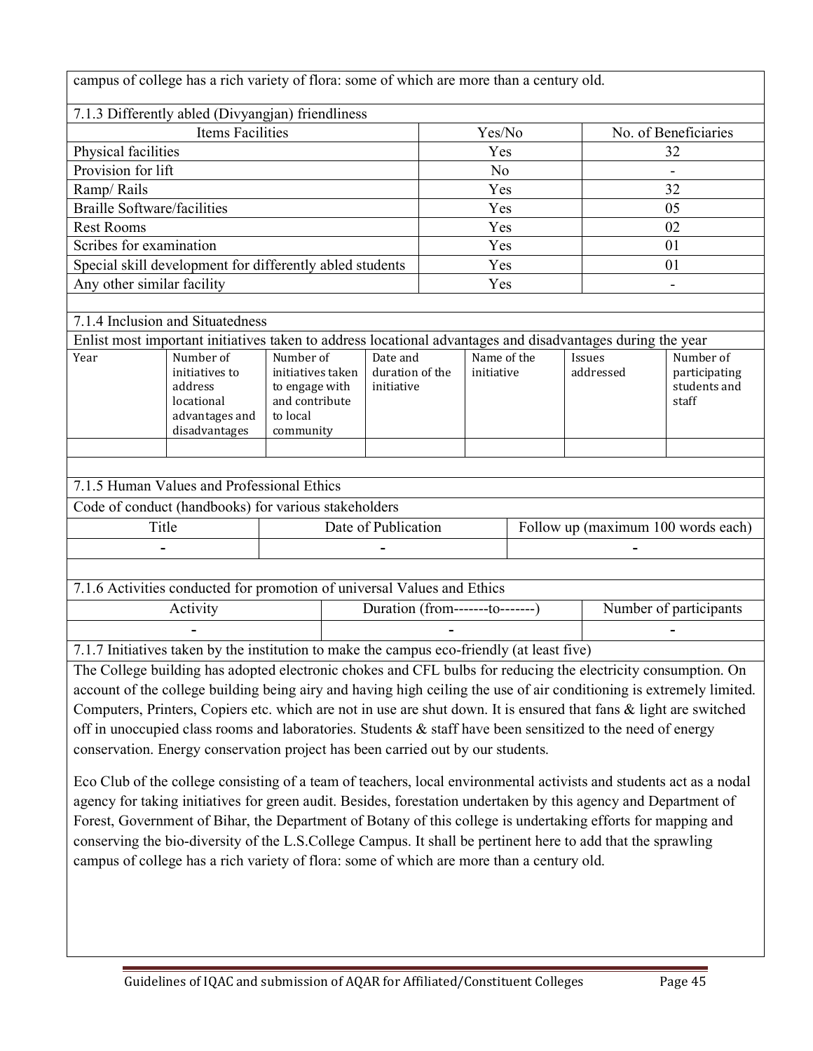campus of college has a rich variety of flora: some of which are more than a century old.

7.1.3 Differently abled (Divyangjan) friendliness

| Items Facilities | Yes/No | No. of Beneficiaries |
|---|---|---|
| Physical facilities | Yes | 32 |
| Provision for lift | No | - |
| Ramp/ Rails | Yes | 32 |
| Braille Software/facilities | Yes | 05 |
| Rest Rooms | Yes | 02 |
| Scribes for examination | Yes | 01 |
| Special skill development for differently abled students | Yes | 01 |
| Any other similar facility | Yes | - |

7.1.4 Inclusion and Situatedness

Enlist most important initiatives taken to address locational advantages and disadvantages during the year

| Year | Number of initiatives to address locational advantages and disadvantages | Number of initiatives taken to engage with and contribute to local community | Date and duration of the initiative | Name of the initiative | Issues addressed | Number of participating students and staff |
|---|---|---|---|---|---|---|
| | | | | | | |

7.1.5 Human Values and Professional Ethics

Code of conduct (handbooks) for various stakeholders

| Title | Date of Publication | Follow up (maximum 100 words each) |
|---|---|---|
| - | - | - |

7.1.6 Activities conducted for promotion of universal Values and Ethics

| Activity | Duration (from-------to-------) | Number of participants |
|---|---|---|
| - | - | - |

7.1.7 Initiatives taken by the institution to make the campus eco-friendly (at least five)

The College building has adopted electronic chokes and CFL bulbs for reducing the electricity consumption. On account of the college building being airy and having high ceiling the use of air conditioning is extremely limited. Computers, Printers, Copiers etc. which are not in use are shut down. It is ensured that fans & light are switched off in unoccupied class rooms and laboratories. Students & staff have been sensitized to the need of energy conservation. Energy conservation project has been carried out by our students.

Eco Club of the college consisting of a team of teachers, local environmental activists and students act as a nodal agency for taking initiatives for green audit. Besides, forestation undertaken by this agency and Department of Forest, Government of Bihar, the Department of Botany of this college is undertaking efforts for mapping and conserving the bio-diversity of the L.S.College Campus. It shall be pertinent here to add that the sprawling campus of college has a rich variety of flora: some of which are more than a century old.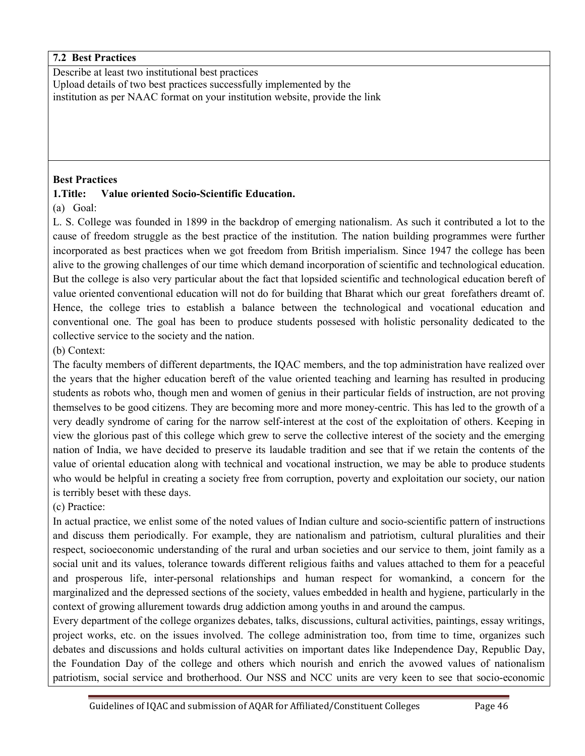**7.2 Best Practices**

Describe at least two institutional best practices
Upload details of two best practices successfully implemented by the institution as per NAAC format on your institution website, provide the link

**Best Practices**

**1.Title: Value oriented Socio-Scientific Education.**

(a) Goal:

L. S. College was founded in 1899 in the backdrop of emerging nationalism. As such it contributed a lot to the cause of freedom struggle as the best practice of the institution. The nation building programmes were further incorporated as best practices when we got freedom from British imperialism. Since 1947 the college has been alive to the growing challenges of our time which demand incorporation of scientific and technological education. But the college is also very particular about the fact that lopsided scientific and technological education bereft of value oriented conventional education will not do for building that Bharat which our great forefathers dreamt of. Hence, the college tries to establish a balance between the technological and vocational education and conventional one. The goal has been to produce students possesed with holistic personality dedicated to the collective service to the society and the nation.

(b) Context:

The faculty members of different departments, the IQAC members, and the top administration have realized over the years that the higher education bereft of the value oriented teaching and learning has resulted in producing students as robots who, though men and women of genius in their particular fields of instruction, are not proving themselves to be good citizens. They are becoming more and more money-centric. This has led to the growth of a very deadly syndrome of caring for the narrow self-interest at the cost of the exploitation of others. Keeping in view the glorious past of this college which grew to serve the collective interest of the society and the emerging nation of India, we have decided to preserve its laudable tradition and see that if we retain the contents of the value of oriental education along with technical and vocational instruction, we may be able to produce students who would be helpful in creating a society free from corruption, poverty and exploitation our society, our nation is terribly beset with these days.

(c) Practice:

In actual practice, we enlist some of the noted values of Indian culture and socio-scientific pattern of instructions and discuss them periodically. For example, they are nationalism and patriotism, cultural pluralities and their respect, socioeconomic understanding of the rural and urban societies and our service to them, joint family as a social unit and its values, tolerance towards different religious faiths and values attached to them for a peaceful and prosperous life, inter-personal relationships and human respect for womankind, a concern for the marginalized and the depressed sections of the society, values embedded in health and hygiene, particularly in the context of growing allurement towards drug addiction among youths in and around the campus.

Every department of the college organizes debates, talks, discussions, cultural activities, paintings, essay writings, project works, etc. on the issues involved. The college administration too, from time to time, organizes such debates and discussions and holds cultural activities on important dates like Independence Day, Republic Day, the Foundation Day of the college and others which nourish and enrich the avowed values of nationalism patriotism, social service and brotherhood. Our NSS and NCC units are very keen to see that socio-economic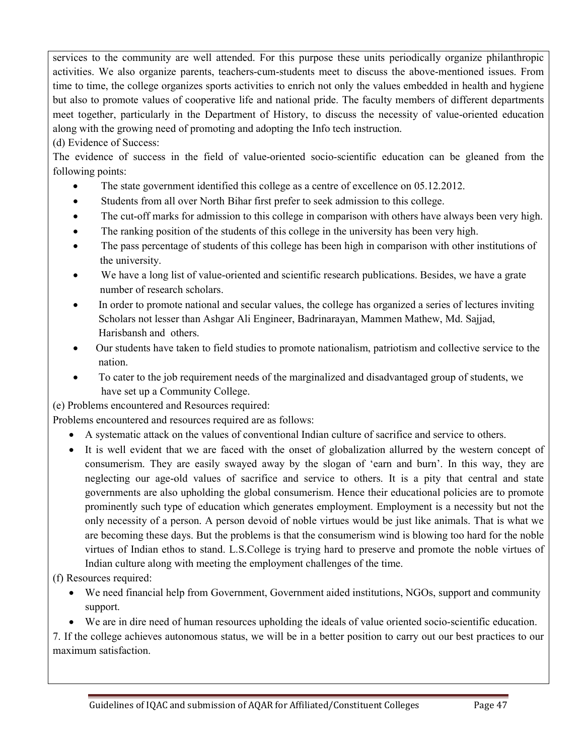services to the community are well attended. For this purpose these units periodically organize philanthropic activities. We also organize parents, teachers-cum-students meet to discuss the above-mentioned issues. From time to time, the college organizes sports activities to enrich not only the values embedded in health and hygiene but also to promote values of cooperative life and national pride. The faculty members of different departments meet together, particularly in the Department of History, to discuss the necessity of value-oriented education along with the growing need of promoting and adopting the Info tech instruction.

(d) Evidence of Success:

The evidence of success in the field of value-oriented socio-scientific education can be gleaned from the following points:

- The state government identified this college as a centre of excellence on 05.12.2012.
- Students from all over North Bihar first prefer to seek admission to this college.
- The cut-off marks for admission to this college in comparison with others have always been very high.
- The ranking position of the students of this college in the university has been very high.
- The pass percentage of students of this college has been high in comparison with other institutions of the university.
- We have a long list of value-oriented and scientific research publications. Besides, we have a grate number of research scholars.
- In order to promote national and secular values, the college has organized a series of lectures inviting Scholars not lesser than Ashgar Ali Engineer, Badrinarayan, Mammen Mathew, Md. Sajjad, Harisbansh and others.
- Our students have taken to field studies to promote nationalism, patriotism and collective service to the nation.
- To cater to the job requirement needs of the marginalized and disadvantaged group of students, we have set up a Community College.

(e) Problems encountered and Resources required:

Problems encountered and resources required are as follows:

- A systematic attack on the values of conventional Indian culture of sacrifice and service to others.
- It is well evident that we are faced with the onset of globalization allurred by the western concept of consumerism. They are easily swayed away by the slogan of 'earn and burn'. In this way, they are neglecting our age-old values of sacrifice and service to others. It is a pity that central and state governments are also upholding the global consumerism. Hence their educational policies are to promote prominently such type of education which generates employment. Employment is a necessity but not the only necessity of a person. A person devoid of noble virtues would be just like animals. That is what we are becoming these days. But the problems is that the consumerism wind is blowing too hard for the noble virtues of Indian ethos to stand. L.S.College is trying hard to preserve and promote the noble virtues of Indian culture along with meeting the employment challenges of the time.

(f) Resources required:

- We need financial help from Government, Government aided institutions, NGOs, support and community support.
- We are in dire need of human resources upholding the ideals of value oriented socio-scientific education.

7. If the college achieves autonomous status, we will be in a better position to carry out our best practices to our maximum satisfaction.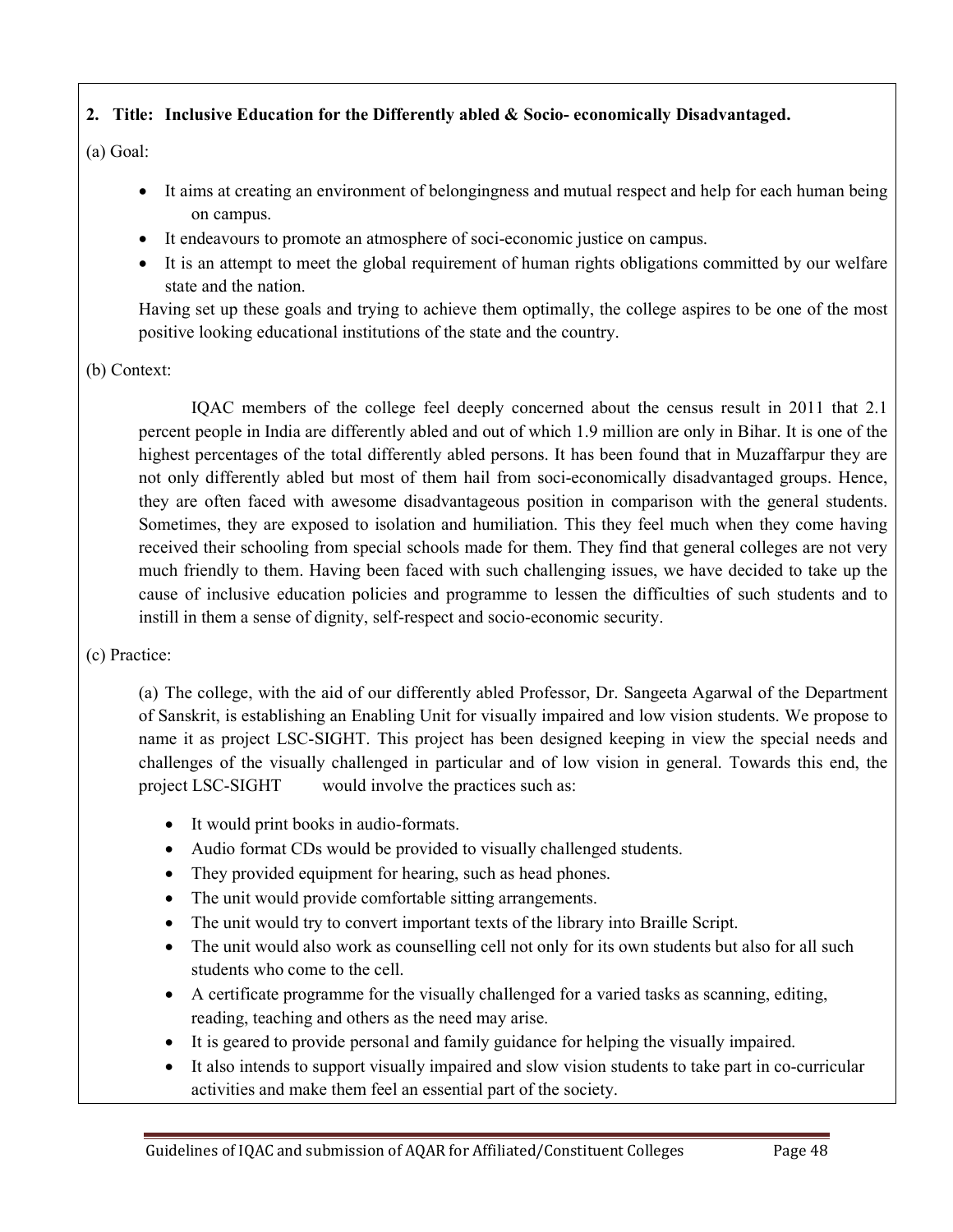**2. Title: Inclusive Education for the Differently abled & Socio- economically Disadvantaged.**

(a) Goal:

- It aims at creating an environment of belongingness and mutual respect and help for each human being on campus.
- It endeavours to promote an atmosphere of soci-economic justice on campus.
- It is an attempt to meet the global requirement of human rights obligations committed by our welfare state and the nation.

Having set up these goals and trying to achieve them optimally, the college aspires to be one of the most positive looking educational institutions of the state and the country.

(b) Context:

IQAC members of the college feel deeply concerned about the census result in 2011 that 2.1 percent people in India are differently abled and out of which 1.9 million are only in Bihar. It is one of the highest percentages of the total differently abled persons. It has been found that in Muzaffarpur they are not only differently abled but most of them hail from soci-economically disadvantaged groups. Hence, they are often faced with awesome disadvantageous position in comparison with the general students. Sometimes, they are exposed to isolation and humiliation. This they feel much when they come having received their schooling from special schools made for them. They find that general colleges are not very much friendly to them. Having been faced with such challenging issues, we have decided to take up the cause of inclusive education policies and programme to lessen the difficulties of such students and to instill in them a sense of dignity, self-respect and socio-economic security.

(c) Practice:

(a) The college, with the aid of our differently abled Professor, Dr. Sangeeta Agarwal of the Department of Sanskrit, is establishing an Enabling Unit for visually impaired and low vision students. We propose to name it as project LSC-SIGHT. This project has been designed keeping in view the special needs and challenges of the visually challenged in particular and of low vision in general. Towards this end, the project LSC-SIGHT would involve the practices such as:

- It would print books in audio-formats.
- Audio format CDs would be provided to visually challenged students.
- They provided equipment for hearing, such as head phones.
- The unit would provide comfortable sitting arrangements.
- The unit would try to convert important texts of the library into Braille Script.
- The unit would also work as counselling cell not only for its own students but also for all such students who come to the cell.
- A certificate programme for the visually challenged for a varied tasks as scanning, editing, reading, teaching and others as the need may arise.
- It is geared to provide personal and family guidance for helping the visually impaired.
- It also intends to support visually impaired and slow vision students to take part in co-curricular activities and make them feel an essential part of the society.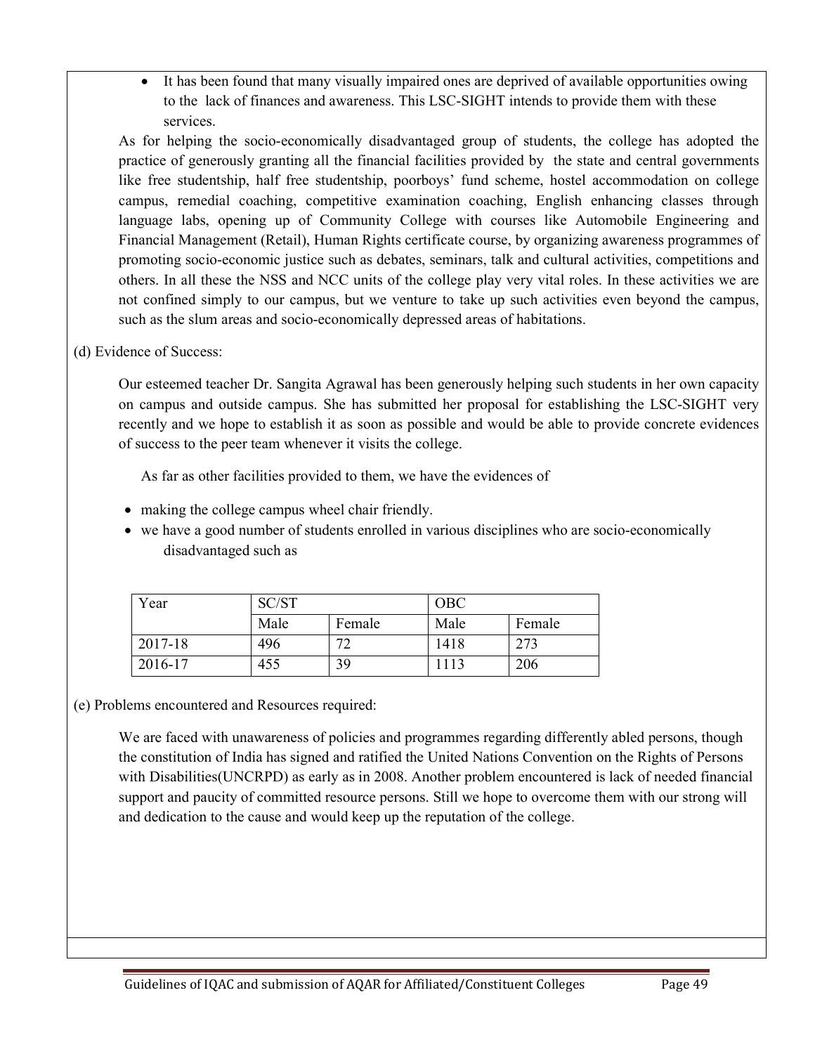- It has been found that many visually impaired ones are deprived of available opportunities owing to the lack of finances and awareness. This LSC-SIGHT intends to provide them with these services.

As for helping the socio-economically disadvantaged group of students, the college has adopted the practice of generously granting all the financial facilities provided by the state and central governments like free studentship, half free studentship, poorboys' fund scheme, hostel accommodation on college campus, remedial coaching, competitive examination coaching, English enhancing classes through language labs, opening up of Community College with courses like Automobile Engineering and Financial Management (Retail), Human Rights certificate course, by organizing awareness programmes of promoting socio-economic justice such as debates, seminars, talk and cultural activities, competitions and others. In all these the NSS and NCC units of the college play very vital roles. In these activities we are not confined simply to our campus, but we venture to take up such activities even beyond the campus, such as the slum areas and socio-economically depressed areas of habitations.

(d) Evidence of Success:

Our esteemed teacher Dr. Sangita Agrawal has been generously helping such students in her own capacity on campus and outside campus. She has submitted her proposal for establishing the LSC-SIGHT very recently and we hope to establish it as soon as possible and would be able to provide concrete evidences of success to the peer team whenever it visits the college.

As far as other facilities provided to them, we have the evidences of

- making the college campus wheel chair friendly.
- we have a good number of students enrolled in various disciplines who are socio-economically disadvantaged such as

| Year | SC/ST | | OBC | |
|---|---|---|---|---|
| | Male | Female | Male | Female |
| 2017-18 | 496 | 72 | 1418 | 273 |
| 2016-17 | 455 | 39 | 1113 | 206 |

(e) Problems encountered and Resources required:

We are faced with unawareness of policies and programmes regarding differently abled persons, though the constitution of India has signed and ratified the United Nations Convention on the Rights of Persons with Disabilities(UNCRPD) as early as in 2008. Another problem encountered is lack of needed financial support and paucity of committed resource persons. Still we hope to overcome them with our strong will and dedication to the cause and would keep up the reputation of the college.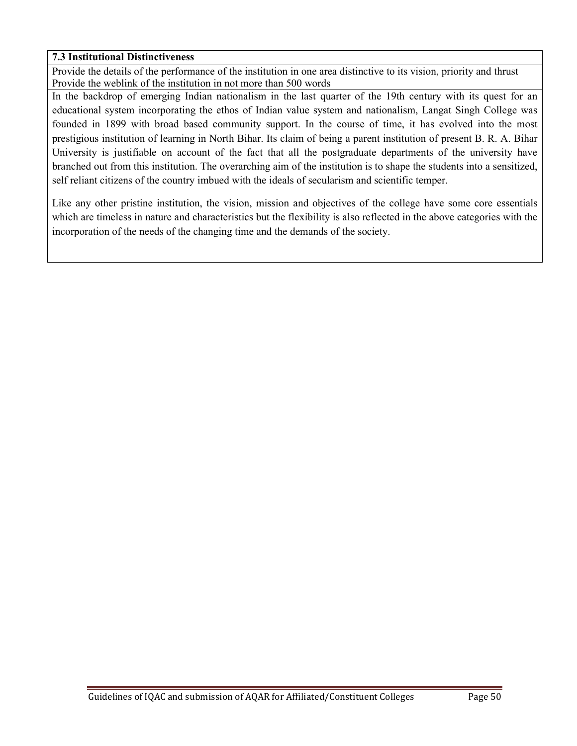**7.3 Institutional Distinctiveness**

Provide the details of the performance of the institution in one area distinctive to its vision, priority and thrust
Provide the weblink of the institution in not more than 500 words

In the backdrop of emerging Indian nationalism in the last quarter of the 19th century with its quest for an educational system incorporating the ethos of Indian value system and nationalism, Langat Singh College was founded in 1899 with broad based community support. In the course of time, it has evolved into the most prestigious institution of learning in North Bihar. Its claim of being a parent institution of present B. R. A. Bihar University is justifiable on account of the fact that all the postgraduate departments of the university have branched out from this institution. The overarching aim of the institution is to shape the students into a sensitized, self reliant citizens of the country imbued with the ideals of secularism and scientific temper.

Like any other pristine institution, the vision, mission and objectives of the college have some core essentials which are timeless in nature and characteristics but the flexibility is also reflected in the above categories with the incorporation of the needs of the changing time and the demands of the society.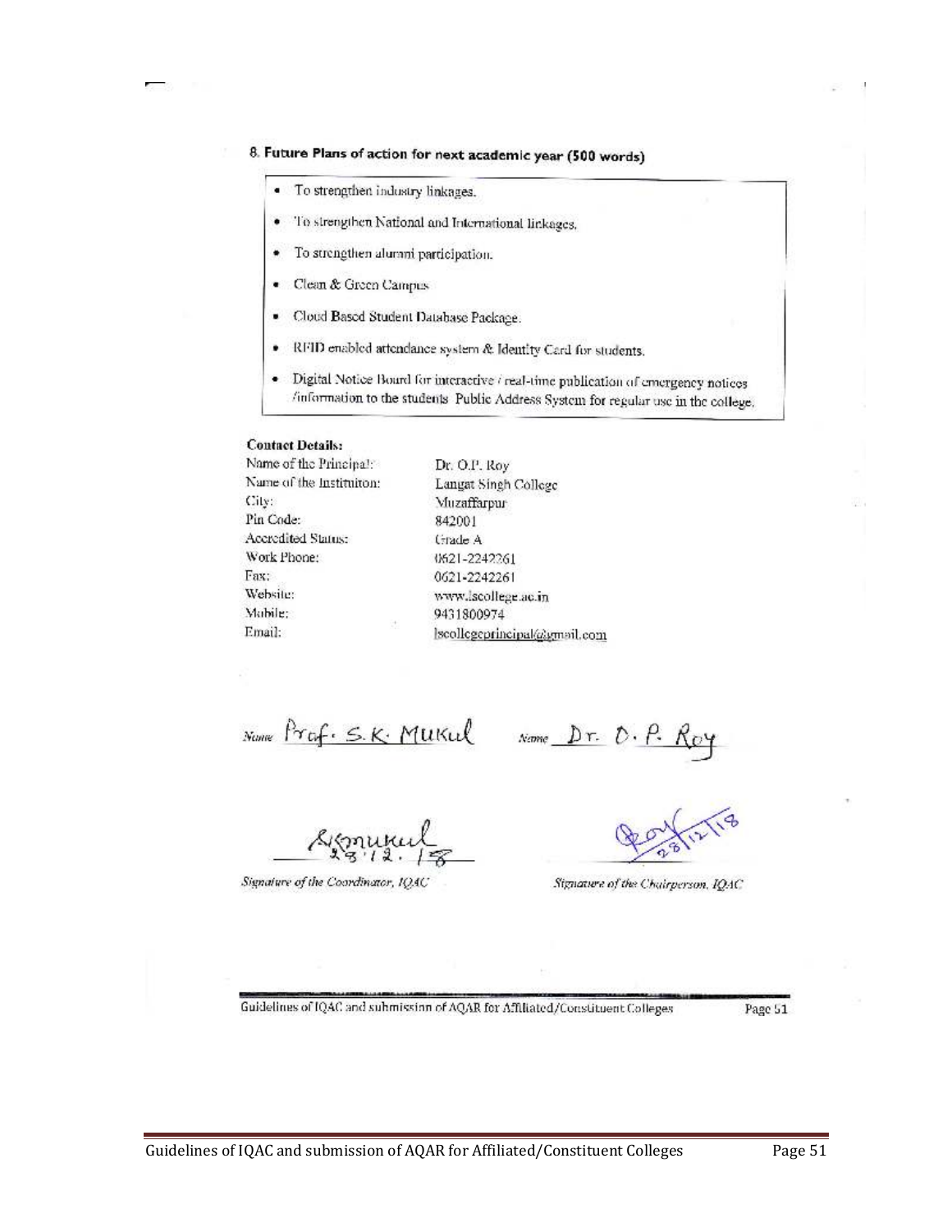## 8. Future Plans of action for next academic year (500 words)

- To strengthen industry linkages.
- To strengthen National and International linkages.
- To strengthen alumni participation.
- Clean & Green Campus
- Cloud Based Student Database Package.
- RFID enabled attendance system & Identity Card for students.
- Digital Notice Board for interactive / real-time publication of emergency notices /information to the students Public Address System for regular use in the college.

**Contact Details:**

| | |
|---|---|
| Name of the Principal: | Dr. O.P. Roy |
| Name of the Instituiton: | Langat Singh College |
| City: | Muzaffarpur |
| Pin Code: | 842001 |
| Accredited Status: | Grade A |
| Work Phone: | 0621-2242261 |
| Fax: | 0621-2242261 |
| Website: | www.lscollege.ac.in |
| Mobile: | 9431800974 |
| Email: | lscollegeprincipal@gmail.com |

Name Prof. S.K. Mukul  Name Dr. O.P. Roy

23.12.18  28/12/18

*Signature of the Coordinator, IQAC*  *Signature of the Chairperson, IQAC*